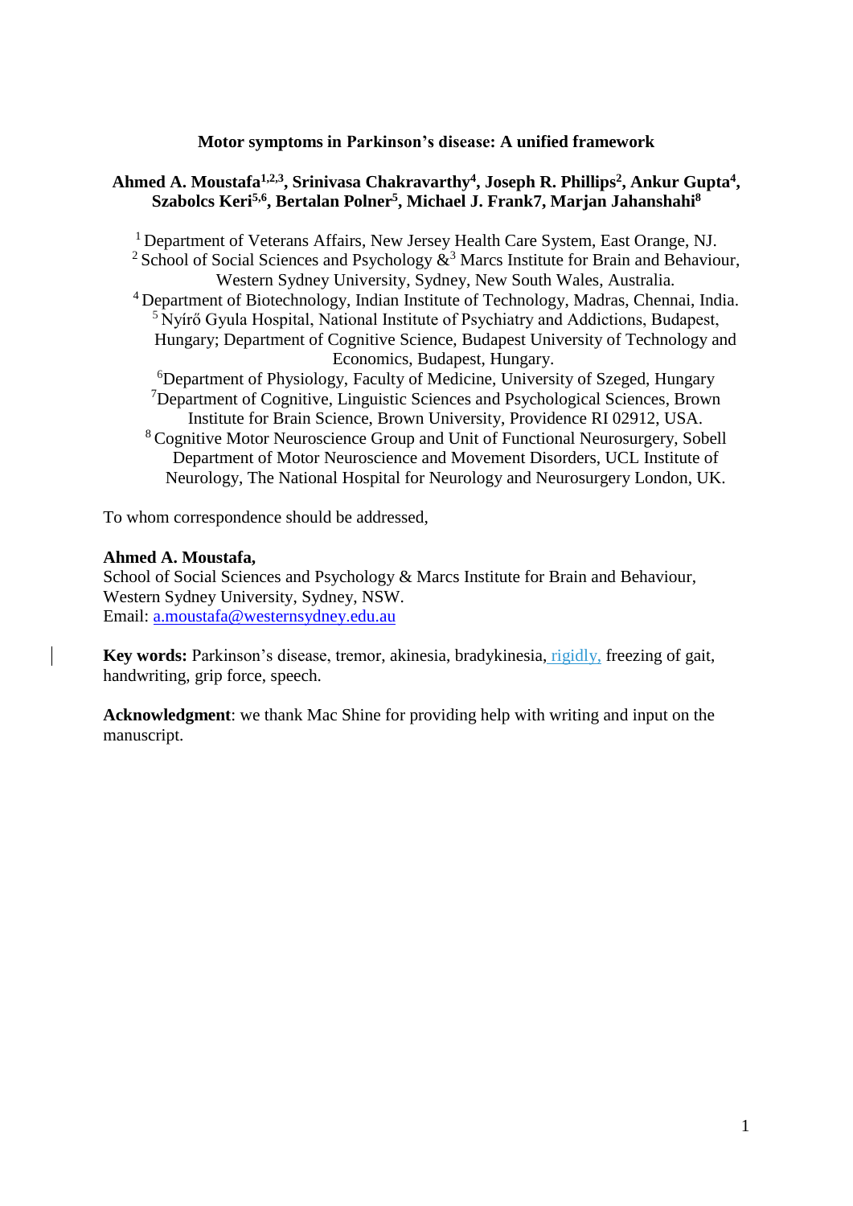**Motor symptoms in Parkinson's disease: A unified framework**

**Ahmed A. Moustafa[1,2,3], Srinivasa Chakravarthy[4], Joseph R. Phillips[2], Ankur Gupta[4], Szabolcs Keri[5,6], Bertalan Polner[5], Michael J. Frank7, Marjan Jahanshahi[8]**

[1] Department of Veterans Affairs, New Jersey Health Care System, East Orange, NJ.
[2] School of Social Sciences and Psychology &[3] Marcs Institute for Brain and Behaviour, Western Sydney University, Sydney, New South Wales, Australia.
[4] Department of Biotechnology, Indian Institute of Technology, Madras, Chennai, India.
[5] Nyírő Gyula Hospital, National Institute of Psychiatry and Addictions, Budapest, Hungary; Department of Cognitive Science, Budapest University of Technology and Economics, Budapest, Hungary.
[6]Department of Physiology, Faculty of Medicine, University of Szeged, Hungary
[7]Department of Cognitive, Linguistic Sciences and Psychological Sciences, Brown Institute for Brain Science, Brown University, Providence RI 02912, USA.
[8] Cognitive Motor Neuroscience Group and Unit of Functional Neurosurgery, Sobell Department of Motor Neuroscience and Movement Disorders, UCL Institute of Neurology, The National Hospital for Neurology and Neurosurgery London, UK.

To whom correspondence should be addressed,

**Ahmed A. Moustafa,**
School of Social Sciences and Psychology & Marcs Institute for Brain and Behaviour, Western Sydney University, Sydney, NSW.
Email: a.moustafa@westernsydney.edu.au

**Key words:** Parkinson's disease, tremor, akinesia, bradykinesia, rigidly, freezing of gait, handwriting, grip force, speech.

**Acknowledgment**: we thank Mac Shine for providing help with writing and input on the manuscript.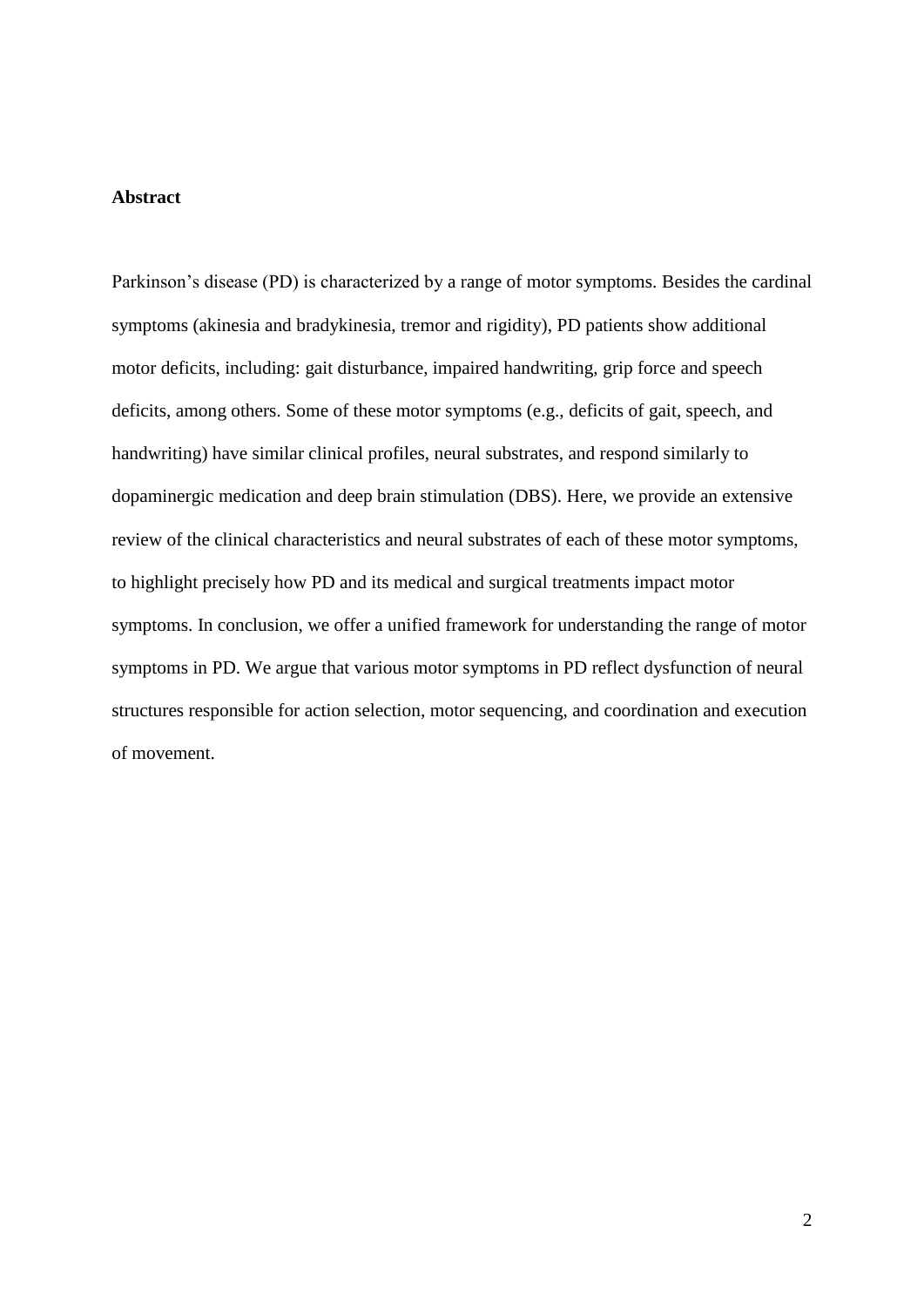## Abstract

Parkinson's disease (PD) is characterized by a range of motor symptoms. Besides the cardinal symptoms (akinesia and bradykinesia, tremor and rigidity), PD patients show additional motor deficits, including: gait disturbance, impaired handwriting, grip force and speech deficits, among others. Some of these motor symptoms (e.g., deficits of gait, speech, and handwriting) have similar clinical profiles, neural substrates, and respond similarly to dopaminergic medication and deep brain stimulation (DBS). Here, we provide an extensive review of the clinical characteristics and neural substrates of each of these motor symptoms, to highlight precisely how PD and its medical and surgical treatments impact motor symptoms. In conclusion, we offer a unified framework for understanding the range of motor symptoms in PD. We argue that various motor symptoms in PD reflect dysfunction of neural structures responsible for action selection, motor sequencing, and coordination and execution of movement.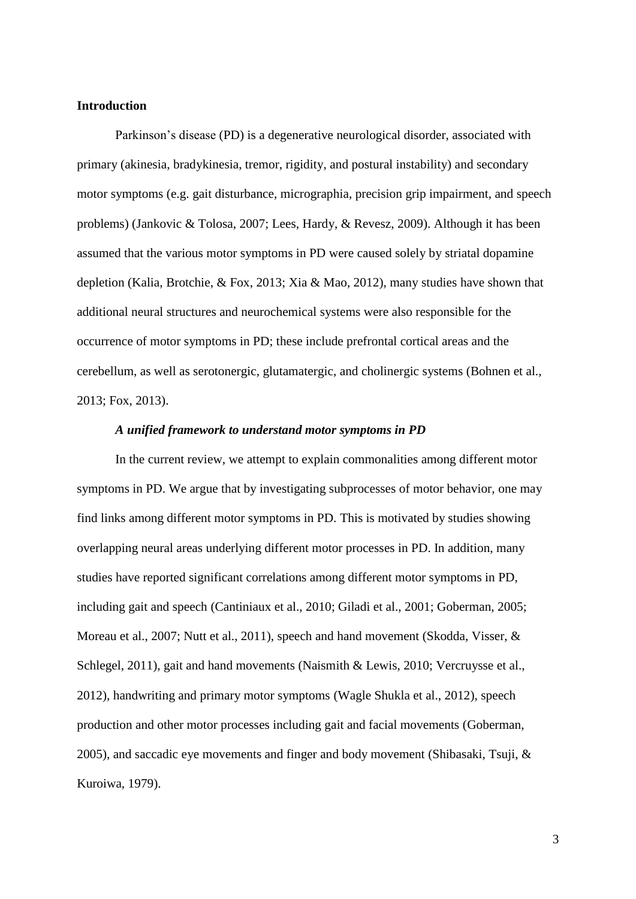## Introduction

Parkinson's disease (PD) is a degenerative neurological disorder, associated with primary (akinesia, bradykinesia, tremor, rigidity, and postural instability) and secondary motor symptoms (e.g. gait disturbance, micrographia, precision grip impairment, and speech problems) (Jankovic & Tolosa, 2007; Lees, Hardy, & Revesz, 2009). Although it has been assumed that the various motor symptoms in PD were caused solely by striatal dopamine depletion (Kalia, Brotchie, & Fox, 2013; Xia & Mao, 2012), many studies have shown that additional neural structures and neurochemical systems were also responsible for the occurrence of motor symptoms in PD; these include prefrontal cortical areas and the cerebellum, as well as serotonergic, glutamatergic, and cholinergic systems (Bohnen et al., 2013; Fox, 2013).

### *A unified framework to understand motor symptoms in PD*

In the current review, we attempt to explain commonalities among different motor symptoms in PD. We argue that by investigating subprocesses of motor behavior, one may find links among different motor symptoms in PD. This is motivated by studies showing overlapping neural areas underlying different motor processes in PD. In addition, many studies have reported significant correlations among different motor symptoms in PD, including gait and speech (Cantiniaux et al., 2010; Giladi et al., 2001; Goberman, 2005; Moreau et al., 2007; Nutt et al., 2011), speech and hand movement (Skodda, Visser, & Schlegel, 2011), gait and hand movements (Naismith & Lewis, 2010; Vercruysse et al., 2012), handwriting and primary motor symptoms (Wagle Shukla et al., 2012), speech production and other motor processes including gait and facial movements (Goberman, 2005), and saccadic eye movements and finger and body movement (Shibasaki, Tsuji, & Kuroiwa, 1979).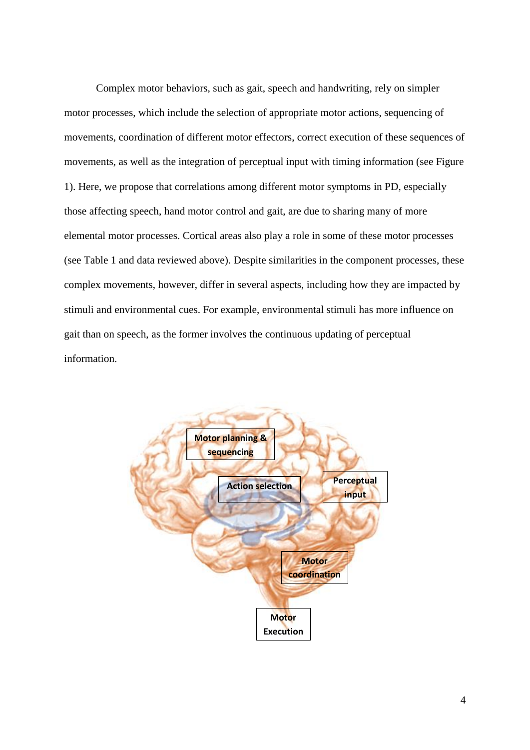Complex motor behaviors, such as gait, speech and handwriting, rely on simpler motor processes, which include the selection of appropriate motor actions, sequencing of movements, coordination of different motor effectors, correct execution of these sequences of movements, as well as the integration of perceptual input with timing information (see Figure 1). Here, we propose that correlations among different motor symptoms in PD, especially those affecting speech, hand motor control and gait, are due to sharing many of more elemental motor processes. Cortical areas also play a role in some of these motor processes (see Table 1 and data reviewed above). Despite similarities in the component processes, these complex movements, however, differ in several aspects, including how they are impacted by stimuli and environmental cues. For example, environmental stimuli has more influence on gait than on speech, as the former involves the continuous updating of perceptual information.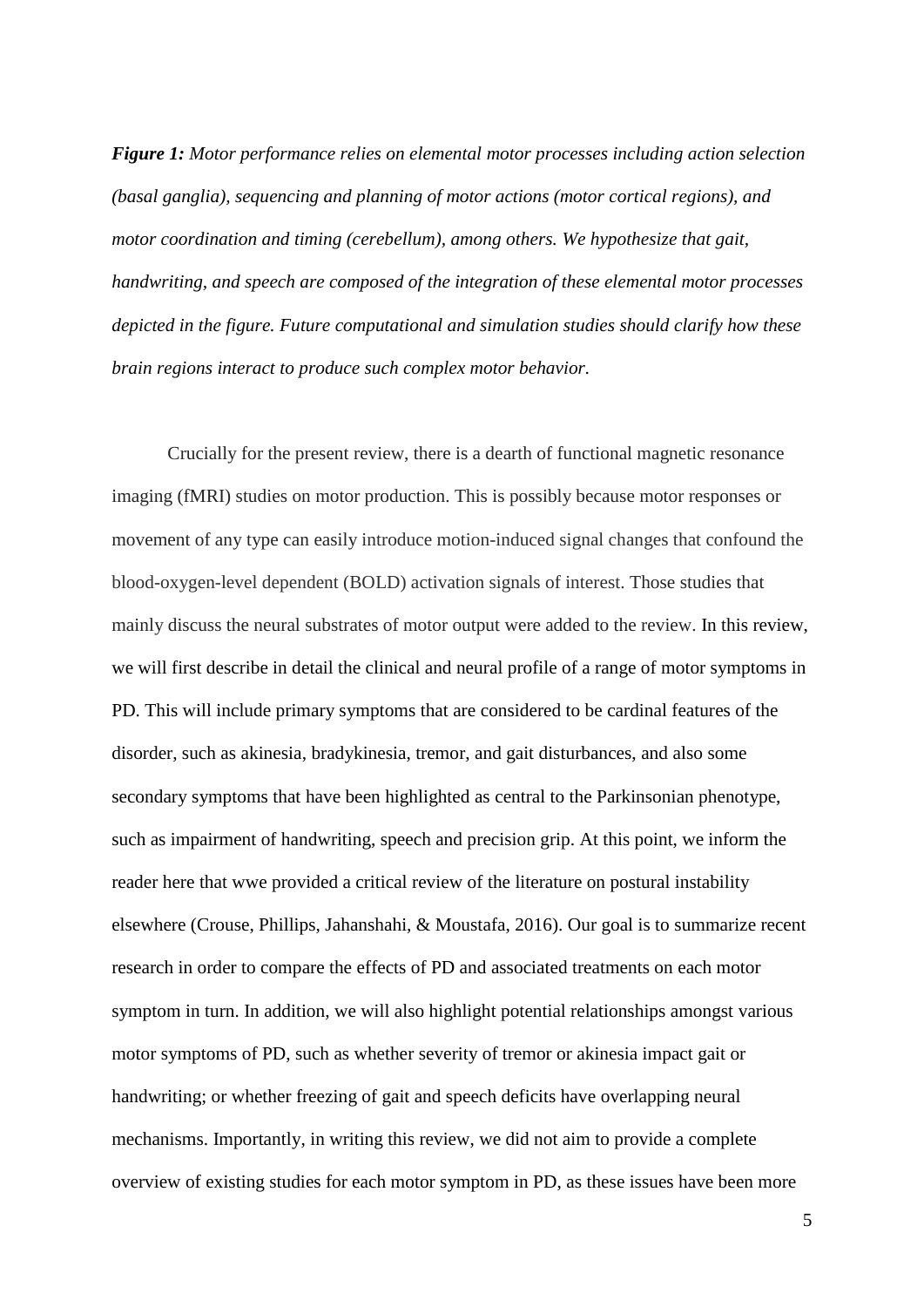***Figure 1:*** *Motor performance relies on elemental motor processes including action selection (basal ganglia), sequencing and planning of motor actions (motor cortical regions), and motor coordination and timing (cerebellum), among others. We hypothesize that gait, handwriting, and speech are composed of the integration of these elemental motor processes depicted in the figure. Future computational and simulation studies should clarify how these brain regions interact to produce such complex motor behavior.*

Crucially for the present review, there is a dearth of functional magnetic resonance imaging (fMRI) studies on motor production. This is possibly because motor responses or movement of any type can easily introduce motion-induced signal changes that confound the blood-oxygen-level dependent (BOLD) activation signals of interest. Those studies that mainly discuss the neural substrates of motor output were added to the review. In this review, we will first describe in detail the clinical and neural profile of a range of motor symptoms in PD. This will include primary symptoms that are considered to be cardinal features of the disorder, such as akinesia, bradykinesia, tremor, and gait disturbances, and also some secondary symptoms that have been highlighted as central to the Parkinsonian phenotype, such as impairment of handwriting, speech and precision grip. At this point, we inform the reader here that wwe provided a critical review of the literature on postural instability elsewhere (Crouse, Phillips, Jahanshahi, & Moustafa, 2016). Our goal is to summarize recent research in order to compare the effects of PD and associated treatments on each motor symptom in turn. In addition, we will also highlight potential relationships amongst various motor symptoms of PD, such as whether severity of tremor or akinesia impact gait or handwriting; or whether freezing of gait and speech deficits have overlapping neural mechanisms. Importantly, in writing this review, we did not aim to provide a complete overview of existing studies for each motor symptom in PD, as these issues have been more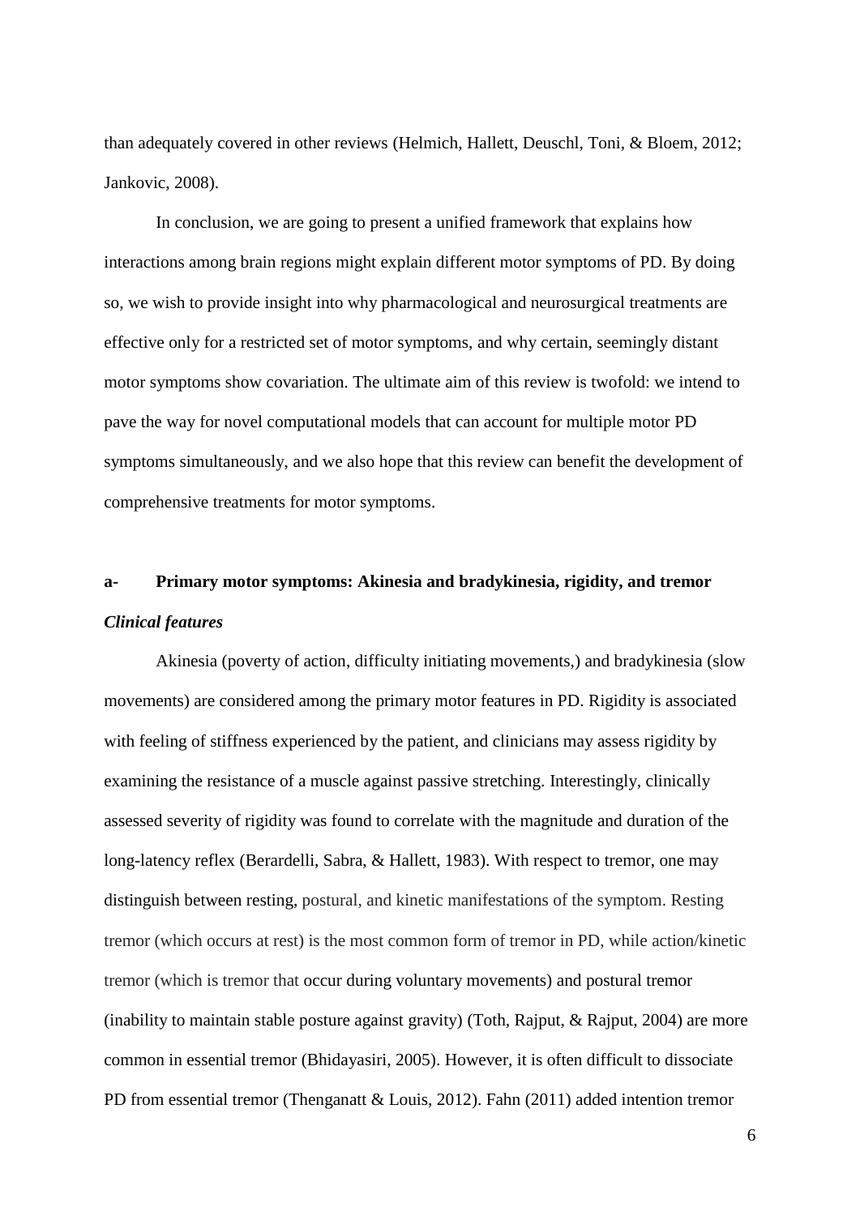than adequately covered in other reviews (Helmich, Hallett, Deuschl, Toni, & Bloem, 2012; Jankovic, 2008).

In conclusion, we are going to present a unified framework that explains how interactions among brain regions might explain different motor symptoms of PD. By doing so, we wish to provide insight into why pharmacological and neurosurgical treatments are effective only for a restricted set of motor symptoms, and why certain, seemingly distant motor symptoms show covariation. The ultimate aim of this review is twofold: we intend to pave the way for novel computational models that can account for multiple motor PD symptoms simultaneously, and we also hope that this review can benefit the development of comprehensive treatments for motor symptoms.

## a- Primary motor symptoms: Akinesia and bradykinesia, rigidity, and tremor

### *Clinical features*

Akinesia (poverty of action, difficulty initiating movements,) and bradykinesia (slow movements) are considered among the primary motor features in PD. Rigidity is associated with feeling of stiffness experienced by the patient, and clinicians may assess rigidity by examining the resistance of a muscle against passive stretching. Interestingly, clinically assessed severity of rigidity was found to correlate with the magnitude and duration of the long-latency reflex (Berardelli, Sabra, & Hallett, 1983). With respect to tremor, one may distinguish between resting, postural, and kinetic manifestations of the symptom. Resting tremor (which occurs at rest) is the most common form of tremor in PD, while action/kinetic tremor (which is tremor that occur during voluntary movements) and postural tremor (inability to maintain stable posture against gravity) (Toth, Rajput, & Rajput, 2004) are more common in essential tremor (Bhidayasiri, 2005). However, it is often difficult to dissociate PD from essential tremor (Thenganatt & Louis, 2012). Fahn (2011) added intention tremor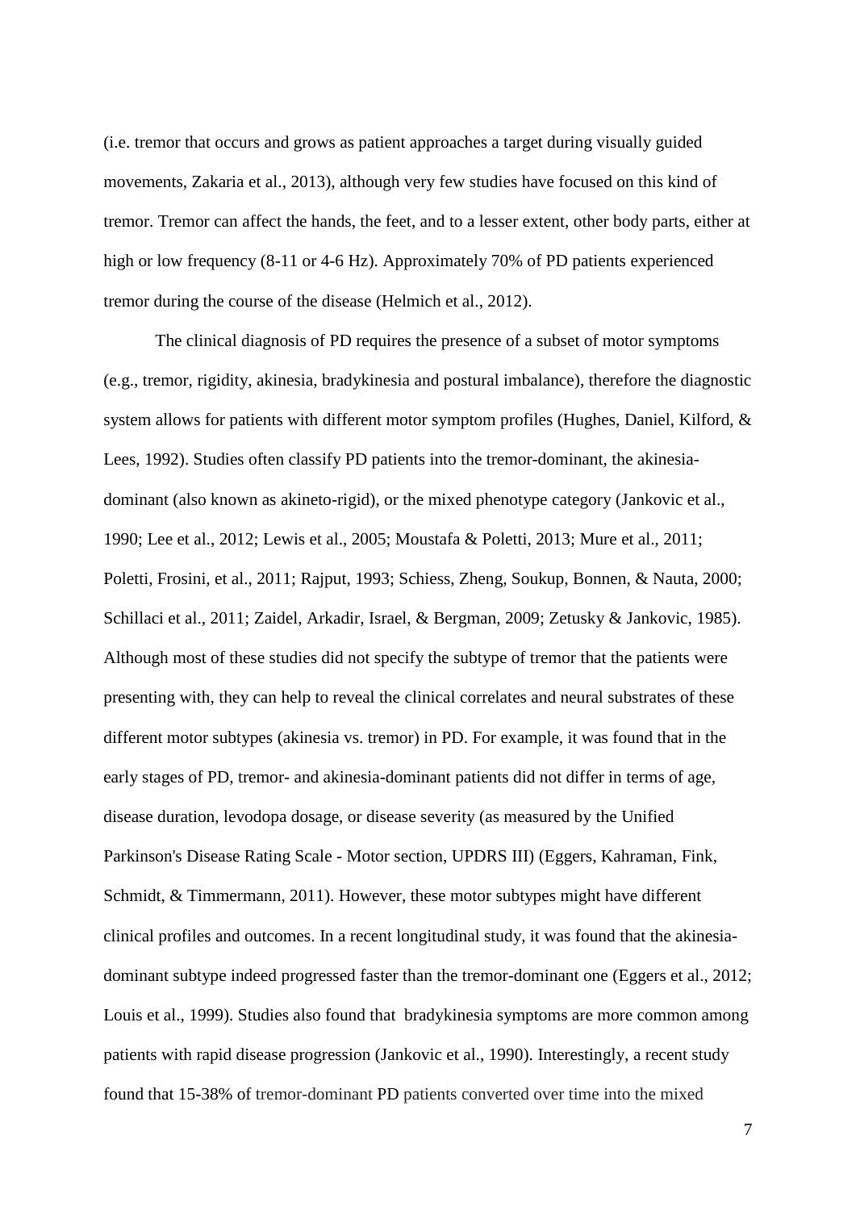(i.e. tremor that occurs and grows as patient approaches a target during visually guided movements, Zakaria et al., 2013), although very few studies have focused on this kind of tremor. Tremor can affect the hands, the feet, and to a lesser extent, other body parts, either at high or low frequency (8-11 or 4-6 Hz). Approximately 70% of PD patients experienced tremor during the course of the disease (Helmich et al., 2012).

The clinical diagnosis of PD requires the presence of a subset of motor symptoms (e.g., tremor, rigidity, akinesia, bradykinesia and postural imbalance), therefore the diagnostic system allows for patients with different motor symptom profiles (Hughes, Daniel, Kilford, & Lees, 1992). Studies often classify PD patients into the tremor-dominant, the akinesia-dominant (also known as akineto-rigid), or the mixed phenotype category (Jankovic et al., 1990; Lee et al., 2012; Lewis et al., 2005; Moustafa & Poletti, 2013; Mure et al., 2011; Poletti, Frosini, et al., 2011; Rajput, 1993; Schiess, Zheng, Soukup, Bonnen, & Nauta, 2000; Schillaci et al., 2011; Zaidel, Arkadir, Israel, & Bergman, 2009; Zetusky & Jankovic, 1985). Although most of these studies did not specify the subtype of tremor that the patients were presenting with, they can help to reveal the clinical correlates and neural substrates of these different motor subtypes (akinesia vs. tremor) in PD. For example, it was found that in the early stages of PD, tremor- and akinesia-dominant patients did not differ in terms of age, disease duration, levodopa dosage, or disease severity (as measured by the Unified Parkinson's Disease Rating Scale - Motor section, UPDRS III) (Eggers, Kahraman, Fink, Schmidt, & Timmermann, 2011). However, these motor subtypes might have different clinical profiles and outcomes. In a recent longitudinal study, it was found that the akinesia-dominant subtype indeed progressed faster than the tremor-dominant one (Eggers et al., 2012; Louis et al., 1999). Studies also found that bradykinesia symptoms are more common among patients with rapid disease progression (Jankovic et al., 1990). Interestingly, a recent study found that 15-38% of tremor-dominant PD patients converted over time into the mixed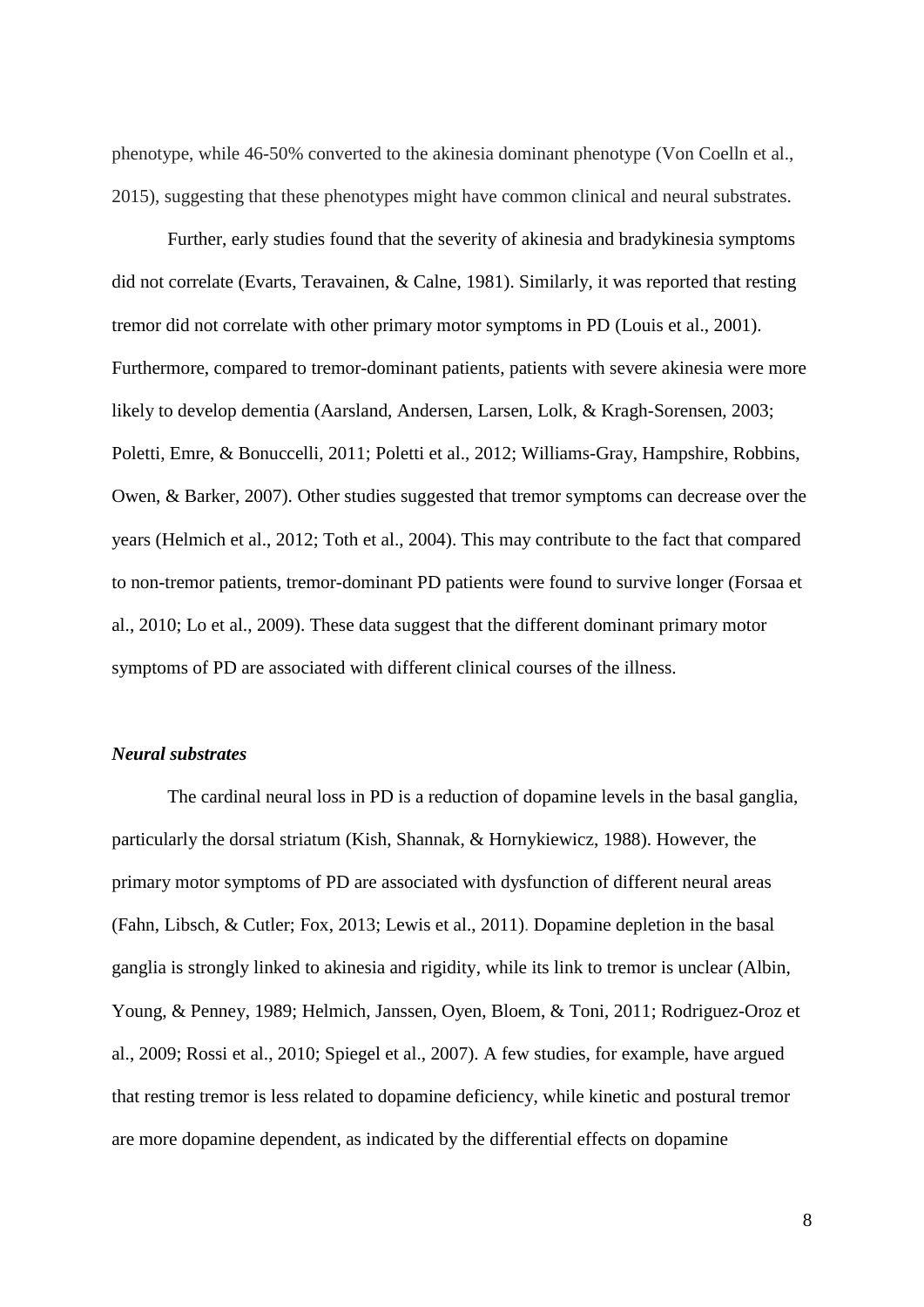phenotype, while 46-50% converted to the akinesia dominant phenotype (Von Coelln et al., 2015), suggesting that these phenotypes might have common clinical and neural substrates.

Further, early studies found that the severity of akinesia and bradykinesia symptoms did not correlate (Evarts, Teravainen, & Calne, 1981). Similarly, it was reported that resting tremor did not correlate with other primary motor symptoms in PD (Louis et al., 2001). Furthermore, compared to tremor-dominant patients, patients with severe akinesia were more likely to develop dementia (Aarsland, Andersen, Larsen, Lolk, & Kragh-Sorensen, 2003; Poletti, Emre, & Bonuccelli, 2011; Poletti et al., 2012; Williams-Gray, Hampshire, Robbins, Owen, & Barker, 2007). Other studies suggested that tremor symptoms can decrease over the years (Helmich et al., 2012; Toth et al., 2004). This may contribute to the fact that compared to non-tremor patients, tremor-dominant PD patients were found to survive longer (Forsaa et al., 2010; Lo et al., 2009). These data suggest that the different dominant primary motor symptoms of PD are associated with different clinical courses of the illness.

### *Neural substrates*

The cardinal neural loss in PD is a reduction of dopamine levels in the basal ganglia, particularly the dorsal striatum (Kish, Shannak, & Hornykiewicz, 1988). However, the primary motor symptoms of PD are associated with dysfunction of different neural areas (Fahn, Libsch, & Cutler; Fox, 2013; Lewis et al., 2011). Dopamine depletion in the basal ganglia is strongly linked to akinesia and rigidity, while its link to tremor is unclear (Albin, Young, & Penney, 1989; Helmich, Janssen, Oyen, Bloem, & Toni, 2011; Rodriguez-Oroz et al., 2009; Rossi et al., 2010; Spiegel et al., 2007). A few studies, for example, have argued that resting tremor is less related to dopamine deficiency, while kinetic and postural tremor are more dopamine dependent, as indicated by the differential effects on dopamine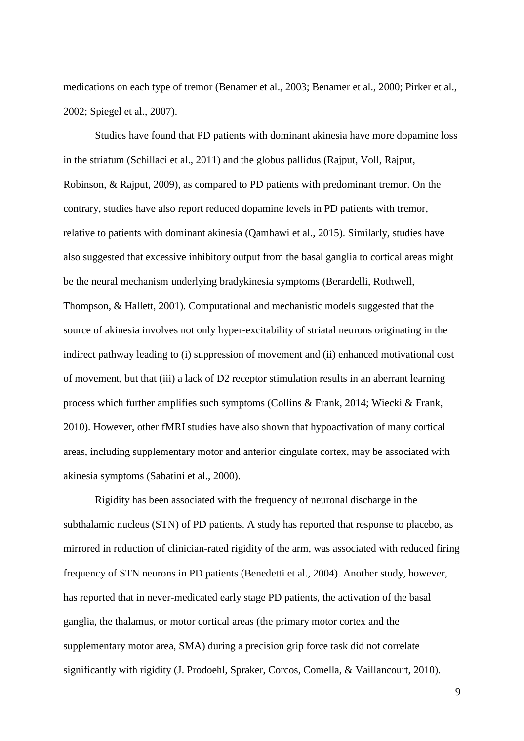medications on each type of tremor (Benamer et al., 2003; Benamer et al., 2000; Pirker et al., 2002; Spiegel et al., 2007).

Studies have found that PD patients with dominant akinesia have more dopamine loss in the striatum (Schillaci et al., 2011) and the globus pallidus (Rajput, Voll, Rajput, Robinson, & Rajput, 2009), as compared to PD patients with predominant tremor. On the contrary, studies have also report reduced dopamine levels in PD patients with tremor, relative to patients with dominant akinesia (Qamhawi et al., 2015). Similarly, studies have also suggested that excessive inhibitory output from the basal ganglia to cortical areas might be the neural mechanism underlying bradykinesia symptoms (Berardelli, Rothwell, Thompson, & Hallett, 2001). Computational and mechanistic models suggested that the source of akinesia involves not only hyper-excitability of striatal neurons originating in the indirect pathway leading to (i) suppression of movement and (ii) enhanced motivational cost of movement, but that (iii) a lack of D2 receptor stimulation results in an aberrant learning process which further amplifies such symptoms (Collins & Frank, 2014; Wiecki & Frank, 2010). However, other fMRI studies have also shown that hypoactivation of many cortical areas, including supplementary motor and anterior cingulate cortex, may be associated with akinesia symptoms (Sabatini et al., 2000).

Rigidity has been associated with the frequency of neuronal discharge in the subthalamic nucleus (STN) of PD patients. A study has reported that response to placebo, as mirrored in reduction of clinician-rated rigidity of the arm, was associated with reduced firing frequency of STN neurons in PD patients (Benedetti et al., 2004). Another study, however, has reported that in never-medicated early stage PD patients, the activation of the basal ganglia, the thalamus, or motor cortical areas (the primary motor cortex and the supplementary motor area, SMA) during a precision grip force task did not correlate significantly with rigidity (J. Prodoehl, Spraker, Corcos, Comella, & Vaillancourt, 2010).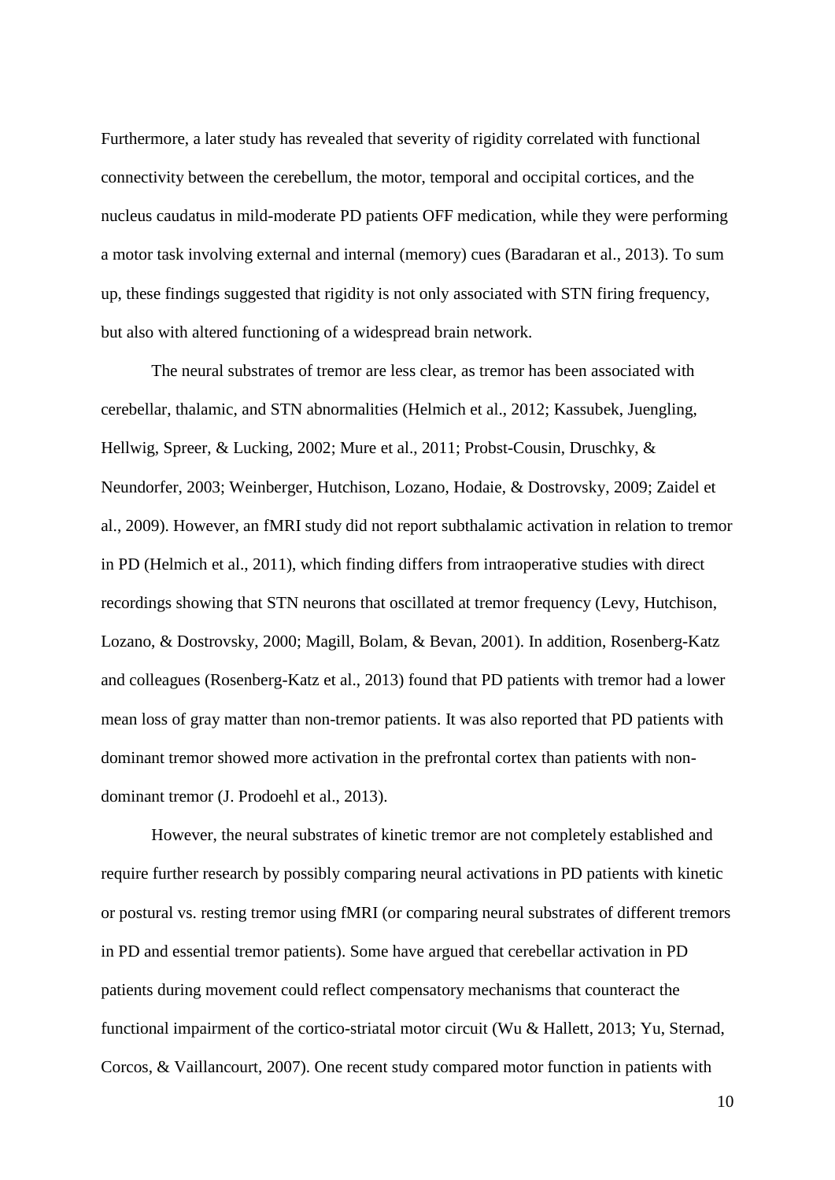Furthermore, a later study has revealed that severity of rigidity correlated with functional connectivity between the cerebellum, the motor, temporal and occipital cortices, and the nucleus caudatus in mild-moderate PD patients OFF medication, while they were performing a motor task involving external and internal (memory) cues (Baradaran et al., 2013). To sum up, these findings suggested that rigidity is not only associated with STN firing frequency, but also with altered functioning of a widespread brain network.

The neural substrates of tremor are less clear, as tremor has been associated with cerebellar, thalamic, and STN abnormalities (Helmich et al., 2012; Kassubek, Juengling, Hellwig, Spreer, & Lucking, 2002; Mure et al., 2011; Probst-Cousin, Druschky, & Neundorfer, 2003; Weinberger, Hutchison, Lozano, Hodaie, & Dostrovsky, 2009; Zaidel et al., 2009). However, an fMRI study did not report subthalamic activation in relation to tremor in PD (Helmich et al., 2011), which finding differs from intraoperative studies with direct recordings showing that STN neurons that oscillated at tremor frequency (Levy, Hutchison, Lozano, & Dostrovsky, 2000; Magill, Bolam, & Bevan, 2001). In addition, Rosenberg-Katz and colleagues (Rosenberg-Katz et al., 2013) found that PD patients with tremor had a lower mean loss of gray matter than non-tremor patients. It was also reported that PD patients with dominant tremor showed more activation in the prefrontal cortex than patients with non-dominant tremor (J. Prodoehl et al., 2013).

However, the neural substrates of kinetic tremor are not completely established and require further research by possibly comparing neural activations in PD patients with kinetic or postural vs. resting tremor using fMRI (or comparing neural substrates of different tremors in PD and essential tremor patients). Some have argued that cerebellar activation in PD patients during movement could reflect compensatory mechanisms that counteract the functional impairment of the cortico-striatal motor circuit (Wu & Hallett, 2013; Yu, Sternad, Corcos, & Vaillancourt, 2007). One recent study compared motor function in patients with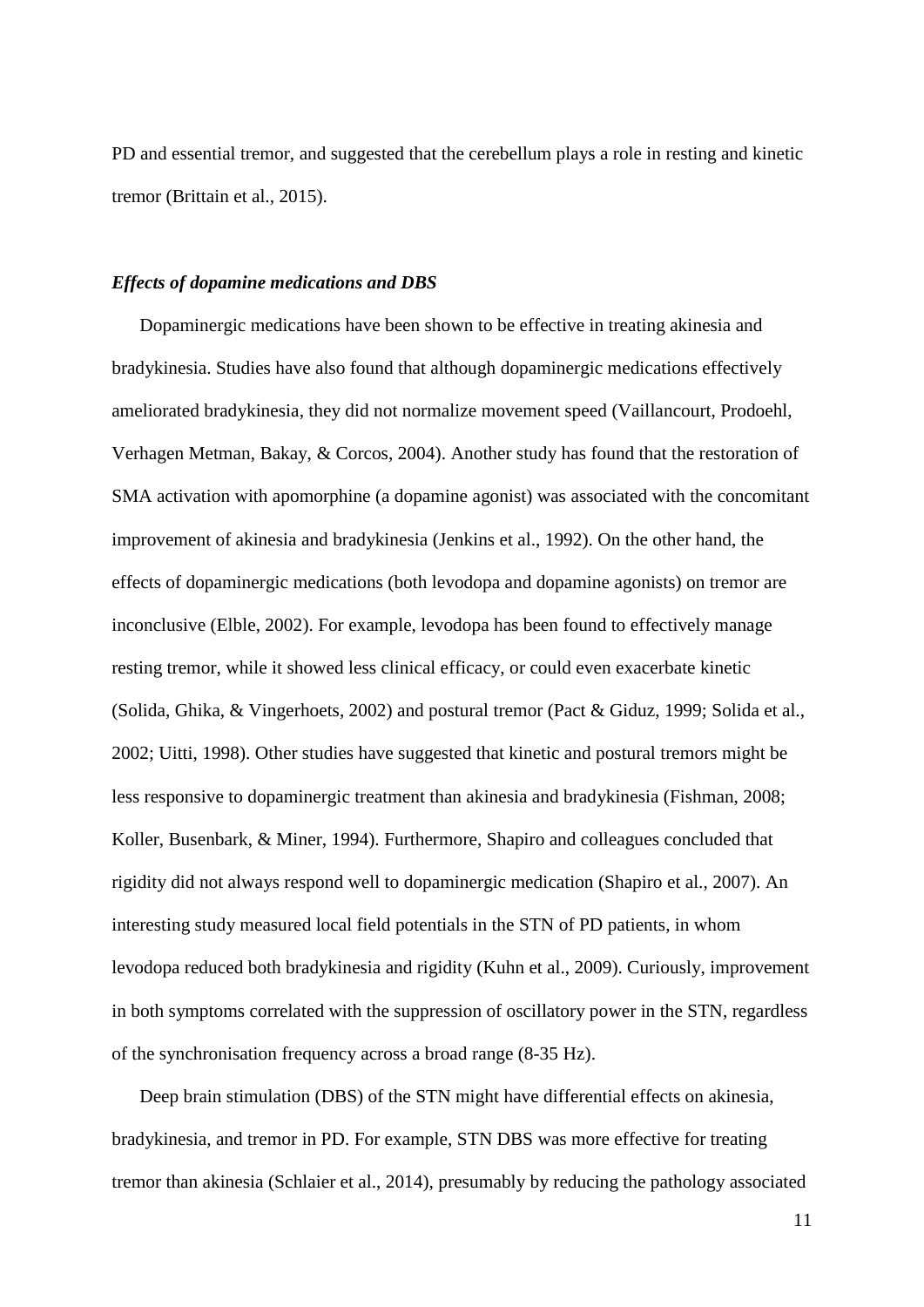PD and essential tremor, and suggested that the cerebellum plays a role in resting and kinetic tremor (Brittain et al., 2015).

### *Effects of dopamine medications and DBS*

Dopaminergic medications have been shown to be effective in treating akinesia and bradykinesia. Studies have also found that although dopaminergic medications effectively ameliorated bradykinesia, they did not normalize movement speed (Vaillancourt, Prodoehl, Verhagen Metman, Bakay, & Corcos, 2004). Another study has found that the restoration of SMA activation with apomorphine (a dopamine agonist) was associated with the concomitant improvement of akinesia and bradykinesia (Jenkins et al., 1992). On the other hand, the effects of dopaminergic medications (both levodopa and dopamine agonists) on tremor are inconclusive (Elble, 2002). For example, levodopa has been found to effectively manage resting tremor, while it showed less clinical efficacy, or could even exacerbate kinetic (Solida, Ghika, & Vingerhoets, 2002) and postural tremor (Pact & Giduz, 1999; Solida et al., 2002; Uitti, 1998). Other studies have suggested that kinetic and postural tremors might be less responsive to dopaminergic treatment than akinesia and bradykinesia (Fishman, 2008; Koller, Busenbark, & Miner, 1994). Furthermore, Shapiro and colleagues concluded that rigidity did not always respond well to dopaminergic medication (Shapiro et al., 2007). An interesting study measured local field potentials in the STN of PD patients, in whom levodopa reduced both bradykinesia and rigidity (Kuhn et al., 2009). Curiously, improvement in both symptoms correlated with the suppression of oscillatory power in the STN, regardless of the synchronisation frequency across a broad range (8-35 Hz).

Deep brain stimulation (DBS) of the STN might have differential effects on akinesia, bradykinesia, and tremor in PD. For example, STN DBS was more effective for treating tremor than akinesia (Schlaier et al., 2014), presumably by reducing the pathology associated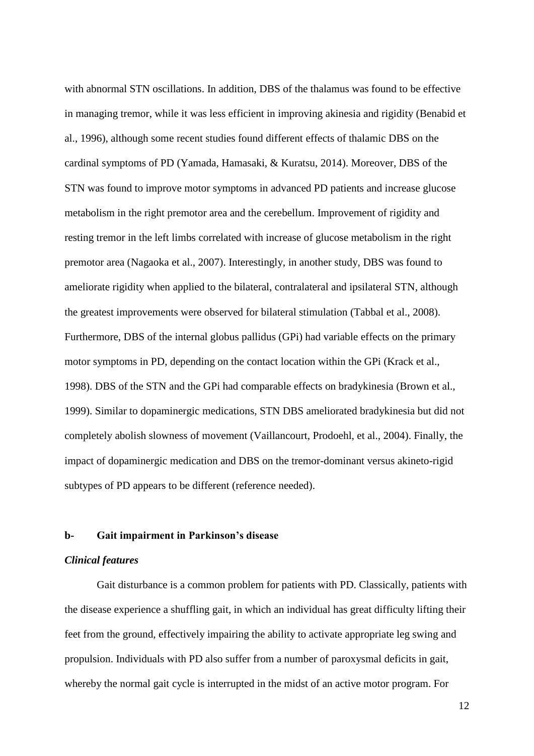with abnormal STN oscillations. In addition, DBS of the thalamus was found to be effective in managing tremor, while it was less efficient in improving akinesia and rigidity (Benabid et al., 1996), although some recent studies found different effects of thalamic DBS on the cardinal symptoms of PD (Yamada, Hamasaki, & Kuratsu, 2014). Moreover, DBS of the STN was found to improve motor symptoms in advanced PD patients and increase glucose metabolism in the right premotor area and the cerebellum. Improvement of rigidity and resting tremor in the left limbs correlated with increase of glucose metabolism in the right premotor area (Nagaoka et al., 2007). Interestingly, in another study, DBS was found to ameliorate rigidity when applied to the bilateral, contralateral and ipsilateral STN, although the greatest improvements were observed for bilateral stimulation (Tabbal et al., 2008). Furthermore, DBS of the internal globus pallidus (GPi) had variable effects on the primary motor symptoms in PD, depending on the contact location within the GPi (Krack et al., 1998). DBS of the STN and the GPi had comparable effects on bradykinesia (Brown et al., 1999). Similar to dopaminergic medications, STN DBS ameliorated bradykinesia but did not completely abolish slowness of movement (Vaillancourt, Prodoehl, et al., 2004). Finally, the impact of dopaminergic medication and DBS on the tremor-dominant versus akineto-rigid subtypes of PD appears to be different (reference needed).

### b- Gait impairment in Parkinson's disease

***Clinical features***

Gait disturbance is a common problem for patients with PD. Classically, patients with the disease experience a shuffling gait, in which an individual has great difficulty lifting their feet from the ground, effectively impairing the ability to activate appropriate leg swing and propulsion. Individuals with PD also suffer from a number of paroxysmal deficits in gait, whereby the normal gait cycle is interrupted in the midst of an active motor program. For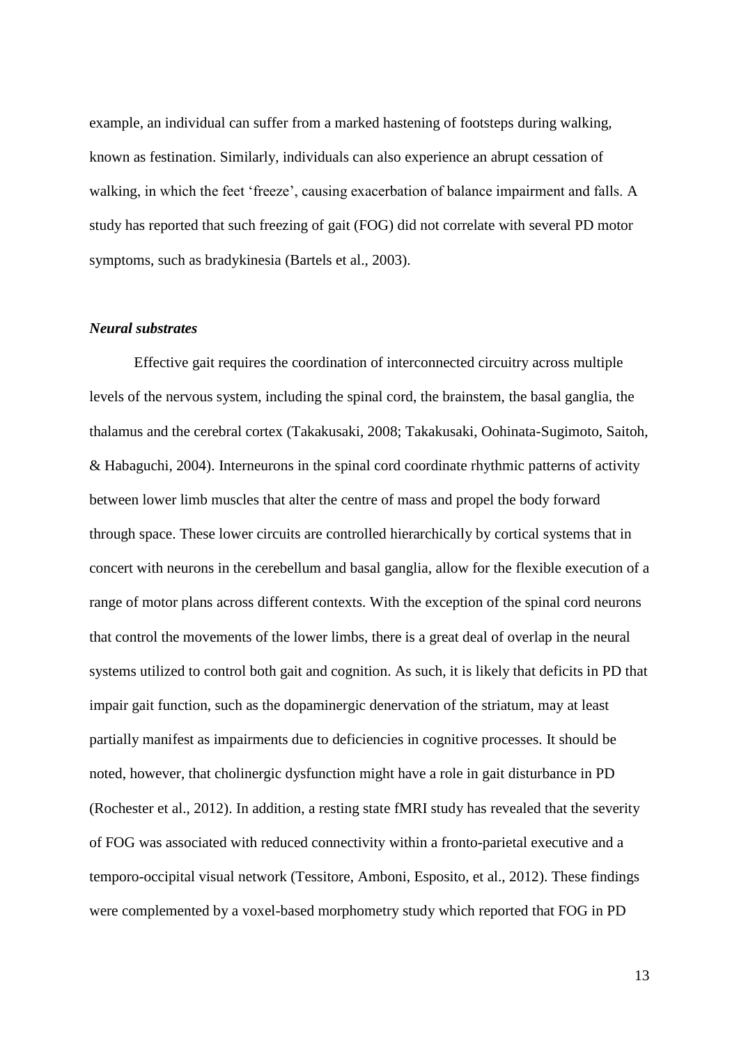example, an individual can suffer from a marked hastening of footsteps during walking, known as festination. Similarly, individuals can also experience an abrupt cessation of walking, in which the feet 'freeze', causing exacerbation of balance impairment and falls. A study has reported that such freezing of gait (FOG) did not correlate with several PD motor symptoms, such as bradykinesia (Bartels et al., 2003).

### *Neural substrates*

Effective gait requires the coordination of interconnected circuitry across multiple levels of the nervous system, including the spinal cord, the brainstem, the basal ganglia, the thalamus and the cerebral cortex (Takakusaki, 2008; Takakusaki, Oohinata-Sugimoto, Saitoh, & Habaguchi, 2004). Interneurons in the spinal cord coordinate rhythmic patterns of activity between lower limb muscles that alter the centre of mass and propel the body forward through space. These lower circuits are controlled hierarchically by cortical systems that in concert with neurons in the cerebellum and basal ganglia, allow for the flexible execution of a range of motor plans across different contexts. With the exception of the spinal cord neurons that control the movements of the lower limbs, there is a great deal of overlap in the neural systems utilized to control both gait and cognition. As such, it is likely that deficits in PD that impair gait function, such as the dopaminergic denervation of the striatum, may at least partially manifest as impairments due to deficiencies in cognitive processes. It should be noted, however, that cholinergic dysfunction might have a role in gait disturbance in PD (Rochester et al., 2012). In addition, a resting state fMRI study has revealed that the severity of FOG was associated with reduced connectivity within a fronto-parietal executive and a temporo-occipital visual network (Tessitore, Amboni, Esposito, et al., 2012). These findings were complemented by a voxel-based morphometry study which reported that FOG in PD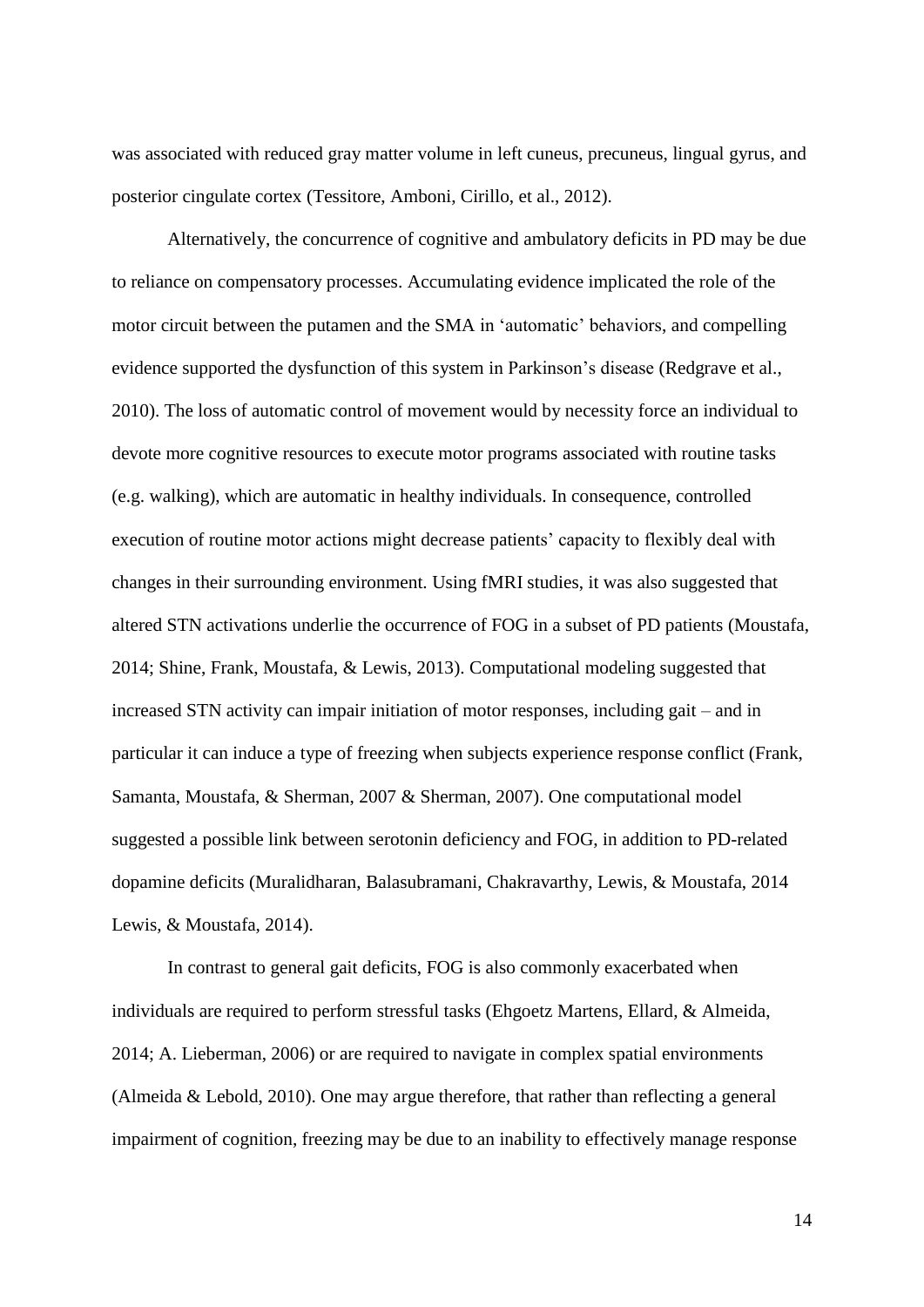was associated with reduced gray matter volume in left cuneus, precuneus, lingual gyrus, and posterior cingulate cortex (Tessitore, Amboni, Cirillo, et al., 2012).

Alternatively, the concurrence of cognitive and ambulatory deficits in PD may be due to reliance on compensatory processes. Accumulating evidence implicated the role of the motor circuit between the putamen and the SMA in 'automatic' behaviors, and compelling evidence supported the dysfunction of this system in Parkinson's disease (Redgrave et al., 2010). The loss of automatic control of movement would by necessity force an individual to devote more cognitive resources to execute motor programs associated with routine tasks (e.g. walking), which are automatic in healthy individuals. In consequence, controlled execution of routine motor actions might decrease patients' capacity to flexibly deal with changes in their surrounding environment. Using fMRI studies, it was also suggested that altered STN activations underlie the occurrence of FOG in a subset of PD patients (Moustafa, 2014; Shine, Frank, Moustafa, & Lewis, 2013). Computational modeling suggested that increased STN activity can impair initiation of motor responses, including gait – and in particular it can induce a type of freezing when subjects experience response conflict (Frank, Samanta, Moustafa, & Sherman, 2007 & Sherman, 2007). One computational model suggested a possible link between serotonin deficiency and FOG, in addition to PD-related dopamine deficits (Muralidharan, Balasubramani, Chakravarthy, Lewis, & Moustafa, 2014 Lewis, & Moustafa, 2014).

In contrast to general gait deficits, FOG is also commonly exacerbated when individuals are required to perform stressful tasks (Ehgoetz Martens, Ellard, & Almeida, 2014; A. Lieberman, 2006) or are required to navigate in complex spatial environments (Almeida & Lebold, 2010). One may argue therefore, that rather than reflecting a general impairment of cognition, freezing may be due to an inability to effectively manage response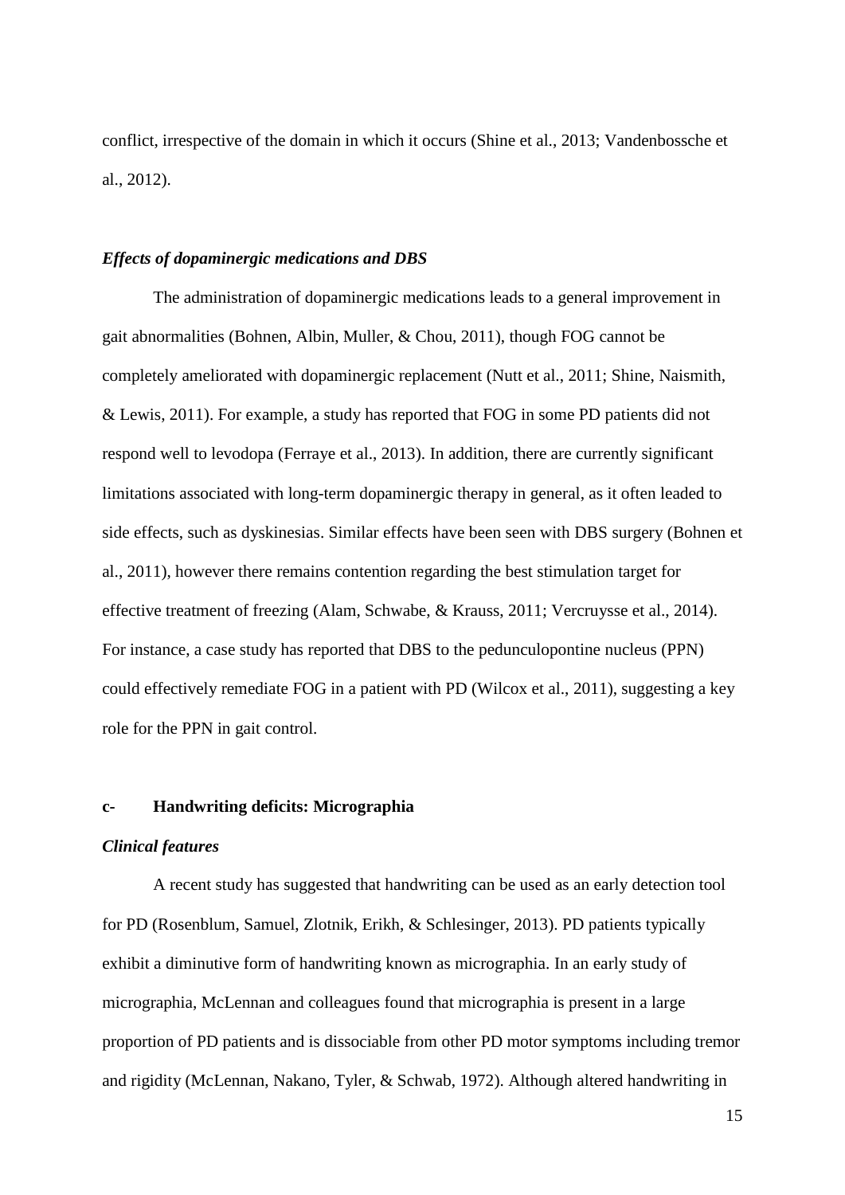conflict, irrespective of the domain in which it occurs (Shine et al., 2013; Vandenbossche et al., 2012).

### *Effects of dopaminergic medications and DBS*

The administration of dopaminergic medications leads to a general improvement in gait abnormalities (Bohnen, Albin, Muller, & Chou, 2011), though FOG cannot be completely ameliorated with dopaminergic replacement (Nutt et al., 2011; Shine, Naismith, & Lewis, 2011). For example, a study has reported that FOG in some PD patients did not respond well to levodopa (Ferraye et al., 2013). In addition, there are currently significant limitations associated with long-term dopaminergic therapy in general, as it often leaded to side effects, such as dyskinesias. Similar effects have been seen with DBS surgery (Bohnen et al., 2011), however there remains contention regarding the best stimulation target for effective treatment of freezing (Alam, Schwabe, & Krauss, 2011; Vercruysse et al., 2014). For instance, a case study has reported that DBS to the pedunculopontine nucleus (PPN) could effectively remediate FOG in a patient with PD (Wilcox et al., 2011), suggesting a key role for the PPN in gait control.

## c- Handwriting deficits: Micrographia

### *Clinical features*

A recent study has suggested that handwriting can be used as an early detection tool for PD (Rosenblum, Samuel, Zlotnik, Erikh, & Schlesinger, 2013). PD patients typically exhibit a diminutive form of handwriting known as micrographia. In an early study of micrographia, McLennan and colleagues found that micrographia is present in a large proportion of PD patients and is dissociable from other PD motor symptoms including tremor and rigidity (McLennan, Nakano, Tyler, & Schwab, 1972). Although altered handwriting in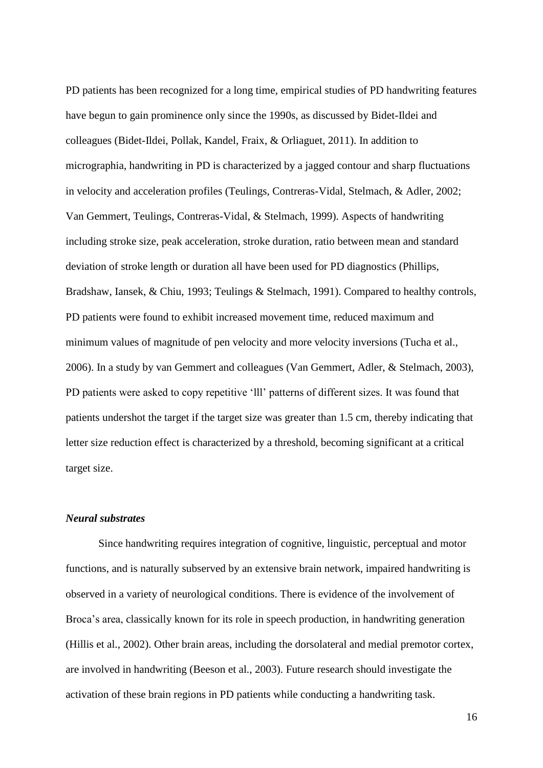PD patients has been recognized for a long time, empirical studies of PD handwriting features have begun to gain prominence only since the 1990s, as discussed by Bidet-Ildei and colleagues (Bidet-Ildei, Pollak, Kandel, Fraix, & Orliaguet, 2011). In addition to micrographia, handwriting in PD is characterized by a jagged contour and sharp fluctuations in velocity and acceleration profiles (Teulings, Contreras-Vidal, Stelmach, & Adler, 2002; Van Gemmert, Teulings, Contreras-Vidal, & Stelmach, 1999). Aspects of handwriting including stroke size, peak acceleration, stroke duration, ratio between mean and standard deviation of stroke length or duration all have been used for PD diagnostics (Phillips, Bradshaw, Iansek, & Chiu, 1993; Teulings & Stelmach, 1991). Compared to healthy controls, PD patients were found to exhibit increased movement time, reduced maximum and minimum values of magnitude of pen velocity and more velocity inversions (Tucha et al., 2006). In a study by van Gemmert and colleagues (Van Gemmert, Adler, & Stelmach, 2003), PD patients were asked to copy repetitive 'lll' patterns of different sizes. It was found that patients undershot the target if the target size was greater than 1.5 cm, thereby indicating that letter size reduction effect is characterized by a threshold, becoming significant at a critical target size.

### *Neural substrates*

Since handwriting requires integration of cognitive, linguistic, perceptual and motor functions, and is naturally subserved by an extensive brain network, impaired handwriting is observed in a variety of neurological conditions. There is evidence of the involvement of Broca's area, classically known for its role in speech production, in handwriting generation (Hillis et al., 2002). Other brain areas, including the dorsolateral and medial premotor cortex, are involved in handwriting (Beeson et al., 2003). Future research should investigate the activation of these brain regions in PD patients while conducting a handwriting task.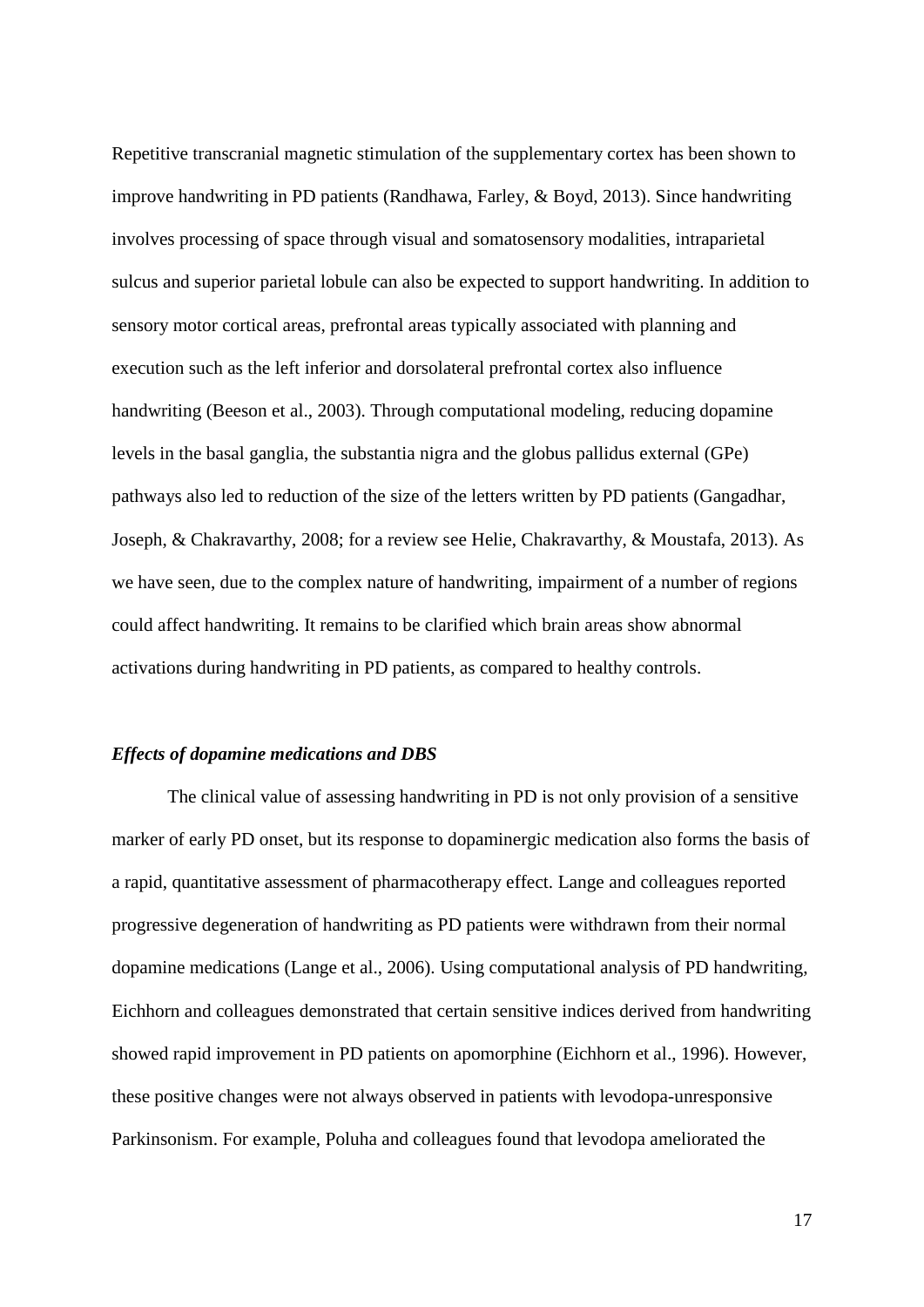Repetitive transcranial magnetic stimulation of the supplementary cortex has been shown to improve handwriting in PD patients (Randhawa, Farley, & Boyd, 2013). Since handwriting involves processing of space through visual and somatosensory modalities, intraparietal sulcus and superior parietal lobule can also be expected to support handwriting. In addition to sensory motor cortical areas, prefrontal areas typically associated with planning and execution such as the left inferior and dorsolateral prefrontal cortex also influence handwriting (Beeson et al., 2003). Through computational modeling, reducing dopamine levels in the basal ganglia, the substantia nigra and the globus pallidus external (GPe) pathways also led to reduction of the size of the letters written by PD patients (Gangadhar, Joseph, & Chakravarthy, 2008; for a review see Helie, Chakravarthy, & Moustafa, 2013). As we have seen, due to the complex nature of handwriting, impairment of a number of regions could affect handwriting. It remains to be clarified which brain areas show abnormal activations during handwriting in PD patients, as compared to healthy controls.

### *Effects of dopamine medications and DBS*

The clinical value of assessing handwriting in PD is not only provision of a sensitive marker of early PD onset, but its response to dopaminergic medication also forms the basis of a rapid, quantitative assessment of pharmacotherapy effect. Lange and colleagues reported progressive degeneration of handwriting as PD patients were withdrawn from their normal dopamine medications (Lange et al., 2006). Using computational analysis of PD handwriting, Eichhorn and colleagues demonstrated that certain sensitive indices derived from handwriting showed rapid improvement in PD patients on apomorphine (Eichhorn et al., 1996). However, these positive changes were not always observed in patients with levodopa-unresponsive Parkinsonism. For example, Poluha and colleagues found that levodopa ameliorated the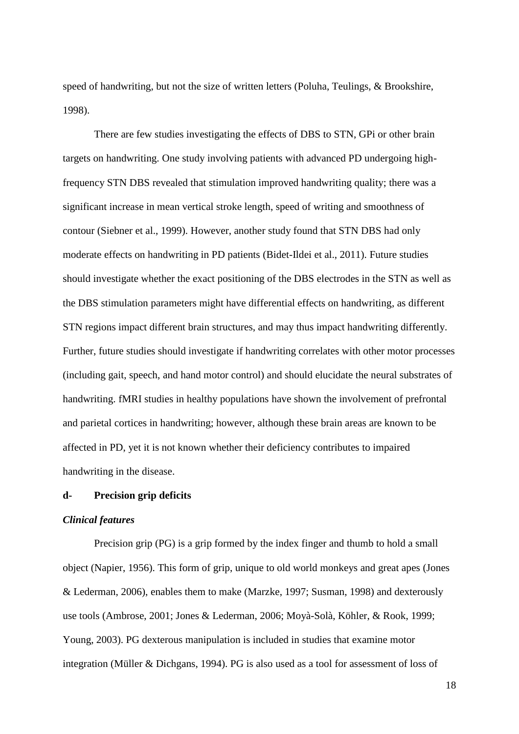speed of handwriting, but not the size of written letters (Poluha, Teulings, & Brookshire, 1998).

There are few studies investigating the effects of DBS to STN, GPi or other brain targets on handwriting. One study involving patients with advanced PD undergoing high-frequency STN DBS revealed that stimulation improved handwriting quality; there was a significant increase in mean vertical stroke length, speed of writing and smoothness of contour (Siebner et al., 1999). However, another study found that STN DBS had only moderate effects on handwriting in PD patients (Bidet-Ildei et al., 2011). Future studies should investigate whether the exact positioning of the DBS electrodes in the STN as well as the DBS stimulation parameters might have differential effects on handwriting, as different STN regions impact different brain structures, and may thus impact handwriting differently. Further, future studies should investigate if handwriting correlates with other motor processes (including gait, speech, and hand motor control) and should elucidate the neural substrates of handwriting. fMRI studies in healthy populations have shown the involvement of prefrontal and parietal cortices in handwriting; however, although these brain areas are known to be affected in PD, yet it is not known whether their deficiency contributes to impaired handwriting in the disease.

### d- Precision grip deficits

#### *Clinical features*

Precision grip (PG) is a grip formed by the index finger and thumb to hold a small object (Napier, 1956). This form of grip, unique to old world monkeys and great apes (Jones & Lederman, 2006), enables them to make (Marzke, 1997; Susman, 1998) and dexterously use tools (Ambrose, 2001; Jones & Lederman, 2006; Moyà-Solà, Köhler, & Rook, 1999; Young, 2003). PG dexterous manipulation is included in studies that examine motor integration (Müller & Dichgans, 1994). PG is also used as a tool for assessment of loss of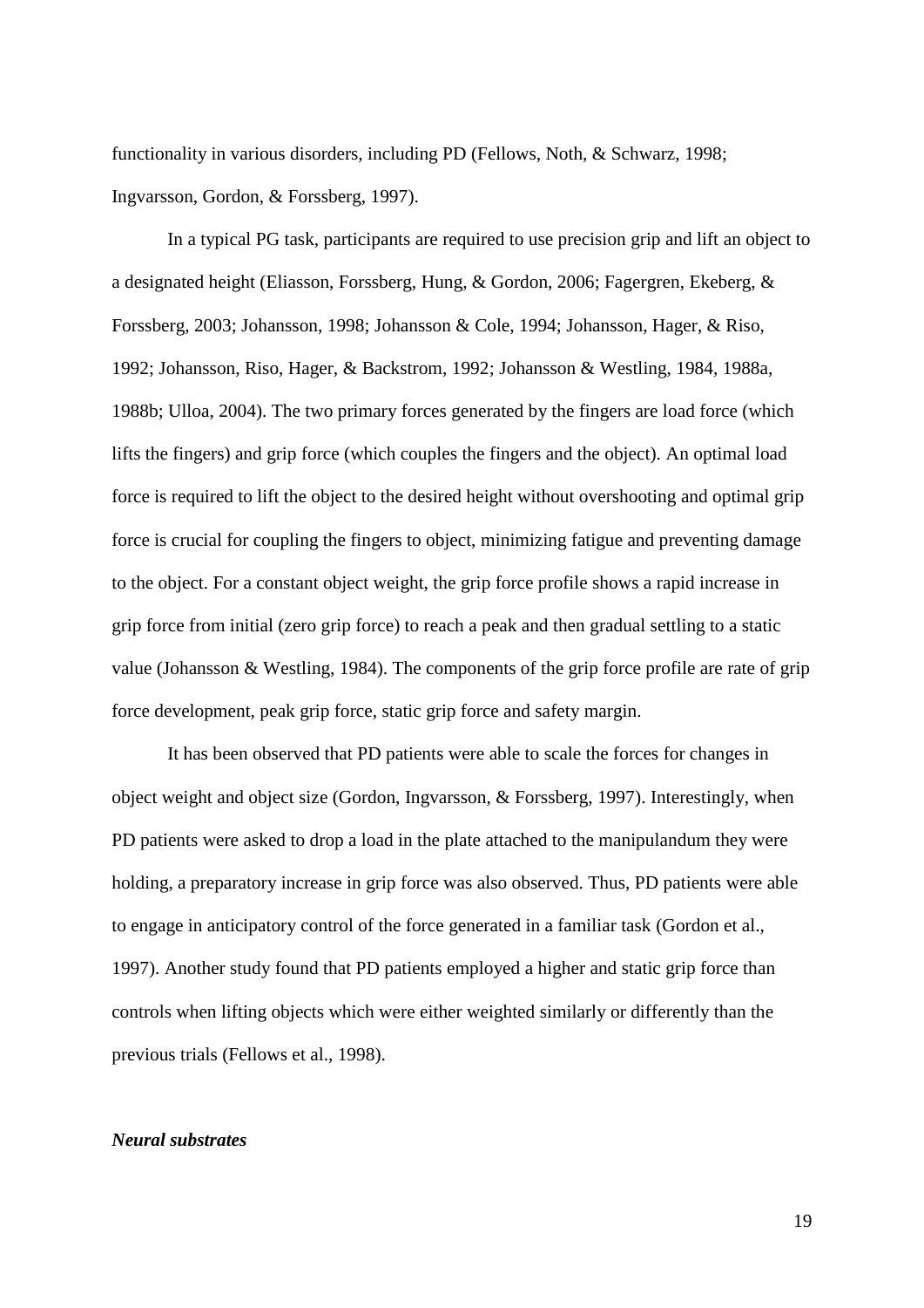functionality in various disorders, including PD (Fellows, Noth, & Schwarz, 1998; Ingvarsson, Gordon, & Forssberg, 1997).

In a typical PG task, participants are required to use precision grip and lift an object to a designated height (Eliasson, Forssberg, Hung, & Gordon, 2006; Fagergren, Ekeberg, & Forssberg, 2003; Johansson, 1998; Johansson & Cole, 1994; Johansson, Hager, & Riso, 1992; Johansson, Riso, Hager, & Backstrom, 1992; Johansson & Westling, 1984, 1988a, 1988b; Ulloa, 2004). The two primary forces generated by the fingers are load force (which lifts the fingers) and grip force (which couples the fingers and the object). An optimal load force is required to lift the object to the desired height without overshooting and optimal grip force is crucial for coupling the fingers to object, minimizing fatigue and preventing damage to the object. For a constant object weight, the grip force profile shows a rapid increase in grip force from initial (zero grip force) to reach a peak and then gradual settling to a static value (Johansson & Westling, 1984). The components of the grip force profile are rate of grip force development, peak grip force, static grip force and safety margin.

It has been observed that PD patients were able to scale the forces for changes in object weight and object size (Gordon, Ingvarsson, & Forssberg, 1997). Interestingly, when PD patients were asked to drop a load in the plate attached to the manipulandum they were holding, a preparatory increase in grip force was also observed. Thus, PD patients were able to engage in anticipatory control of the force generated in a familiar task (Gordon et al., 1997). Another study found that PD patients employed a higher and static grip force than controls when lifting objects which were either weighted similarly or differently than the previous trials (Fellows et al., 1998).

***Neural substrates***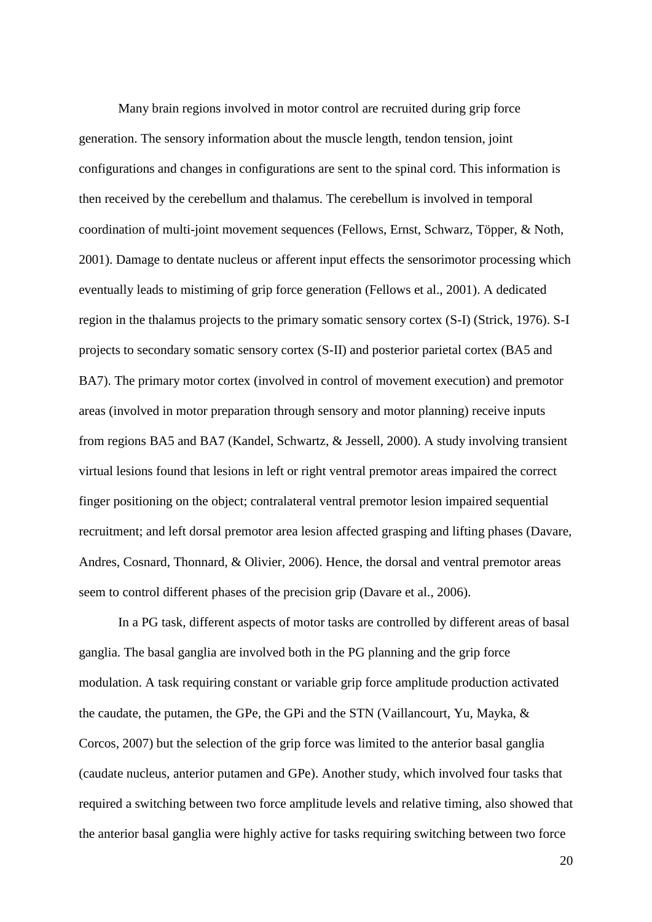Many brain regions involved in motor control are recruited during grip force generation. The sensory information about the muscle length, tendon tension, joint configurations and changes in configurations are sent to the spinal cord. This information is then received by the cerebellum and thalamus. The cerebellum is involved in temporal coordination of multi-joint movement sequences (Fellows, Ernst, Schwarz, Töpper, & Noth, 2001). Damage to dentate nucleus or afferent input effects the sensorimotor processing which eventually leads to mistiming of grip force generation (Fellows et al., 2001). A dedicated region in the thalamus projects to the primary somatic sensory cortex (S-I) (Strick, 1976). S-I projects to secondary somatic sensory cortex (S-II) and posterior parietal cortex (BA5 and BA7). The primary motor cortex (involved in control of movement execution) and premotor areas (involved in motor preparation through sensory and motor planning) receive inputs from regions BA5 and BA7 (Kandel, Schwartz, & Jessell, 2000). A study involving transient virtual lesions found that lesions in left or right ventral premotor areas impaired the correct finger positioning on the object; contralateral ventral premotor lesion impaired sequential recruitment; and left dorsal premotor area lesion affected grasping and lifting phases (Davare, Andres, Cosnard, Thonnard, & Olivier, 2006). Hence, the dorsal and ventral premotor areas seem to control different phases of the precision grip (Davare et al., 2006).

In a PG task, different aspects of motor tasks are controlled by different areas of basal ganglia. The basal ganglia are involved both in the PG planning and the grip force modulation. A task requiring constant or variable grip force amplitude production activated the caudate, the putamen, the GPe, the GPi and the STN (Vaillancourt, Yu, Mayka, & Corcos, 2007) but the selection of the grip force was limited to the anterior basal ganglia (caudate nucleus, anterior putamen and GPe). Another study, which involved four tasks that required a switching between two force amplitude levels and relative timing, also showed that the anterior basal ganglia were highly active for tasks requiring switching between two force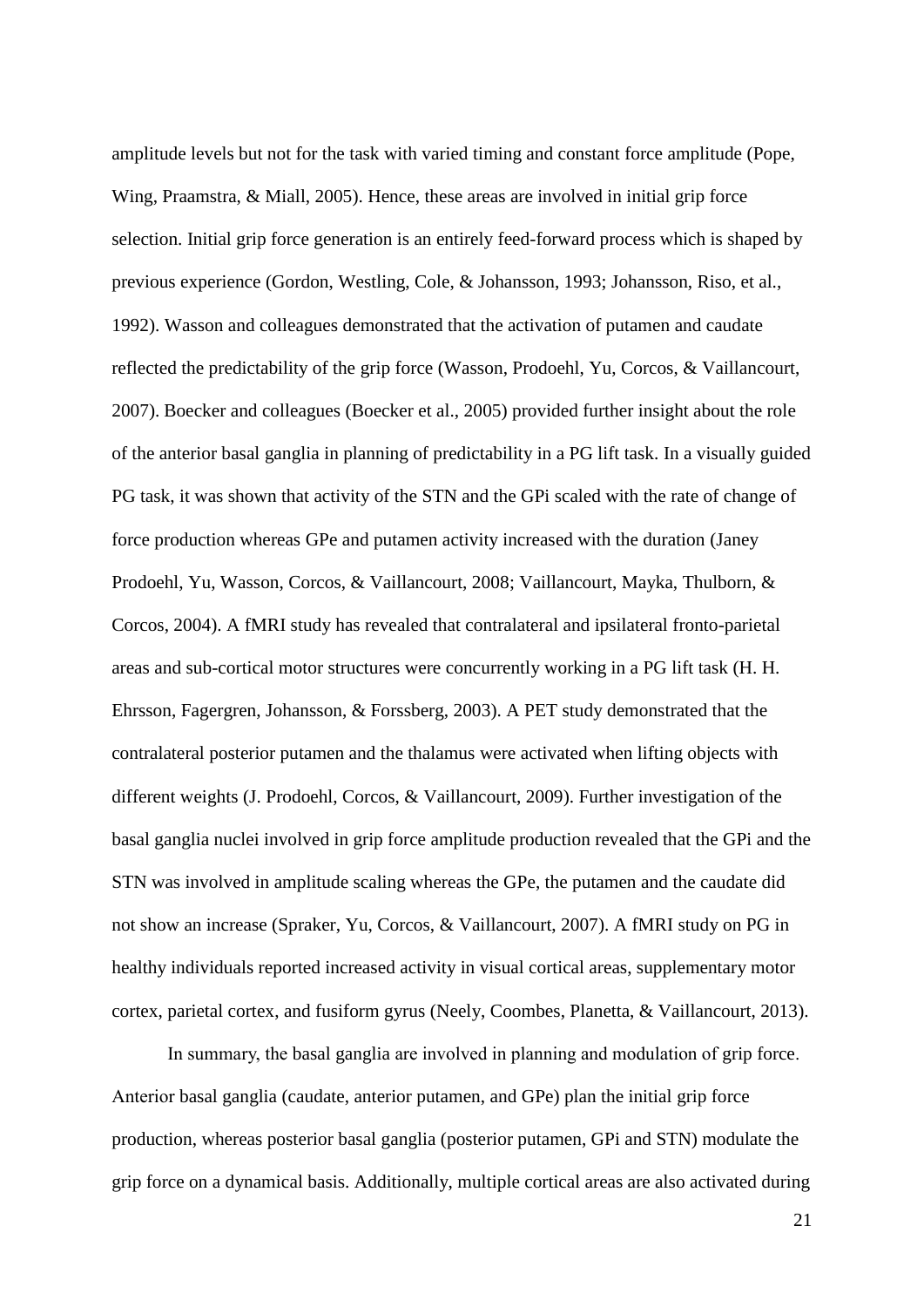amplitude levels but not for the task with varied timing and constant force amplitude (Pope, Wing, Praamstra, & Miall, 2005). Hence, these areas are involved in initial grip force selection. Initial grip force generation is an entirely feed-forward process which is shaped by previous experience (Gordon, Westling, Cole, & Johansson, 1993; Johansson, Riso, et al., 1992). Wasson and colleagues demonstrated that the activation of putamen and caudate reflected the predictability of the grip force (Wasson, Prodoehl, Yu, Corcos, & Vaillancourt, 2007). Boecker and colleagues (Boecker et al., 2005) provided further insight about the role of the anterior basal ganglia in planning of predictability in a PG lift task. In a visually guided PG task, it was shown that activity of the STN and the GPi scaled with the rate of change of force production whereas GPe and putamen activity increased with the duration (Janey Prodoehl, Yu, Wasson, Corcos, & Vaillancourt, 2008; Vaillancourt, Mayka, Thulborn, & Corcos, 2004). A fMRI study has revealed that contralateral and ipsilateral fronto-parietal areas and sub-cortical motor structures were concurrently working in a PG lift task (H. H. Ehrsson, Fagergren, Johansson, & Forssberg, 2003). A PET study demonstrated that the contralateral posterior putamen and the thalamus were activated when lifting objects with different weights (J. Prodoehl, Corcos, & Vaillancourt, 2009). Further investigation of the basal ganglia nuclei involved in grip force amplitude production revealed that the GPi and the STN was involved in amplitude scaling whereas the GPe, the putamen and the caudate did not show an increase (Spraker, Yu, Corcos, & Vaillancourt, 2007). A fMRI study on PG in healthy individuals reported increased activity in visual cortical areas, supplementary motor cortex, parietal cortex, and fusiform gyrus (Neely, Coombes, Planetta, & Vaillancourt, 2013).

In summary, the basal ganglia are involved in planning and modulation of grip force. Anterior basal ganglia (caudate, anterior putamen, and GPe) plan the initial grip force production, whereas posterior basal ganglia (posterior putamen, GPi and STN) modulate the grip force on a dynamical basis. Additionally, multiple cortical areas are also activated during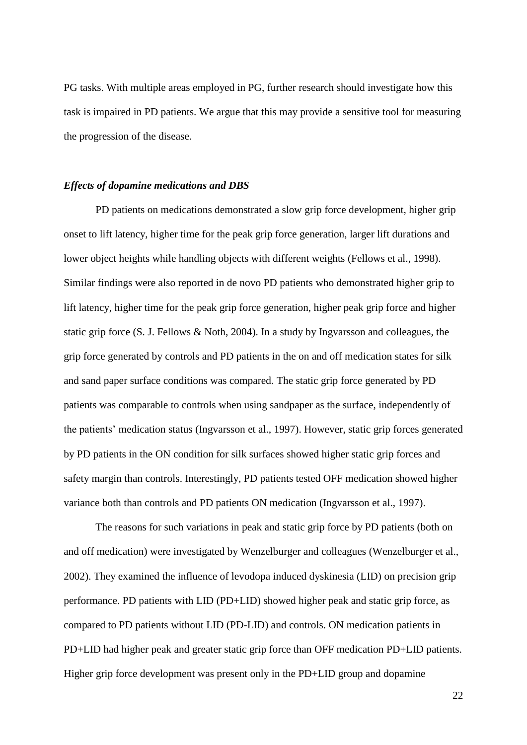PG tasks. With multiple areas employed in PG, further research should investigate how this task is impaired in PD patients. We argue that this may provide a sensitive tool for measuring the progression of the disease.

### *Effects of dopamine medications and DBS*

PD patients on medications demonstrated a slow grip force development, higher grip onset to lift latency, higher time for the peak grip force generation, larger lift durations and lower object heights while handling objects with different weights (Fellows et al., 1998). Similar findings were also reported in de novo PD patients who demonstrated higher grip to lift latency, higher time for the peak grip force generation, higher peak grip force and higher static grip force (S. J. Fellows & Noth, 2004). In a study by Ingvarsson and colleagues, the grip force generated by controls and PD patients in the on and off medication states for silk and sand paper surface conditions was compared. The static grip force generated by PD patients was comparable to controls when using sandpaper as the surface, independently of the patients' medication status (Ingvarsson et al., 1997). However, static grip forces generated by PD patients in the ON condition for silk surfaces showed higher static grip forces and safety margin than controls. Interestingly, PD patients tested OFF medication showed higher variance both than controls and PD patients ON medication (Ingvarsson et al., 1997).

The reasons for such variations in peak and static grip force by PD patients (both on and off medication) were investigated by Wenzelburger and colleagues (Wenzelburger et al., 2002). They examined the influence of levodopa induced dyskinesia (LID) on precision grip performance. PD patients with LID (PD+LID) showed higher peak and static grip force, as compared to PD patients without LID (PD-LID) and controls. ON medication patients in PD+LID had higher peak and greater static grip force than OFF medication PD+LID patients. Higher grip force development was present only in the PD+LID group and dopamine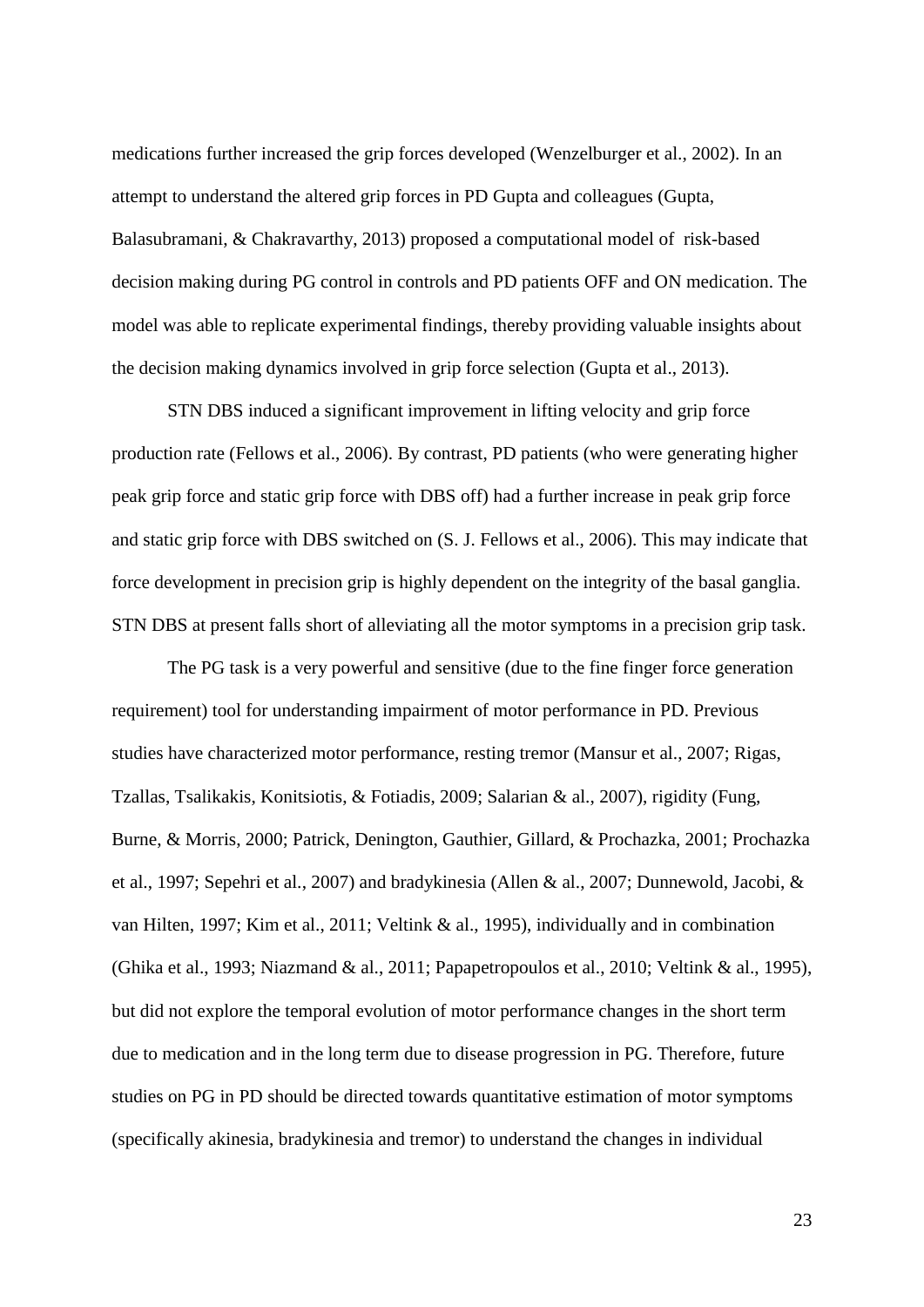medications further increased the grip forces developed (Wenzelburger et al., 2002). In an attempt to understand the altered grip forces in PD Gupta and colleagues (Gupta, Balasubramani, & Chakravarthy, 2013) proposed a computational model of risk-based decision making during PG control in controls and PD patients OFF and ON medication. The model was able to replicate experimental findings, thereby providing valuable insights about the decision making dynamics involved in grip force selection (Gupta et al., 2013).

STN DBS induced a significant improvement in lifting velocity and grip force production rate (Fellows et al., 2006). By contrast, PD patients (who were generating higher peak grip force and static grip force with DBS off) had a further increase in peak grip force and static grip force with DBS switched on (S. J. Fellows et al., 2006). This may indicate that force development in precision grip is highly dependent on the integrity of the basal ganglia. STN DBS at present falls short of alleviating all the motor symptoms in a precision grip task.

The PG task is a very powerful and sensitive (due to the fine finger force generation requirement) tool for understanding impairment of motor performance in PD. Previous studies have characterized motor performance, resting tremor (Mansur et al., 2007; Rigas, Tzallas, Tsalikakis, Konitsiotis, & Fotiadis, 2009; Salarian & al., 2007), rigidity (Fung, Burne, & Morris, 2000; Patrick, Denington, Gauthier, Gillard, & Prochazka, 2001; Prochazka et al., 1997; Sepehri et al., 2007) and bradykinesia (Allen & al., 2007; Dunnewold, Jacobi, & van Hilten, 1997; Kim et al., 2011; Veltink & al., 1995), individually and in combination (Ghika et al., 1993; Niazmand & al., 2011; Papapetropoulos et al., 2010; Veltink & al., 1995), but did not explore the temporal evolution of motor performance changes in the short term due to medication and in the long term due to disease progression in PG. Therefore, future studies on PG in PD should be directed towards quantitative estimation of motor symptoms (specifically akinesia, bradykinesia and tremor) to understand the changes in individual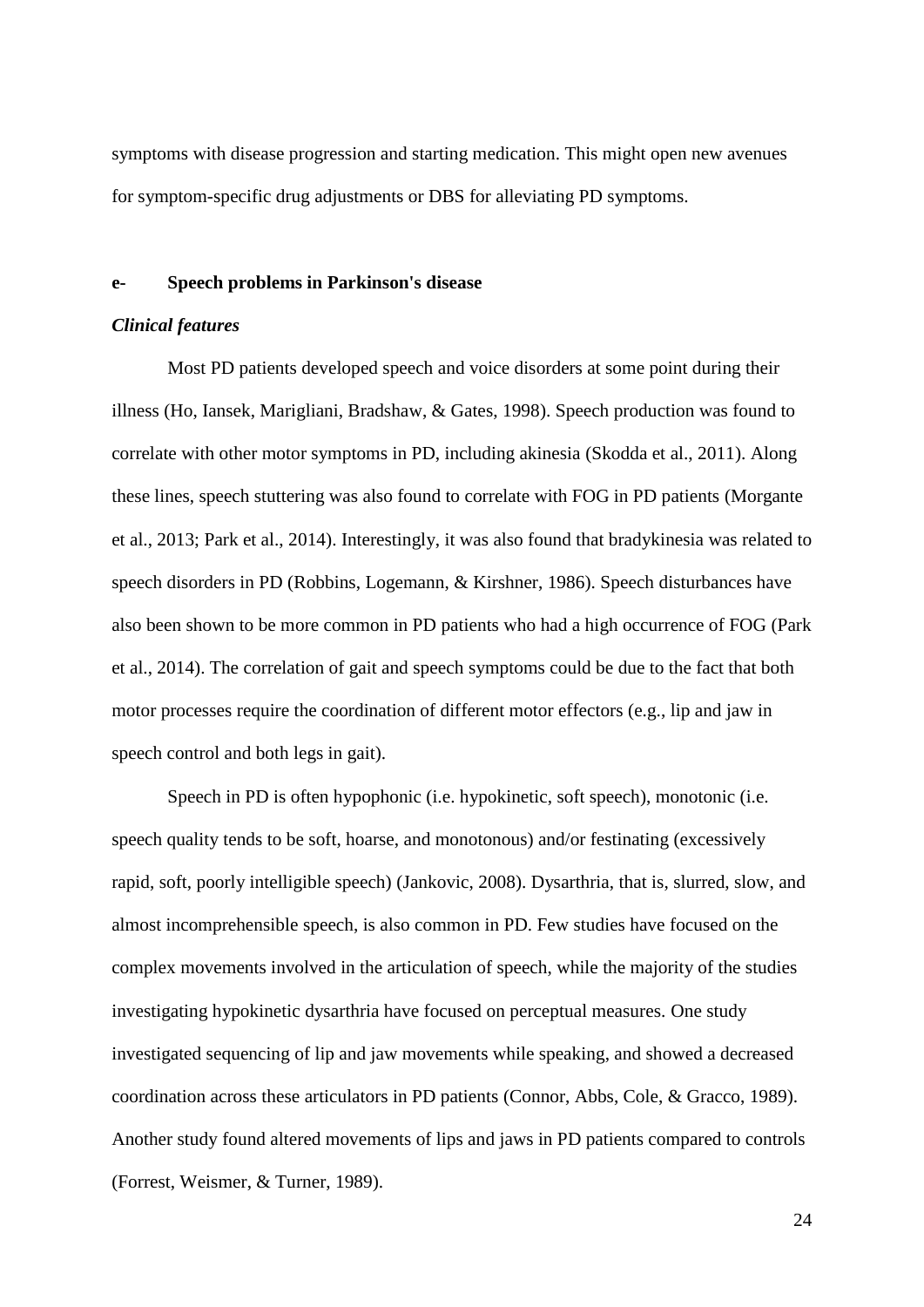symptoms with disease progression and starting medication. This might open new avenues for symptom-specific drug adjustments or DBS for alleviating PD symptoms.

### e- Speech problems in Parkinson's disease

#### *Clinical features*

Most PD patients developed speech and voice disorders at some point during their illness (Ho, Iansek, Marigliani, Bradshaw, & Gates, 1998). Speech production was found to correlate with other motor symptoms in PD, including akinesia (Skodda et al., 2011). Along these lines, speech stuttering was also found to correlate with FOG in PD patients (Morgante et al., 2013; Park et al., 2014). Interestingly, it was also found that bradykinesia was related to speech disorders in PD (Robbins, Logemann, & Kirshner, 1986). Speech disturbances have also been shown to be more common in PD patients who had a high occurrence of FOG (Park et al., 2014). The correlation of gait and speech symptoms could be due to the fact that both motor processes require the coordination of different motor effectors (e.g., lip and jaw in speech control and both legs in gait).

Speech in PD is often hypophonic (i.e. hypokinetic, soft speech), monotonic (i.e. speech quality tends to be soft, hoarse, and monotonous) and/or festinating (excessively rapid, soft, poorly intelligible speech) (Jankovic, 2008). Dysarthria, that is, slurred, slow, and almost incomprehensible speech, is also common in PD. Few studies have focused on the complex movements involved in the articulation of speech, while the majority of the studies investigating hypokinetic dysarthria have focused on perceptual measures. One study investigated sequencing of lip and jaw movements while speaking, and showed a decreased coordination across these articulators in PD patients (Connor, Abbs, Cole, & Gracco, 1989). Another study found altered movements of lips and jaws in PD patients compared to controls (Forrest, Weismer, & Turner, 1989).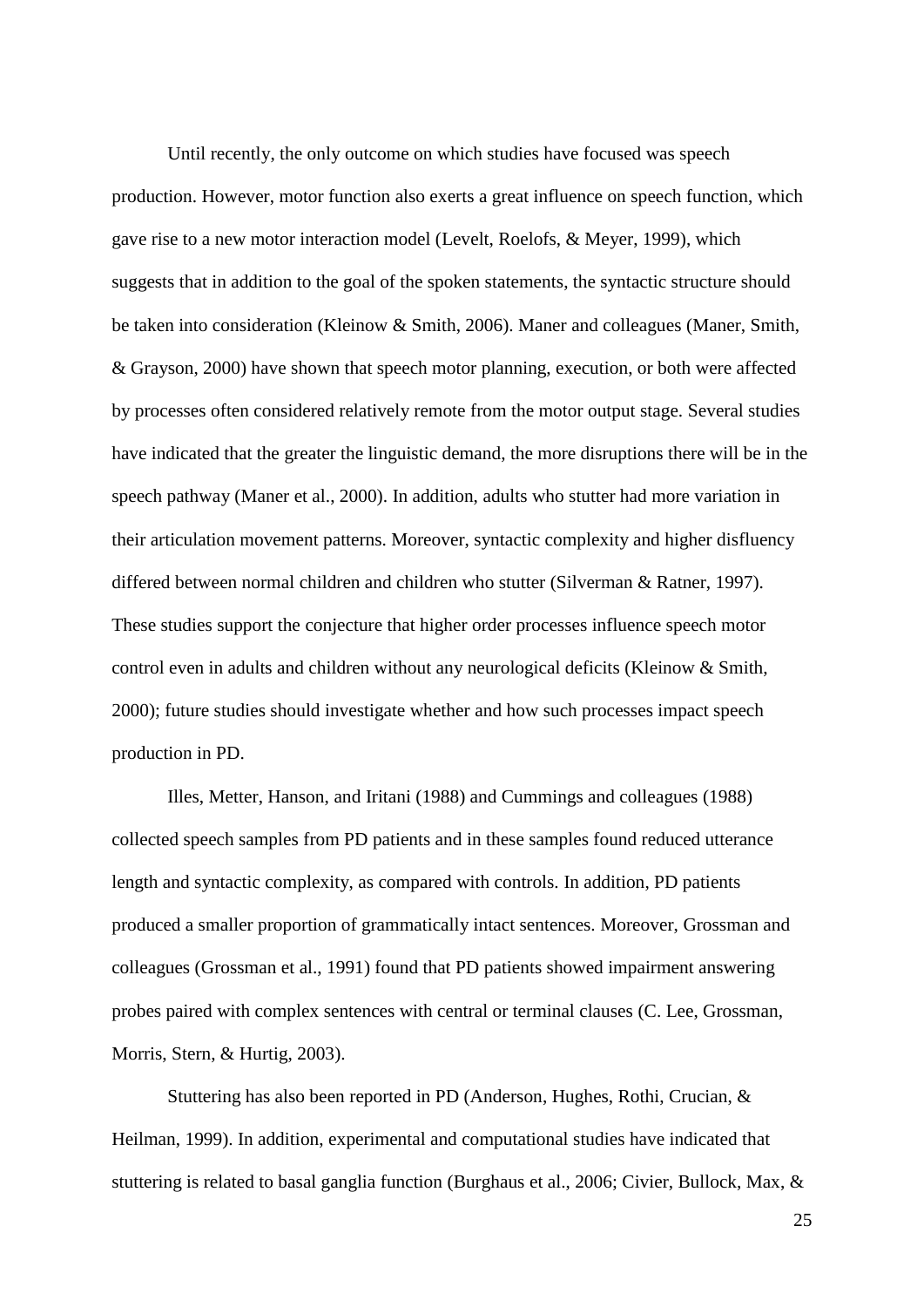Until recently, the only outcome on which studies have focused was speech production. However, motor function also exerts a great influence on speech function, which gave rise to a new motor interaction model (Levelt, Roelofs, & Meyer, 1999), which suggests that in addition to the goal of the spoken statements, the syntactic structure should be taken into consideration (Kleinow & Smith, 2006). Maner and colleagues (Maner, Smith, & Grayson, 2000) have shown that speech motor planning, execution, or both were affected by processes often considered relatively remote from the motor output stage. Several studies have indicated that the greater the linguistic demand, the more disruptions there will be in the speech pathway (Maner et al., 2000). In addition, adults who stutter had more variation in their articulation movement patterns. Moreover, syntactic complexity and higher disfluency differed between normal children and children who stutter (Silverman & Ratner, 1997). These studies support the conjecture that higher order processes influence speech motor control even in adults and children without any neurological deficits (Kleinow & Smith, 2000); future studies should investigate whether and how such processes impact speech production in PD.

Illes, Metter, Hanson, and Iritani (1988) and Cummings and colleagues (1988) collected speech samples from PD patients and in these samples found reduced utterance length and syntactic complexity, as compared with controls. In addition, PD patients produced a smaller proportion of grammatically intact sentences. Moreover, Grossman and colleagues (Grossman et al., 1991) found that PD patients showed impairment answering probes paired with complex sentences with central or terminal clauses (C. Lee, Grossman, Morris, Stern, & Hurtig, 2003).

Stuttering has also been reported in PD (Anderson, Hughes, Rothi, Crucian, & Heilman, 1999). In addition, experimental and computational studies have indicated that stuttering is related to basal ganglia function (Burghaus et al., 2006; Civier, Bullock, Max, &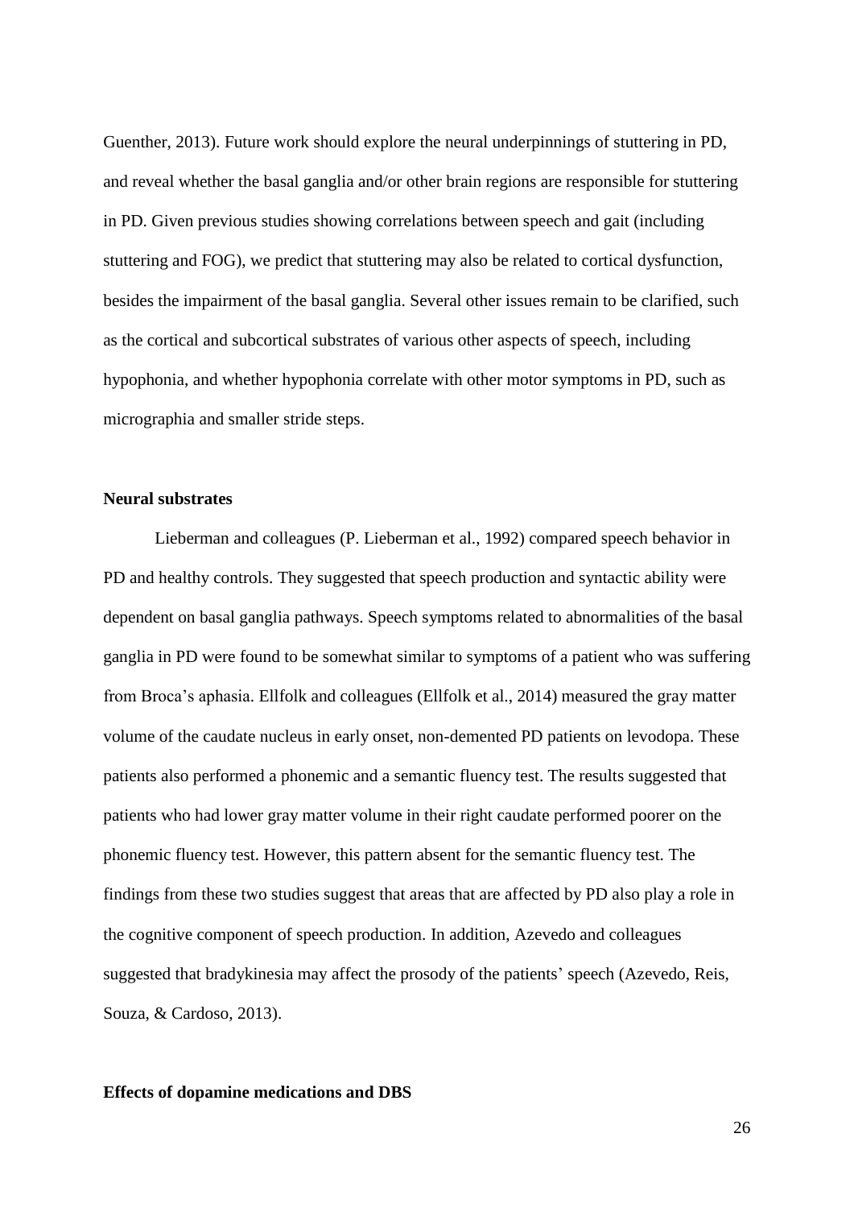Guenther, 2013). Future work should explore the neural underpinnings of stuttering in PD, and reveal whether the basal ganglia and/or other brain regions are responsible for stuttering in PD. Given previous studies showing correlations between speech and gait (including stuttering and FOG), we predict that stuttering may also be related to cortical dysfunction, besides the impairment of the basal ganglia. Several other issues remain to be clarified, such as the cortical and subcortical substrates of various other aspects of speech, including hypophonia, and whether hypophonia correlate with other motor symptoms in PD, such as micrographia and smaller stride steps.

**Neural substrates**

Lieberman and colleagues (P. Lieberman et al., 1992) compared speech behavior in PD and healthy controls. They suggested that speech production and syntactic ability were dependent on basal ganglia pathways. Speech symptoms related to abnormalities of the basal ganglia in PD were found to be somewhat similar to symptoms of a patient who was suffering from Broca's aphasia. Ellfolk and colleagues (Ellfolk et al., 2014) measured the gray matter volume of the caudate nucleus in early onset, non-demented PD patients on levodopa. These patients also performed a phonemic and a semantic fluency test. The results suggested that patients who had lower gray matter volume in their right caudate performed poorer on the phonemic fluency test. However, this pattern absent for the semantic fluency test. The findings from these two studies suggest that areas that are affected by PD also play a role in the cognitive component of speech production. In addition, Azevedo and colleagues suggested that bradykinesia may affect the prosody of the patients' speech (Azevedo, Reis, Souza, & Cardoso, 2013).

**Effects of dopamine medications and DBS**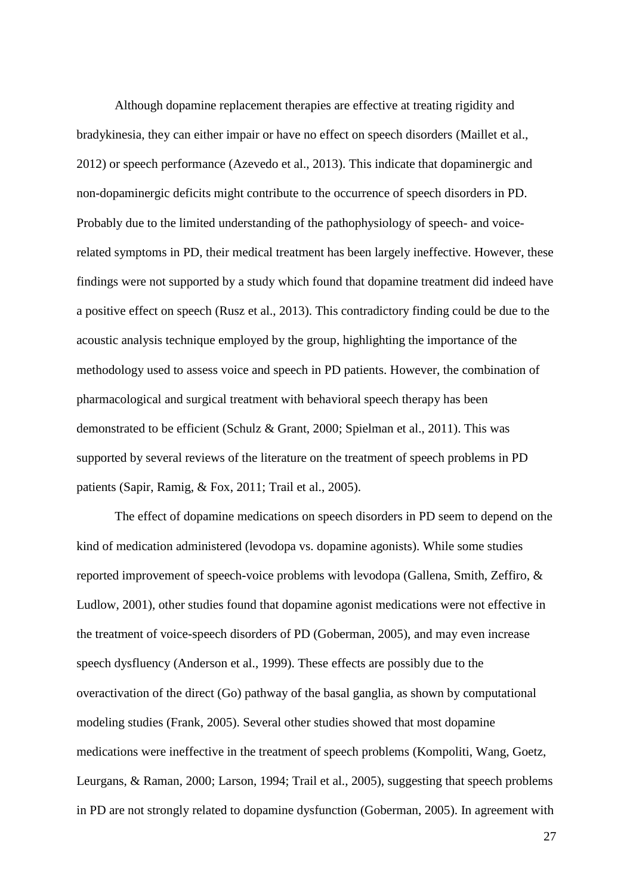Although dopamine replacement therapies are effective at treating rigidity and bradykinesia, they can either impair or have no effect on speech disorders (Maillet et al., 2012) or speech performance (Azevedo et al., 2013). This indicate that dopaminergic and non-dopaminergic deficits might contribute to the occurrence of speech disorders in PD. Probably due to the limited understanding of the pathophysiology of speech- and voice-related symptoms in PD, their medical treatment has been largely ineffective. However, these findings were not supported by a study which found that dopamine treatment did indeed have a positive effect on speech (Rusz et al., 2013). This contradictory finding could be due to the acoustic analysis technique employed by the group, highlighting the importance of the methodology used to assess voice and speech in PD patients. However, the combination of pharmacological and surgical treatment with behavioral speech therapy has been demonstrated to be efficient (Schulz & Grant, 2000; Spielman et al., 2011). This was supported by several reviews of the literature on the treatment of speech problems in PD patients (Sapir, Ramig, & Fox, 2011; Trail et al., 2005).

The effect of dopamine medications on speech disorders in PD seem to depend on the kind of medication administered (levodopa vs. dopamine agonists). While some studies reported improvement of speech-voice problems with levodopa (Gallena, Smith, Zeffiro, & Ludlow, 2001), other studies found that dopamine agonist medications were not effective in the treatment of voice-speech disorders of PD (Goberman, 2005), and may even increase speech dysfluency (Anderson et al., 1999). These effects are possibly due to the overactivation of the direct (Go) pathway of the basal ganglia, as shown by computational modeling studies (Frank, 2005). Several other studies showed that most dopamine medications were ineffective in the treatment of speech problems (Kompoliti, Wang, Goetz, Leurgans, & Raman, 2000; Larson, 1994; Trail et al., 2005), suggesting that speech problems in PD are not strongly related to dopamine dysfunction (Goberman, 2005). In agreement with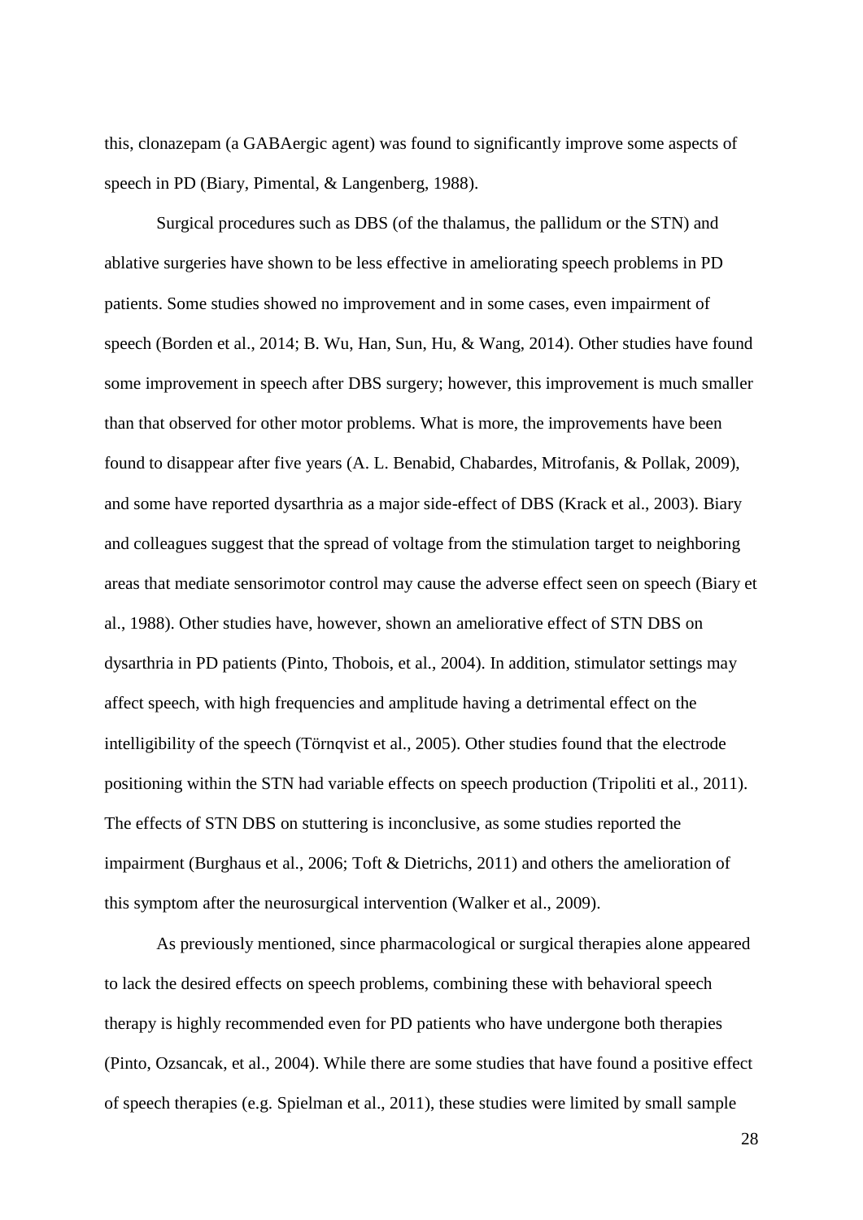this, clonazepam (a GABAergic agent) was found to significantly improve some aspects of speech in PD (Biary, Pimental, & Langenberg, 1988).

Surgical procedures such as DBS (of the thalamus, the pallidum or the STN) and ablative surgeries have shown to be less effective in ameliorating speech problems in PD patients. Some studies showed no improvement and in some cases, even impairment of speech (Borden et al., 2014; B. Wu, Han, Sun, Hu, & Wang, 2014). Other studies have found some improvement in speech after DBS surgery; however, this improvement is much smaller than that observed for other motor problems. What is more, the improvements have been found to disappear after five years (A. L. Benabid, Chabardes, Mitrofanis, & Pollak, 2009), and some have reported dysarthria as a major side-effect of DBS (Krack et al., 2003). Biary and colleagues suggest that the spread of voltage from the stimulation target to neighboring areas that mediate sensorimotor control may cause the adverse effect seen on speech (Biary et al., 1988). Other studies have, however, shown an ameliorative effect of STN DBS on dysarthria in PD patients (Pinto, Thobois, et al., 2004). In addition, stimulator settings may affect speech, with high frequencies and amplitude having a detrimental effect on the intelligibility of the speech (Törnqvist et al., 2005). Other studies found that the electrode positioning within the STN had variable effects on speech production (Tripoliti et al., 2011). The effects of STN DBS on stuttering is inconclusive, as some studies reported the impairment (Burghaus et al., 2006; Toft & Dietrichs, 2011) and others the amelioration of this symptom after the neurosurgical intervention (Walker et al., 2009).

As previously mentioned, since pharmacological or surgical therapies alone appeared to lack the desired effects on speech problems, combining these with behavioral speech therapy is highly recommended even for PD patients who have undergone both therapies (Pinto, Ozsancak, et al., 2004). While there are some studies that have found a positive effect of speech therapies (e.g. Spielman et al., 2011), these studies were limited by small sample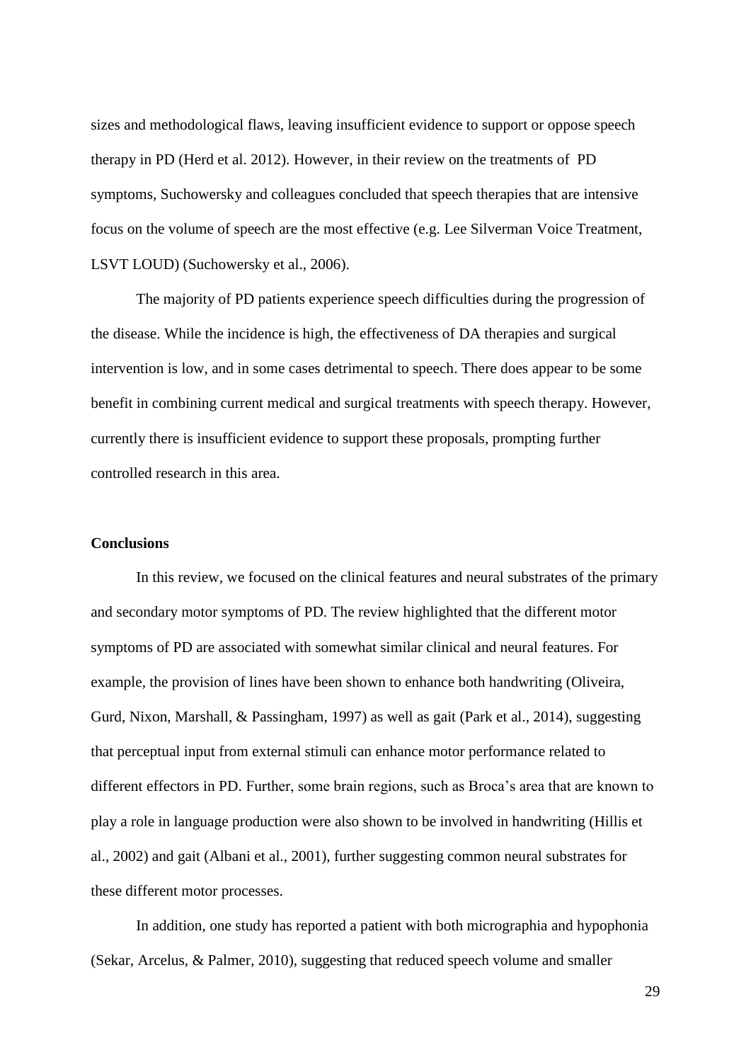sizes and methodological flaws, leaving insufficient evidence to support or oppose speech therapy in PD (Herd et al. 2012). However, in their review on the treatments of PD symptoms, Suchowersky and colleagues concluded that speech therapies that are intensive focus on the volume of speech are the most effective (e.g. Lee Silverman Voice Treatment, LSVT LOUD) (Suchowersky et al., 2006).

The majority of PD patients experience speech difficulties during the progression of the disease. While the incidence is high, the effectiveness of DA therapies and surgical intervention is low, and in some cases detrimental to speech. There does appear to be some benefit in combining current medical and surgical treatments with speech therapy. However, currently there is insufficient evidence to support these proposals, prompting further controlled research in this area.

**Conclusions**

In this review, we focused on the clinical features and neural substrates of the primary and secondary motor symptoms of PD. The review highlighted that the different motor symptoms of PD are associated with somewhat similar clinical and neural features. For example, the provision of lines have been shown to enhance both handwriting (Oliveira, Gurd, Nixon, Marshall, & Passingham, 1997) as well as gait (Park et al., 2014), suggesting that perceptual input from external stimuli can enhance motor performance related to different effectors in PD. Further, some brain regions, such as Broca's area that are known to play a role in language production were also shown to be involved in handwriting (Hillis et al., 2002) and gait (Albani et al., 2001), further suggesting common neural substrates for these different motor processes.

In addition, one study has reported a patient with both micrographia and hypophonia (Sekar, Arcelus, & Palmer, 2010), suggesting that reduced speech volume and smaller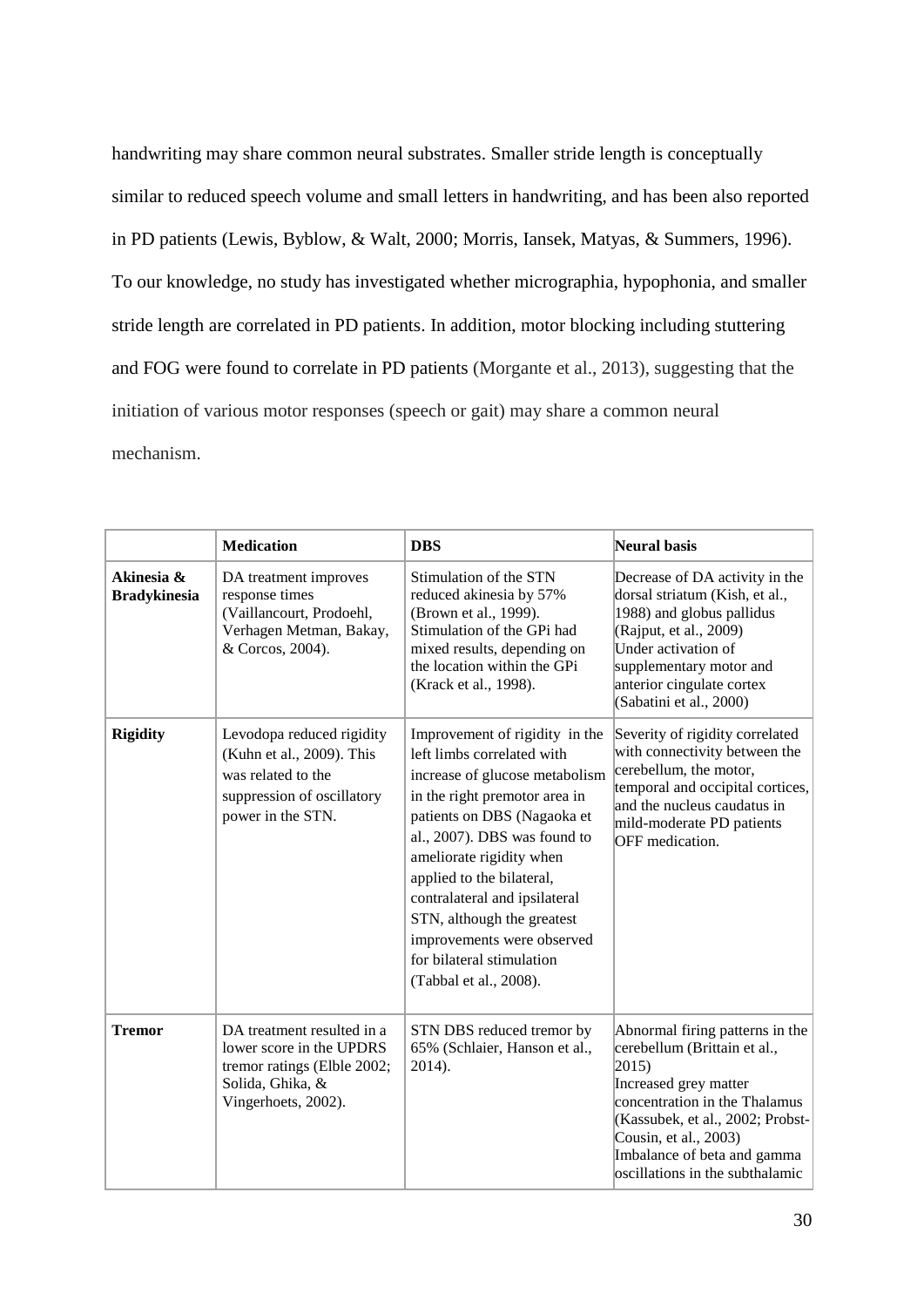handwriting may share common neural substrates. Smaller stride length is conceptually similar to reduced speech volume and small letters in handwriting, and has been also reported in PD patients (Lewis, Byblow, & Walt, 2000; Morris, Iansek, Matyas, & Summers, 1996). To our knowledge, no study has investigated whether micrographia, hypophonia, and smaller stride length are correlated in PD patients. In addition, motor blocking including stuttering and FOG were found to correlate in PD patients (Morgante et al., 2013), suggesting that the initiation of various motor responses (speech or gait) may share a common neural mechanism.

| | **Medication** | **DBS** | **Neural basis** |
|---|---|---|---|
| **Akinesia & Bradykinesia** | DA treatment improves response times (Vaillancourt, Prodoehl, Verhagen Metman, Bakay, & Corcos, 2004). | Stimulation of the STN reduced akinesia by 57% (Brown et al., 1999). Stimulation of the GPi had mixed results, depending on the location within the GPi (Krack et al., 1998). | Decrease of DA activity in the dorsal striatum (Kish, et al., 1988) and globus pallidus (Rajput, et al., 2009) Under activation of supplementary motor and anterior cingulate cortex (Sabatini et al., 2000) |
| **Rigidity** | Levodopa reduced rigidity (Kuhn et al., 2009). This was related to the suppression of oscillatory power in the STN. | Improvement of rigidity in the left limbs correlated with increase of glucose metabolism in the right premotor area in patients on DBS (Nagaoka et al., 2007). DBS was found to ameliorate rigidity when applied to the bilateral, contralateral and ipsilateral STN, although the greatest improvements were observed for bilateral stimulation (Tabbal et al., 2008). | Severity of rigidity correlated with connectivity between the cerebellum, the motor, temporal and occipital cortices, and the nucleus caudatus in mild-moderate PD patients OFF medication. |
| **Tremor** | DA treatment resulted in a lower score in the UPDRS tremor ratings (Elble 2002; Solida, Ghika, & Vingerhoets, 2002). | STN DBS reduced tremor by 65% (Schlaier, Hanson et al., 2014). | Abnormal firing patterns in the cerebellum (Brittain et al., 2015) Increased grey matter concentration in the Thalamus (Kassubek, et al., 2002; Probst-Cousin, et al., 2003) Imbalance of beta and gamma oscillations in the subthalamic |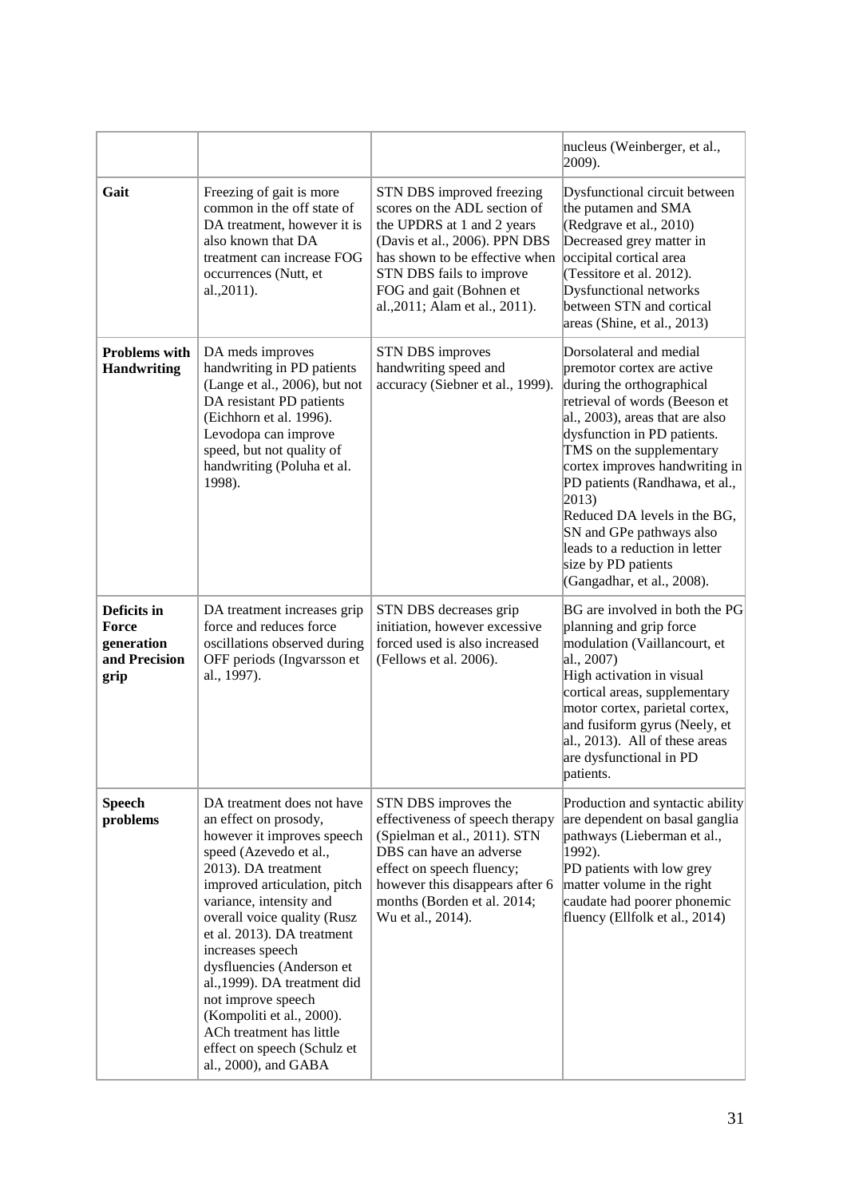| | | | |
|---|---|---|---|
| | | | nucleus (Weinberger, et al., 2009). |
| **Gait** | Freezing of gait is more common in the off state of DA treatment, however it is also known that DA treatment can increase FOG occurrences (Nutt, et al.,2011). | STN DBS improved freezing scores on the ADL section of the UPDRS at 1 and 2 years (Davis et al., 2006). PPN DBS has shown to be effective when STN DBS fails to improve FOG and gait (Bohnen et al.,2011; Alam et al., 2011). | Dysfunctional circuit between the putamen and SMA (Redgrave et al., 2010) Decreased grey matter in occipital cortical area (Tessitore et al. 2012). Dysfunctional networks between STN and cortical areas (Shine, et al., 2013) |
| **Problems with Handwriting** | DA meds improves handwriting in PD patients (Lange et al., 2006), but not DA resistant PD patients (Eichhorn et al. 1996). Levodopa can improve speed, but not quality of handwriting (Poluha et al. 1998). | STN DBS improves handwriting speed and accuracy (Siebner et al., 1999). | Dorsolateral and medial premotor cortex are active during the orthographical retrieval of words (Beeson et al., 2003), areas that are also dysfunction in PD patients. TMS on the supplementary cortex improves handwriting in PD patients (Randhawa, et al., 2013) Reduced DA levels in the BG, SN and GPe pathways also leads to a reduction in letter size by PD patients (Gangadhar, et al., 2008). |
| **Deficits in Force generation and Precision grip** | DA treatment increases grip force and reduces force oscillations observed during OFF periods (Ingvarsson et al., 1997). | STN DBS decreases grip initiation, however excessive forced used is also increased (Fellows et al. 2006). | BG are involved in both the PG planning and grip force modulation (Vaillancourt, et al., 2007) High activation in visual cortical areas, supplementary motor cortex, parietal cortex, and fusiform gyrus (Neely, et al., 2013). All of these areas are dysfunctional in PD patients. |
| **Speech problems** | DA treatment does not have an effect on prosody, however it improves speech speed (Azevedo et al., 2013). DA treatment improved articulation, pitch variance, intensity and overall voice quality (Rusz et al. 2013). DA treatment increases speech dysfluencies (Anderson et al.,1999). DA treatment did not improve speech (Kompoliti et al., 2000). ACh treatment has little effect on speech (Schulz et al., 2000), and GABA | STN DBS improves the effectiveness of speech therapy (Spielman et al., 2011). STN DBS can have an adverse effect on speech fluency; however this disappears after 6 months (Borden et al. 2014; Wu et al., 2014). | Production and syntactic ability are dependent on basal ganglia pathways (Lieberman et al., 1992). PD patients with low grey matter volume in the right caudate had poorer phonemic fluency (Ellfolk et al., 2014) |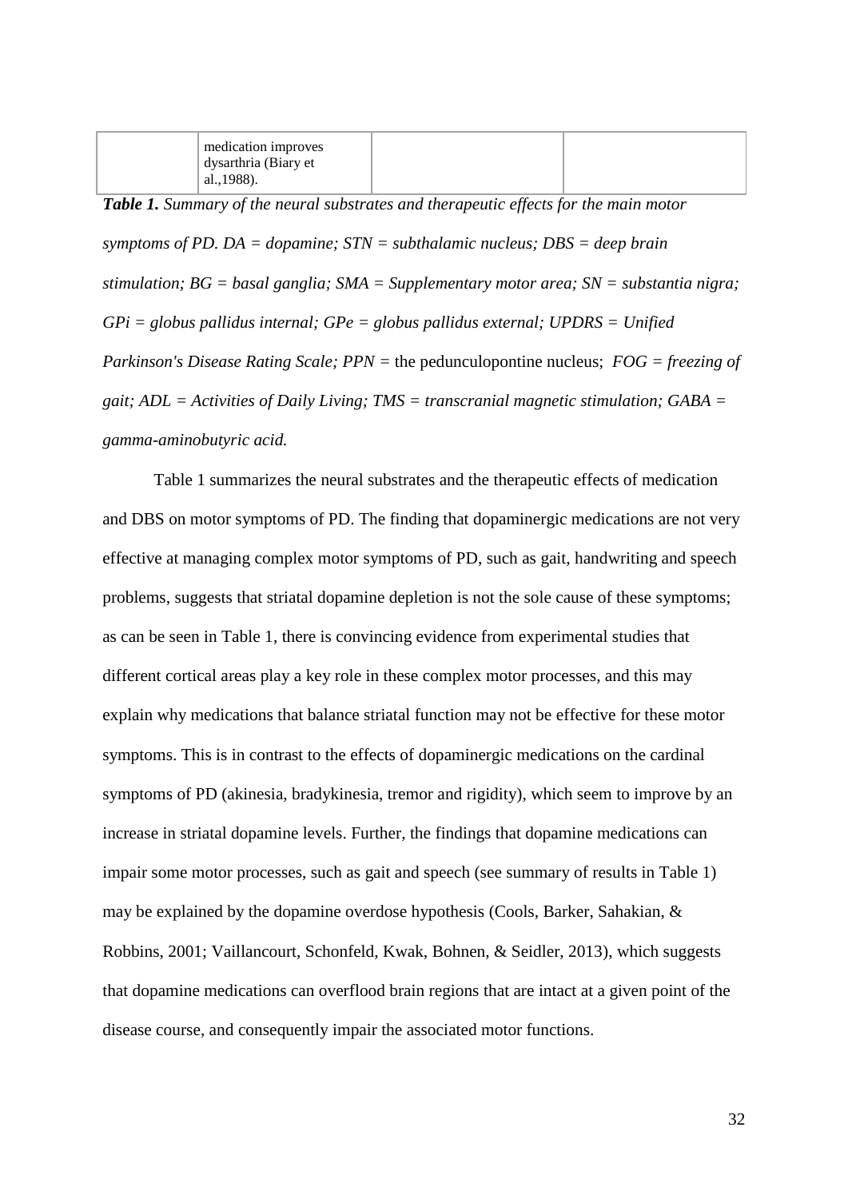|  | medication improves dysarthria (Biary et al.,1988). |  |  |
|---|---|---|---|

***Table 1.*** *Summary of the neural substrates and therapeutic effects for the main motor symptoms of PD. DA = dopamine; STN = subthalamic nucleus; DBS = deep brain stimulation; BG = basal ganglia; SMA = Supplementary motor area; SN = substantia nigra; GPi = globus pallidus internal; GPe = globus pallidus external; UPDRS = Unified Parkinson's Disease Rating Scale; PPN =* the pedunculopontine nucleus; *FOG = freezing of gait; ADL = Activities of Daily Living; TMS = transcranial magnetic stimulation; GABA = gamma-aminobutyric acid.*

Table 1 summarizes the neural substrates and the therapeutic effects of medication and DBS on motor symptoms of PD. The finding that dopaminergic medications are not very effective at managing complex motor symptoms of PD, such as gait, handwriting and speech problems, suggests that striatal dopamine depletion is not the sole cause of these symptoms; as can be seen in Table 1, there is convincing evidence from experimental studies that different cortical areas play a key role in these complex motor processes, and this may explain why medications that balance striatal function may not be effective for these motor symptoms. This is in contrast to the effects of dopaminergic medications on the cardinal symptoms of PD (akinesia, bradykinesia, tremor and rigidity), which seem to improve by an increase in striatal dopamine levels. Further, the findings that dopamine medications can impair some motor processes, such as gait and speech (see summary of results in Table 1) may be explained by the dopamine overdose hypothesis (Cools, Barker, Sahakian, & Robbins, 2001; Vaillancourt, Schonfeld, Kwak, Bohnen, & Seidler, 2013), which suggests that dopamine medications can overflood brain regions that are intact at a given point of the disease course, and consequently impair the associated motor functions.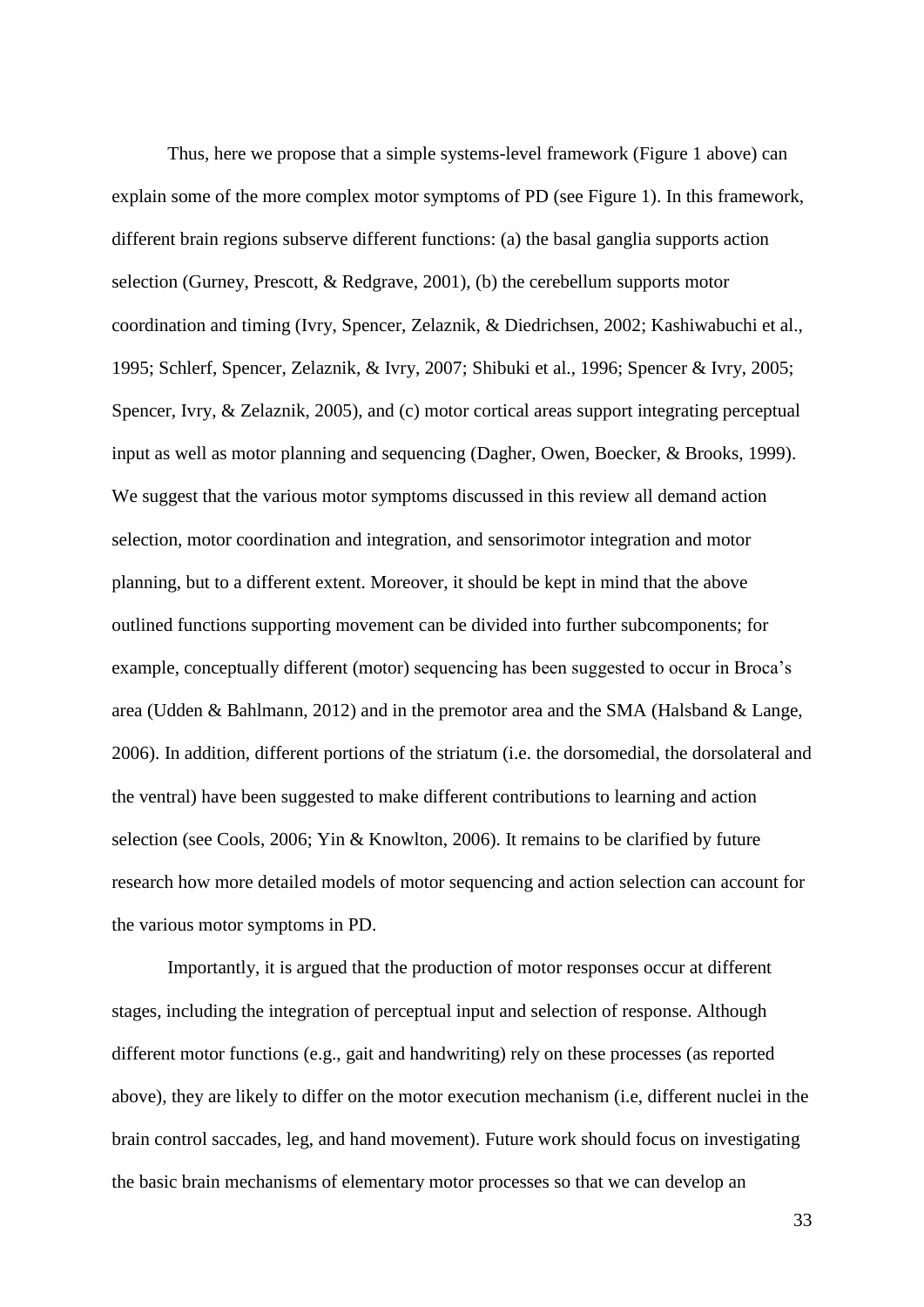Thus, here we propose that a simple systems-level framework (Figure 1 above) can explain some of the more complex motor symptoms of PD (see Figure 1). In this framework, different brain regions subserve different functions: (a) the basal ganglia supports action selection (Gurney, Prescott, & Redgrave, 2001), (b) the cerebellum supports motor coordination and timing (Ivry, Spencer, Zelaznik, & Diedrichsen, 2002; Kashiwabuchi et al., 1995; Schlerf, Spencer, Zelaznik, & Ivry, 2007; Shibuki et al., 1996; Spencer & Ivry, 2005; Spencer, Ivry, & Zelaznik, 2005), and (c) motor cortical areas support integrating perceptual input as well as motor planning and sequencing (Dagher, Owen, Boecker, & Brooks, 1999). We suggest that the various motor symptoms discussed in this review all demand action selection, motor coordination and integration, and sensorimotor integration and motor planning, but to a different extent. Moreover, it should be kept in mind that the above outlined functions supporting movement can be divided into further subcomponents; for example, conceptually different (motor) sequencing has been suggested to occur in Broca's area (Udden & Bahlmann, 2012) and in the premotor area and the SMA (Halsband & Lange, 2006). In addition, different portions of the striatum (i.e. the dorsomedial, the dorsolateral and the ventral) have been suggested to make different contributions to learning and action selection (see Cools, 2006; Yin & Knowlton, 2006). It remains to be clarified by future research how more detailed models of motor sequencing and action selection can account for the various motor symptoms in PD.

Importantly, it is argued that the production of motor responses occur at different stages, including the integration of perceptual input and selection of response. Although different motor functions (e.g., gait and handwriting) rely on these processes (as reported above), they are likely to differ on the motor execution mechanism (i.e, different nuclei in the brain control saccades, leg, and hand movement). Future work should focus on investigating the basic brain mechanisms of elementary motor processes so that we can develop an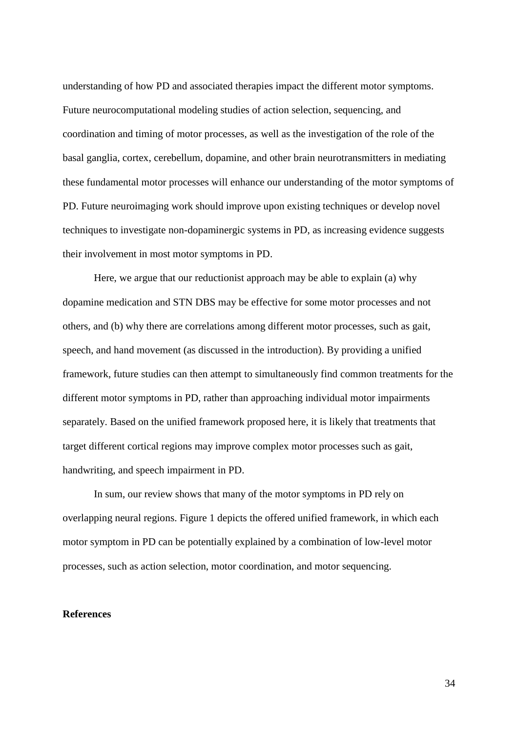understanding of how PD and associated therapies impact the different motor symptoms. Future neurocomputational modeling studies of action selection, sequencing, and coordination and timing of motor processes, as well as the investigation of the role of the basal ganglia, cortex, cerebellum, dopamine, and other brain neurotransmitters in mediating these fundamental motor processes will enhance our understanding of the motor symptoms of PD. Future neuroimaging work should improve upon existing techniques or develop novel techniques to investigate non-dopaminergic systems in PD, as increasing evidence suggests their involvement in most motor symptoms in PD.

Here, we argue that our reductionist approach may be able to explain (a) why dopamine medication and STN DBS may be effective for some motor processes and not others, and (b) why there are correlations among different motor processes, such as gait, speech, and hand movement (as discussed in the introduction). By providing a unified framework, future studies can then attempt to simultaneously find common treatments for the different motor symptoms in PD, rather than approaching individual motor impairments separately. Based on the unified framework proposed here, it is likely that treatments that target different cortical regions may improve complex motor processes such as gait, handwriting, and speech impairment in PD.

In sum, our review shows that many of the motor symptoms in PD rely on overlapping neural regions. Figure 1 depicts the offered unified framework, in which each motor symptom in PD can be potentially explained by a combination of low-level motor processes, such as action selection, motor coordination, and motor sequencing.

**References**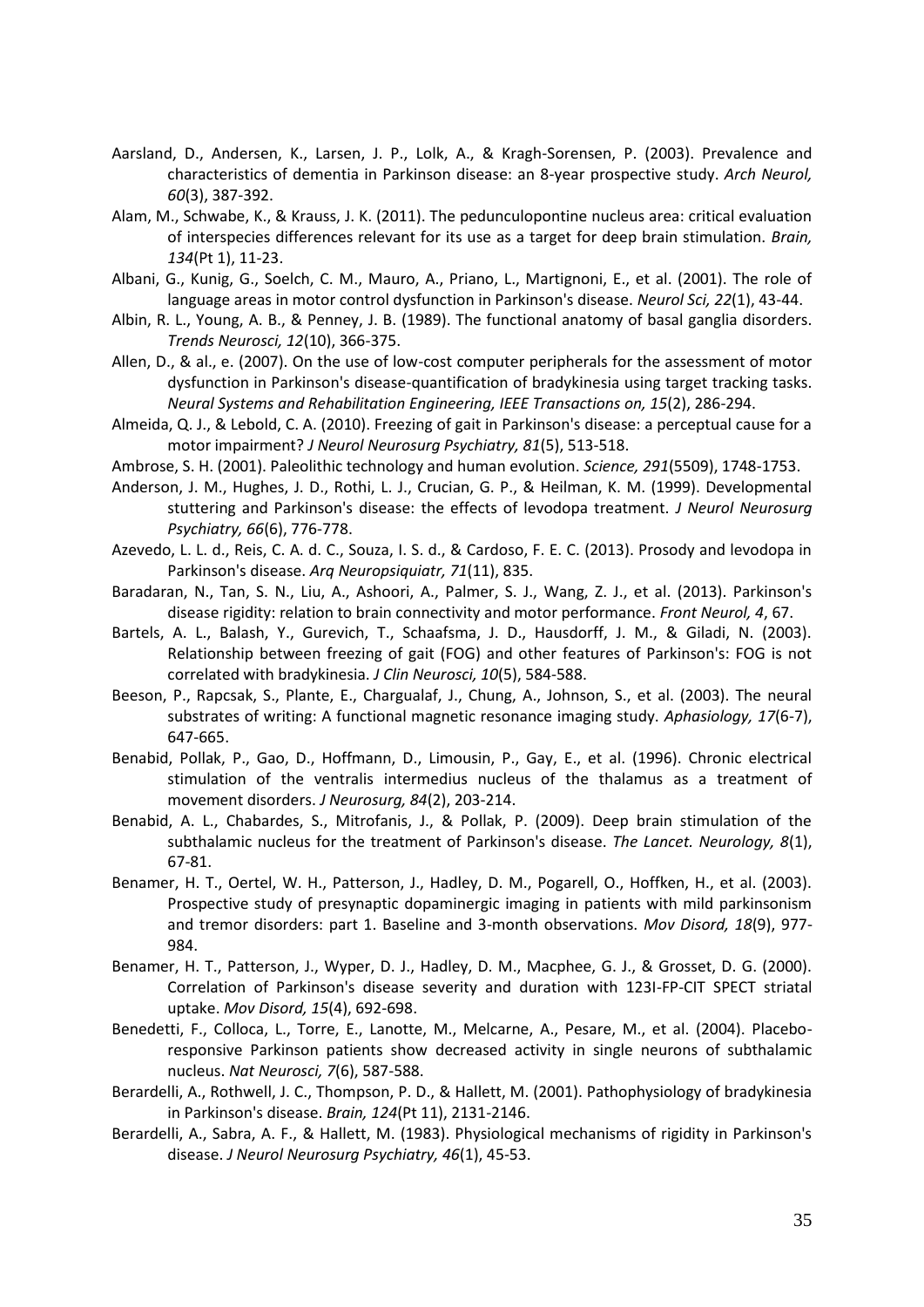Aarsland, D., Andersen, K., Larsen, J. P., Lolk, A., & Kragh-Sorensen, P. (2003). Prevalence and characteristics of dementia in Parkinson disease: an 8-year prospective study. *Arch Neurol, 60*(3), 387-392.

Alam, M., Schwabe, K., & Krauss, J. K. (2011). The pedunculopontine nucleus area: critical evaluation of interspecies differences relevant for its use as a target for deep brain stimulation. *Brain, 134*(Pt 1), 11-23.

Albani, G., Kunig, G., Soelch, C. M., Mauro, A., Priano, L., Martignoni, E., et al. (2001). The role of language areas in motor control dysfunction in Parkinson's disease. *Neurol Sci, 22*(1), 43-44.

Albin, R. L., Young, A. B., & Penney, J. B. (1989). The functional anatomy of basal ganglia disorders. *Trends Neurosci, 12*(10), 366-375.

Allen, D., & al., e. (2007). On the use of low-cost computer peripherals for the assessment of motor dysfunction in Parkinson's disease-quantification of bradykinesia using target tracking tasks. *Neural Systems and Rehabilitation Engineering, IEEE Transactions on, 15*(2), 286-294.

Almeida, Q. J., & Lebold, C. A. (2010). Freezing of gait in Parkinson's disease: a perceptual cause for a motor impairment? *J Neurol Neurosurg Psychiatry, 81*(5), 513-518.

Ambrose, S. H. (2001). Paleolithic technology and human evolution. *Science, 291*(5509), 1748-1753.

Anderson, J. M., Hughes, J. D., Rothi, L. J., Crucian, G. P., & Heilman, K. M. (1999). Developmental stuttering and Parkinson's disease: the effects of levodopa treatment. *J Neurol Neurosurg Psychiatry, 66*(6), 776-778.

Azevedo, L. L. d., Reis, C. A. d. C., Souza, I. S. d., & Cardoso, F. E. C. (2013). Prosody and levodopa in Parkinson's disease. *Arq Neuropsiquiatr, 71*(11), 835.

Baradaran, N., Tan, S. N., Liu, A., Ashoori, A., Palmer, S. J., Wang, Z. J., et al. (2013). Parkinson's disease rigidity: relation to brain connectivity and motor performance. *Front Neurol, 4*, 67.

Bartels, A. L., Balash, Y., Gurevich, T., Schaafsma, J. D., Hausdorff, J. M., & Giladi, N. (2003). Relationship between freezing of gait (FOG) and other features of Parkinson's: FOG is not correlated with bradykinesia. *J Clin Neurosci, 10*(5), 584-588.

Beeson, P., Rapcsak, S., Plante, E., Chargualaf, J., Chung, A., Johnson, S., et al. (2003). The neural substrates of writing: A functional magnetic resonance imaging study. *Aphasiology, 17*(6-7), 647-665.

Benabid, Pollak, P., Gao, D., Hoffmann, D., Limousin, P., Gay, E., et al. (1996). Chronic electrical stimulation of the ventralis intermedius nucleus of the thalamus as a treatment of movement disorders. *J Neurosurg, 84*(2), 203-214.

Benabid, A. L., Chabardes, S., Mitrofanis, J., & Pollak, P. (2009). Deep brain stimulation of the subthalamic nucleus for the treatment of Parkinson's disease. *The Lancet. Neurology, 8*(1), 67-81.

Benamer, H. T., Oertel, W. H., Patterson, J., Hadley, D. M., Pogarell, O., Hoffken, H., et al. (2003). Prospective study of presynaptic dopaminergic imaging in patients with mild parkinsonism and tremor disorders: part 1. Baseline and 3-month observations. *Mov Disord, 18*(9), 977-984.

Benamer, H. T., Patterson, J., Wyper, D. J., Hadley, D. M., Macphee, G. J., & Grosset, D. G. (2000). Correlation of Parkinson's disease severity and duration with 123I-FP-CIT SPECT striatal uptake. *Mov Disord, 15*(4), 692-698.

Benedetti, F., Colloca, L., Torre, E., Lanotte, M., Melcarne, A., Pesare, M., et al. (2004). Placebo-responsive Parkinson patients show decreased activity in single neurons of subthalamic nucleus. *Nat Neurosci, 7*(6), 587-588.

Berardelli, A., Rothwell, J. C., Thompson, P. D., & Hallett, M. (2001). Pathophysiology of bradykinesia in Parkinson's disease. *Brain, 124*(Pt 11), 2131-2146.

Berardelli, A., Sabra, A. F., & Hallett, M. (1983). Physiological mechanisms of rigidity in Parkinson's disease. *J Neurol Neurosurg Psychiatry, 46*(1), 45-53.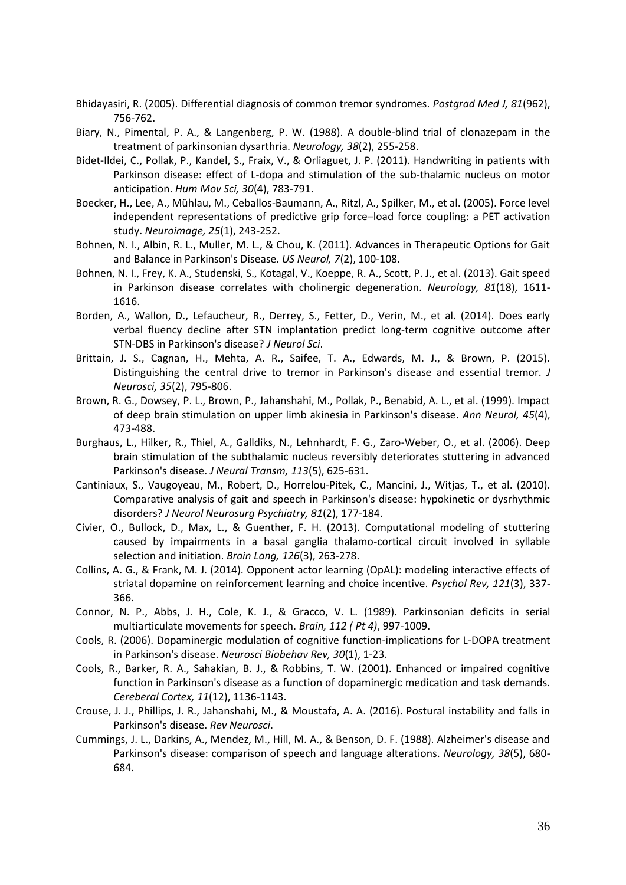Bhidayasiri, R. (2005). Differential diagnosis of common tremor syndromes. *Postgrad Med J, 81*(962), 756-762.

Biary, N., Pimental, P. A., & Langenberg, P. W. (1988). A double-blind trial of clonazepam in the treatment of parkinsonian dysarthria. *Neurology, 38*(2), 255-258.

Bidet-Ildei, C., Pollak, P., Kandel, S., Fraix, V., & Orliaguet, J. P. (2011). Handwriting in patients with Parkinson disease: effect of L-dopa and stimulation of the sub-thalamic nucleus on motor anticipation. *Hum Mov Sci, 30*(4), 783-791.

Boecker, H., Lee, A., Mühlau, M., Ceballos-Baumann, A., Ritzl, A., Spilker, M., et al. (2005). Force level independent representations of predictive grip force–load force coupling: a PET activation study. *Neuroimage, 25*(1), 243-252.

Bohnen, N. I., Albin, R. L., Muller, M. L., & Chou, K. (2011). Advances in Therapeutic Options for Gait and Balance in Parkinson's Disease. *US Neurol, 7*(2), 100-108.

Bohnen, N. I., Frey, K. A., Studenski, S., Kotagal, V., Koeppe, R. A., Scott, P. J., et al. (2013). Gait speed in Parkinson disease correlates with cholinergic degeneration. *Neurology, 81*(18), 1611-1616.

Borden, A., Wallon, D., Lefaucheur, R., Derrey, S., Fetter, D., Verin, M., et al. (2014). Does early verbal fluency decline after STN implantation predict long-term cognitive outcome after STN-DBS in Parkinson's disease? *J Neurol Sci*.

Brittain, J. S., Cagnan, H., Mehta, A. R., Saifee, T. A., Edwards, M. J., & Brown, P. (2015). Distinguishing the central drive to tremor in Parkinson's disease and essential tremor. *J Neurosci, 35*(2), 795-806.

Brown, R. G., Dowsey, P. L., Brown, P., Jahanshahi, M., Pollak, P., Benabid, A. L., et al. (1999). Impact of deep brain stimulation on upper limb akinesia in Parkinson's disease. *Ann Neurol, 45*(4), 473-488.

Burghaus, L., Hilker, R., Thiel, A., Galldiks, N., Lehnhardt, F. G., Zaro-Weber, O., et al. (2006). Deep brain stimulation of the subthalamic nucleus reversibly deteriorates stuttering in advanced Parkinson's disease. *J Neural Transm, 113*(5), 625-631.

Cantiniaux, S., Vaugoyeau, M., Robert, D., Horrelou-Pitek, C., Mancini, J., Witjas, T., et al. (2010). Comparative analysis of gait and speech in Parkinson's disease: hypokinetic or dysrhythmic disorders? *J Neurol Neurosurg Psychiatry, 81*(2), 177-184.

Civier, O., Bullock, D., Max, L., & Guenther, F. H. (2013). Computational modeling of stuttering caused by impairments in a basal ganglia thalamo-cortical circuit involved in syllable selection and initiation. *Brain Lang, 126*(3), 263-278.

Collins, A. G., & Frank, M. J. (2014). Opponent actor learning (OpAL): modeling interactive effects of striatal dopamine on reinforcement learning and choice incentive. *Psychol Rev, 121*(3), 337-366.

Connor, N. P., Abbs, J. H., Cole, K. J., & Gracco, V. L. (1989). Parkinsonian deficits in serial multiarticulate movements for speech. *Brain, 112 ( Pt 4)*, 997-1009.

Cools, R. (2006). Dopaminergic modulation of cognitive function-implications for L-DOPA treatment in Parkinson's disease. *Neurosci Biobehav Rev, 30*(1), 1-23.

Cools, R., Barker, R. A., Sahakian, B. J., & Robbins, T. W. (2001). Enhanced or impaired cognitive function in Parkinson's disease as a function of dopaminergic medication and task demands. *Cereberal Cortex, 11*(12), 1136-1143.

Crouse, J. J., Phillips, J. R., Jahanshahi, M., & Moustafa, A. A. (2016). Postural instability and falls in Parkinson's disease. *Rev Neurosci*.

Cummings, J. L., Darkins, A., Mendez, M., Hill, M. A., & Benson, D. F. (1988). Alzheimer's disease and Parkinson's disease: comparison of speech and language alterations. *Neurology, 38*(5), 680-684.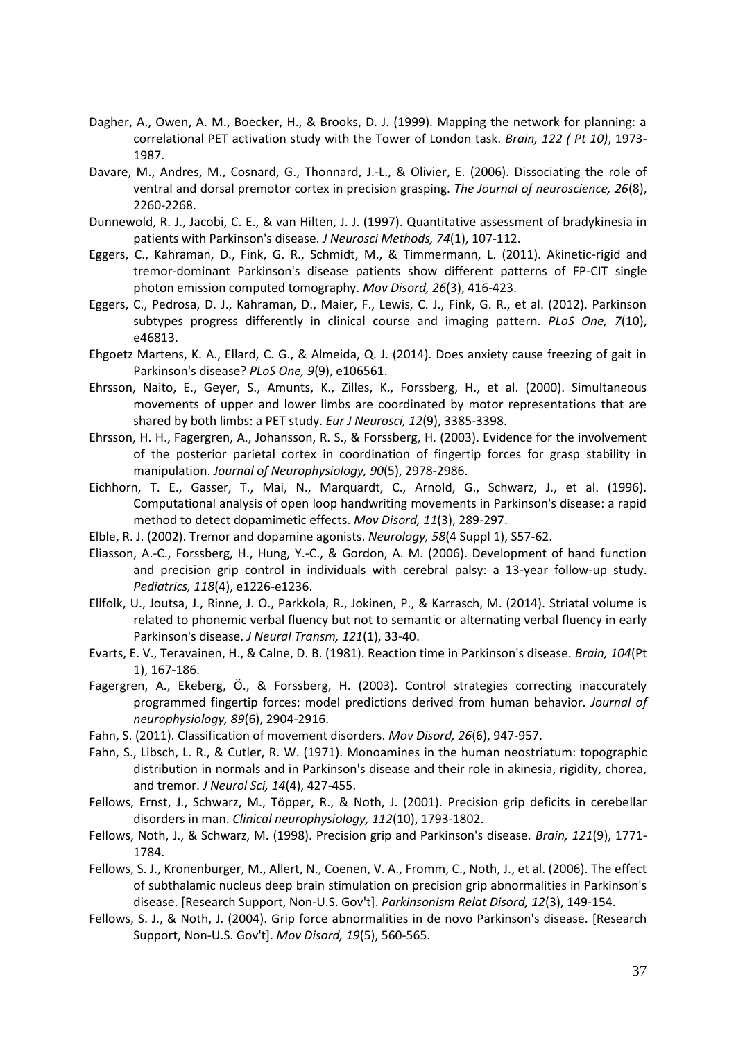Dagher, A., Owen, A. M., Boecker, H., & Brooks, D. J. (1999). Mapping the network for planning: a correlational PET activation study with the Tower of London task. *Brain, 122 ( Pt 10)*, 1973-1987.

Davare, M., Andres, M., Cosnard, G., Thonnard, J.-L., & Olivier, E. (2006). Dissociating the role of ventral and dorsal premotor cortex in precision grasping. *The Journal of neuroscience, 26*(8), 2260-2268.

Dunnewold, R. J., Jacobi, C. E., & van Hilten, J. J. (1997). Quantitative assessment of bradykinesia in patients with Parkinson's disease. *J Neurosci Methods, 74*(1), 107-112.

Eggers, C., Kahraman, D., Fink, G. R., Schmidt, M., & Timmermann, L. (2011). Akinetic-rigid and tremor-dominant Parkinson's disease patients show different patterns of FP-CIT single photon emission computed tomography. *Mov Disord, 26*(3), 416-423.

Eggers, C., Pedrosa, D. J., Kahraman, D., Maier, F., Lewis, C. J., Fink, G. R., et al. (2012). Parkinson subtypes progress differently in clinical course and imaging pattern. *PLoS One, 7*(10), e46813.

Ehgoetz Martens, K. A., Ellard, C. G., & Almeida, Q. J. (2014). Does anxiety cause freezing of gait in Parkinson's disease? *PLoS One, 9*(9), e106561.

Ehrsson, Naito, E., Geyer, S., Amunts, K., Zilles, K., Forssberg, H., et al. (2000). Simultaneous movements of upper and lower limbs are coordinated by motor representations that are shared by both limbs: a PET study. *Eur J Neurosci, 12*(9), 3385-3398.

Ehrsson, H. H., Fagergren, A., Johansson, R. S., & Forssberg, H. (2003). Evidence for the involvement of the posterior parietal cortex in coordination of fingertip forces for grasp stability in manipulation. *Journal of Neurophysiology, 90*(5), 2978-2986.

Eichhorn, T. E., Gasser, T., Mai, N., Marquardt, C., Arnold, G., Schwarz, J., et al. (1996). Computational analysis of open loop handwriting movements in Parkinson's disease: a rapid method to detect dopamimetic effects. *Mov Disord, 11*(3), 289-297.

Elble, R. J. (2002). Tremor and dopamine agonists. *Neurology, 58*(4 Suppl 1), S57-62.

Eliasson, A.-C., Forssberg, H., Hung, Y.-C., & Gordon, A. M. (2006). Development of hand function and precision grip control in individuals with cerebral palsy: a 13-year follow-up study. *Pediatrics, 118*(4), e1226-e1236.

Ellfolk, U., Joutsa, J., Rinne, J. O., Parkkola, R., Jokinen, P., & Karrasch, M. (2014). Striatal volume is related to phonemic verbal fluency but not to semantic or alternating verbal fluency in early Parkinson's disease. *J Neural Transm, 121*(1), 33-40.

Evarts, E. V., Teravainen, H., & Calne, D. B. (1981). Reaction time in Parkinson's disease. *Brain, 104*(Pt 1), 167-186.

Fagergren, A., Ekeberg, Ö., & Forssberg, H. (2003). Control strategies correcting inaccurately programmed fingertip forces: model predictions derived from human behavior. *Journal of neurophysiology, 89*(6), 2904-2916.

Fahn, S. (2011). Classification of movement disorders. *Mov Disord, 26*(6), 947-957.

Fahn, S., Libsch, L. R., & Cutler, R. W. (1971). Monoamines in the human neostriatum: topographic distribution in normals and in Parkinson's disease and their role in akinesia, rigidity, chorea, and tremor. *J Neurol Sci, 14*(4), 427-455.

Fellows, Ernst, J., Schwarz, M., Töpper, R., & Noth, J. (2001). Precision grip deficits in cerebellar disorders in man. *Clinical neurophysiology, 112*(10), 1793-1802.

Fellows, Noth, J., & Schwarz, M. (1998). Precision grip and Parkinson's disease. *Brain, 121*(9), 1771-1784.

Fellows, S. J., Kronenburger, M., Allert, N., Coenen, V. A., Fromm, C., Noth, J., et al. (2006). The effect of subthalamic nucleus deep brain stimulation on precision grip abnormalities in Parkinson's disease. [Research Support, Non-U.S. Gov't]. *Parkinsonism Relat Disord, 12*(3), 149-154.

Fellows, S. J., & Noth, J. (2004). Grip force abnormalities in de novo Parkinson's disease. [Research Support, Non-U.S. Gov't]. *Mov Disord, 19*(5), 560-565.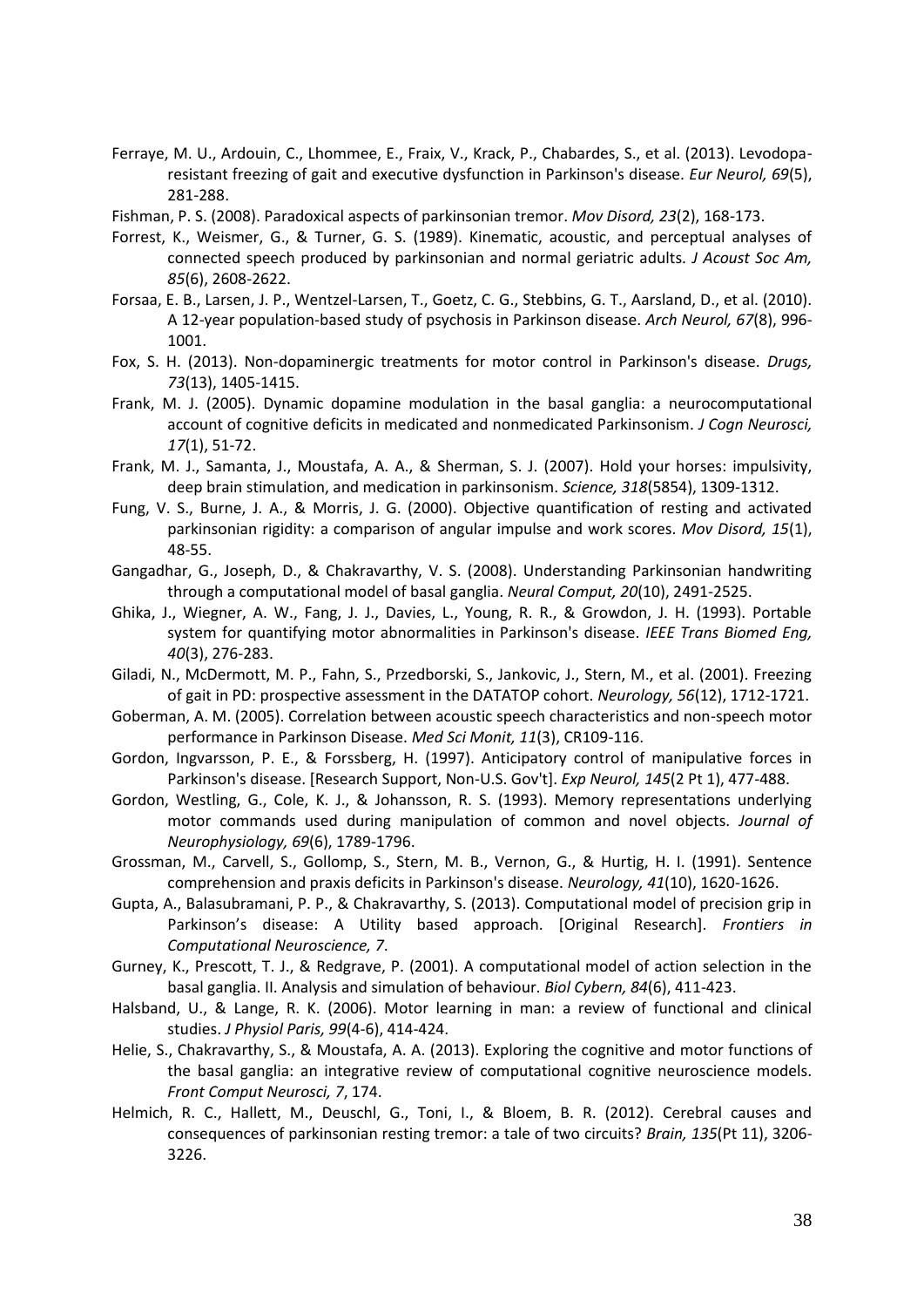Ferraye, M. U., Ardouin, C., Lhommee, E., Fraix, V., Krack, P., Chabardes, S., et al. (2013). Levodopa-resistant freezing of gait and executive dysfunction in Parkinson's disease. *Eur Neurol, 69*(5), 281-288.

Fishman, P. S. (2008). Paradoxical aspects of parkinsonian tremor. *Mov Disord, 23*(2), 168-173.

Forrest, K., Weismer, G., & Turner, G. S. (1989). Kinematic, acoustic, and perceptual analyses of connected speech produced by parkinsonian and normal geriatric adults. *J Acoust Soc Am, 85*(6), 2608-2622.

Forsaa, E. B., Larsen, J. P., Wentzel-Larsen, T., Goetz, C. G., Stebbins, G. T., Aarsland, D., et al. (2010). A 12-year population-based study of psychosis in Parkinson disease. *Arch Neurol, 67*(8), 996-1001.

Fox, S. H. (2013). Non-dopaminergic treatments for motor control in Parkinson's disease. *Drugs, 73*(13), 1405-1415.

Frank, M. J. (2005). Dynamic dopamine modulation in the basal ganglia: a neurocomputational account of cognitive deficits in medicated and nonmedicated Parkinsonism. *J Cogn Neurosci, 17*(1), 51-72.

Frank, M. J., Samanta, J., Moustafa, A. A., & Sherman, S. J. (2007). Hold your horses: impulsivity, deep brain stimulation, and medication in parkinsonism. *Science, 318*(5854), 1309-1312.

Fung, V. S., Burne, J. A., & Morris, J. G. (2000). Objective quantification of resting and activated parkinsonian rigidity: a comparison of angular impulse and work scores. *Mov Disord, 15*(1), 48-55.

Gangadhar, G., Joseph, D., & Chakravarthy, V. S. (2008). Understanding Parkinsonian handwriting through a computational model of basal ganglia. *Neural Comput, 20*(10), 2491-2525.

Ghika, J., Wiegner, A. W., Fang, J. J., Davies, L., Young, R. R., & Growdon, J. H. (1993). Portable system for quantifying motor abnormalities in Parkinson's disease. *IEEE Trans Biomed Eng, 40*(3), 276-283.

Giladi, N., McDermott, M. P., Fahn, S., Przedborski, S., Jankovic, J., Stern, M., et al. (2001). Freezing of gait in PD: prospective assessment in the DATATOP cohort. *Neurology, 56*(12), 1712-1721.

Goberman, A. M. (2005). Correlation between acoustic speech characteristics and non-speech motor performance in Parkinson Disease. *Med Sci Monit, 11*(3), CR109-116.

Gordon, Ingvarsson, P. E., & Forssberg, H. (1997). Anticipatory control of manipulative forces in Parkinson's disease. [Research Support, Non-U.S. Gov't]. *Exp Neurol, 145*(2 Pt 1), 477-488.

Gordon, Westling, G., Cole, K. J., & Johansson, R. S. (1993). Memory representations underlying motor commands used during manipulation of common and novel objects. *Journal of Neurophysiology, 69*(6), 1789-1796.

Grossman, M., Carvell, S., Gollomp, S., Stern, M. B., Vernon, G., & Hurtig, H. I. (1991). Sentence comprehension and praxis deficits in Parkinson's disease. *Neurology, 41*(10), 1620-1626.

Gupta, A., Balasubramani, P. P., & Chakravarthy, S. (2013). Computational model of precision grip in Parkinson's disease: A Utility based approach. [Original Research]. *Frontiers in Computational Neuroscience, 7*.

Gurney, K., Prescott, T. J., & Redgrave, P. (2001). A computational model of action selection in the basal ganglia. II. Analysis and simulation of behaviour. *Biol Cybern, 84*(6), 411-423.

Halsband, U., & Lange, R. K. (2006). Motor learning in man: a review of functional and clinical studies. *J Physiol Paris, 99*(4-6), 414-424.

Helie, S., Chakravarthy, S., & Moustafa, A. A. (2013). Exploring the cognitive and motor functions of the basal ganglia: an integrative review of computational cognitive neuroscience models. *Front Comput Neurosci, 7*, 174.

Helmich, R. C., Hallett, M., Deuschl, G., Toni, I., & Bloem, B. R. (2012). Cerebral causes and consequences of parkinsonian resting tremor: a tale of two circuits? *Brain, 135*(Pt 11), 3206-3226.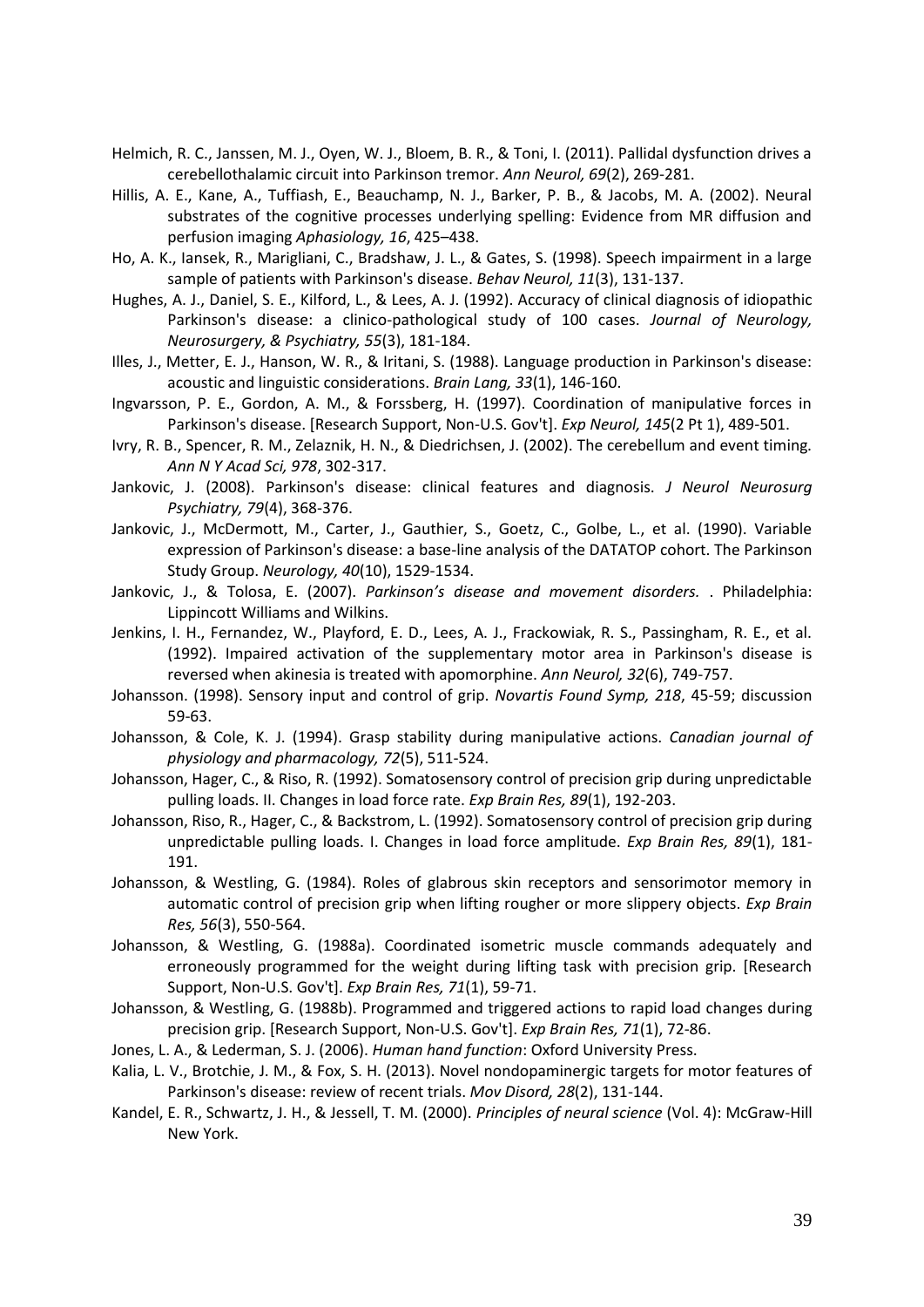Helmich, R. C., Janssen, M. J., Oyen, W. J., Bloem, B. R., & Toni, I. (2011). Pallidal dysfunction drives a cerebellothalamic circuit into Parkinson tremor. *Ann Neurol, 69*(2), 269-281.

Hillis, A. E., Kane, A., Tuffiash, E., Beauchamp, N. J., Barker, P. B., & Jacobs, M. A. (2002). Neural substrates of the cognitive processes underlying spelling: Evidence from MR diffusion and perfusion imaging *Aphasiology, 16*, 425–438.

Ho, A. K., Iansek, R., Marigliani, C., Bradshaw, J. L., & Gates, S. (1998). Speech impairment in a large sample of patients with Parkinson's disease. *Behav Neurol, 11*(3), 131-137.

Hughes, A. J., Daniel, S. E., Kilford, L., & Lees, A. J. (1992). Accuracy of clinical diagnosis of idiopathic Parkinson's disease: a clinico-pathological study of 100 cases. *Journal of Neurology, Neurosurgery, & Psychiatry, 55*(3), 181-184.

Illes, J., Metter, E. J., Hanson, W. R., & Iritani, S. (1988). Language production in Parkinson's disease: acoustic and linguistic considerations. *Brain Lang, 33*(1), 146-160.

Ingvarsson, P. E., Gordon, A. M., & Forssberg, H. (1997). Coordination of manipulative forces in Parkinson's disease. [Research Support, Non-U.S. Gov't]. *Exp Neurol, 145*(2 Pt 1), 489-501.

Ivry, R. B., Spencer, R. M., Zelaznik, H. N., & Diedrichsen, J. (2002). The cerebellum and event timing. *Ann N Y Acad Sci, 978*, 302-317.

Jankovic, J. (2008). Parkinson's disease: clinical features and diagnosis. *J Neurol Neurosurg Psychiatry, 79*(4), 368-376.

Jankovic, J., McDermott, M., Carter, J., Gauthier, S., Goetz, C., Golbe, L., et al. (1990). Variable expression of Parkinson's disease: a base-line analysis of the DATATOP cohort. The Parkinson Study Group. *Neurology, 40*(10), 1529-1534.

Jankovic, J., & Tolosa, E. (2007). *Parkinson's disease and movement disorders.* . Philadelphia: Lippincott Williams and Wilkins.

Jenkins, I. H., Fernandez, W., Playford, E. D., Lees, A. J., Frackowiak, R. S., Passingham, R. E., et al. (1992). Impaired activation of the supplementary motor area in Parkinson's disease is reversed when akinesia is treated with apomorphine. *Ann Neurol, 32*(6), 749-757.

Johansson. (1998). Sensory input and control of grip. *Novartis Found Symp, 218*, 45-59; discussion 59-63.

Johansson, & Cole, K. J. (1994). Grasp stability during manipulative actions. *Canadian journal of physiology and pharmacology, 72*(5), 511-524.

Johansson, Hager, C., & Riso, R. (1992). Somatosensory control of precision grip during unpredictable pulling loads. II. Changes in load force rate. *Exp Brain Res, 89*(1), 192-203.

Johansson, Riso, R., Hager, C., & Backstrom, L. (1992). Somatosensory control of precision grip during unpredictable pulling loads. I. Changes in load force amplitude. *Exp Brain Res, 89*(1), 181-191.

Johansson, & Westling, G. (1984). Roles of glabrous skin receptors and sensorimotor memory in automatic control of precision grip when lifting rougher or more slippery objects. *Exp Brain Res, 56*(3), 550-564.

Johansson, & Westling, G. (1988a). Coordinated isometric muscle commands adequately and erroneously programmed for the weight during lifting task with precision grip. [Research Support, Non-U.S. Gov't]. *Exp Brain Res, 71*(1), 59-71.

Johansson, & Westling, G. (1988b). Programmed and triggered actions to rapid load changes during precision grip. [Research Support, Non-U.S. Gov't]. *Exp Brain Res, 71*(1), 72-86.

Jones, L. A., & Lederman, S. J. (2006). *Human hand function*: Oxford University Press.

Kalia, L. V., Brotchie, J. M., & Fox, S. H. (2013). Novel nondopaminergic targets for motor features of Parkinson's disease: review of recent trials. *Mov Disord, 28*(2), 131-144.

Kandel, E. R., Schwartz, J. H., & Jessell, T. M. (2000). *Principles of neural science* (Vol. 4): McGraw-Hill New York.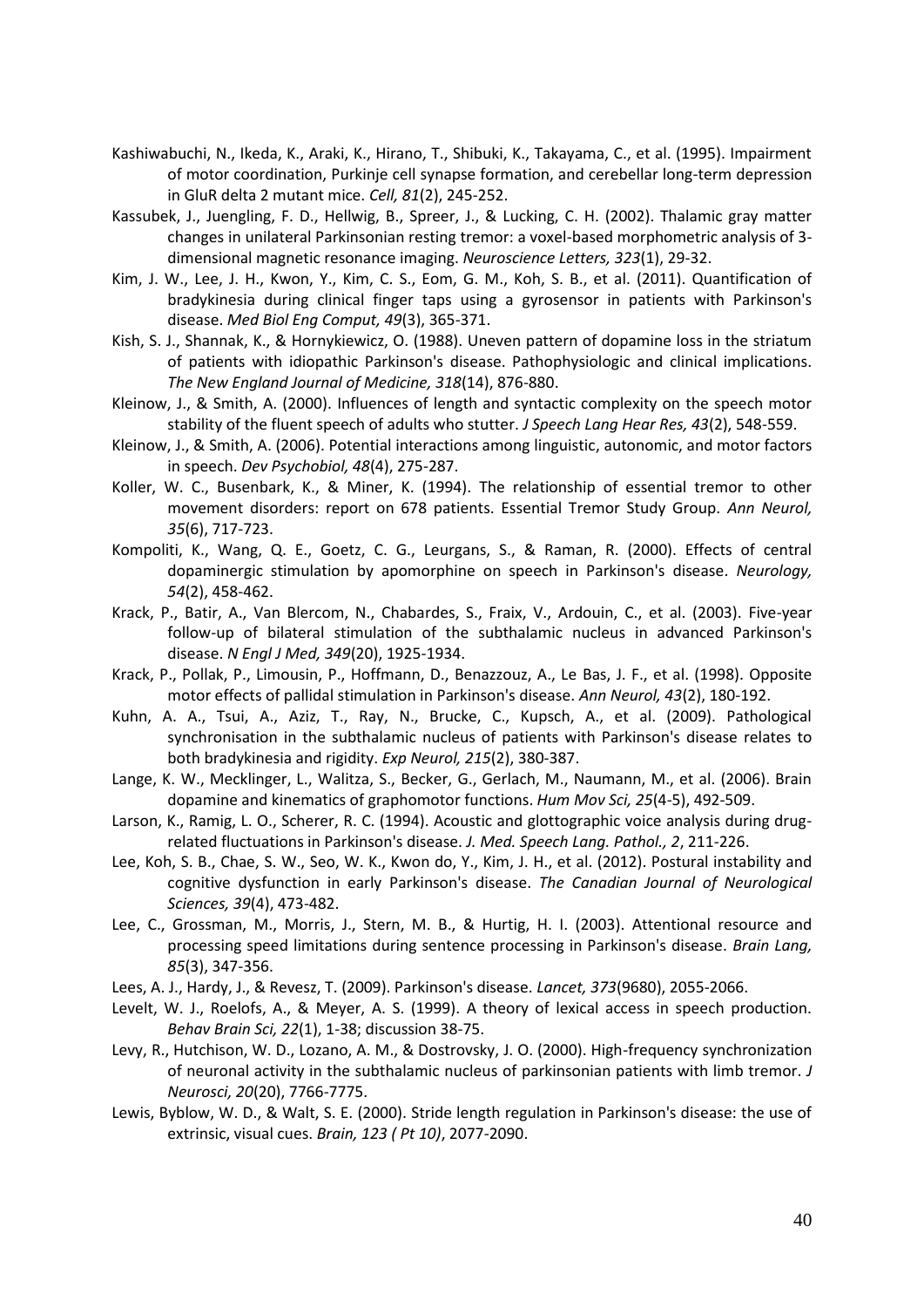Kashiwabuchi, N., Ikeda, K., Araki, K., Hirano, T., Shibuki, K., Takayama, C., et al. (1995). Impairment of motor coordination, Purkinje cell synapse formation, and cerebellar long-term depression in GluR delta 2 mutant mice. *Cell, 81*(2), 245-252.

Kassubek, J., Juengling, F. D., Hellwig, B., Spreer, J., & Lucking, C. H. (2002). Thalamic gray matter changes in unilateral Parkinsonian resting tremor: a voxel-based morphometric analysis of 3-dimensional magnetic resonance imaging. *Neuroscience Letters, 323*(1), 29-32.

Kim, J. W., Lee, J. H., Kwon, Y., Kim, C. S., Eom, G. M., Koh, S. B., et al. (2011). Quantification of bradykinesia during clinical finger taps using a gyrosensor in patients with Parkinson's disease. *Med Biol Eng Comput, 49*(3), 365-371.

Kish, S. J., Shannak, K., & Hornykiewicz, O. (1988). Uneven pattern of dopamine loss in the striatum of patients with idiopathic Parkinson's disease. Pathophysiologic and clinical implications. *The New England Journal of Medicine, 318*(14), 876-880.

Kleinow, J., & Smith, A. (2000). Influences of length and syntactic complexity on the speech motor stability of the fluent speech of adults who stutter. *J Speech Lang Hear Res, 43*(2), 548-559.

Kleinow, J., & Smith, A. (2006). Potential interactions among linguistic, autonomic, and motor factors in speech. *Dev Psychobiol, 48*(4), 275-287.

Koller, W. C., Busenbark, K., & Miner, K. (1994). The relationship of essential tremor to other movement disorders: report on 678 patients. Essential Tremor Study Group. *Ann Neurol, 35*(6), 717-723.

Kompoliti, K., Wang, Q. E., Goetz, C. G., Leurgans, S., & Raman, R. (2000). Effects of central dopaminergic stimulation by apomorphine on speech in Parkinson's disease. *Neurology, 54*(2), 458-462.

Krack, P., Batir, A., Van Blercom, N., Chabardes, S., Fraix, V., Ardouin, C., et al. (2003). Five-year follow-up of bilateral stimulation of the subthalamic nucleus in advanced Parkinson's disease. *N Engl J Med, 349*(20), 1925-1934.

Krack, P., Pollak, P., Limousin, P., Hoffmann, D., Benazzouz, A., Le Bas, J. F., et al. (1998). Opposite motor effects of pallidal stimulation in Parkinson's disease. *Ann Neurol, 43*(2), 180-192.

Kuhn, A. A., Tsui, A., Aziz, T., Ray, N., Brucke, C., Kupsch, A., et al. (2009). Pathological synchronisation in the subthalamic nucleus of patients with Parkinson's disease relates to both bradykinesia and rigidity. *Exp Neurol, 215*(2), 380-387.

Lange, K. W., Mecklinger, L., Walitza, S., Becker, G., Gerlach, M., Naumann, M., et al. (2006). Brain dopamine and kinematics of graphomotor functions. *Hum Mov Sci, 25*(4-5), 492-509.

Larson, K., Ramig, L. O., Scherer, R. C. (1994). Acoustic and glottographic voice analysis during drug-related fluctuations in Parkinson's disease. *J. Med. Speech Lang. Pathol., 2*, 211-226.

Lee, Koh, S. B., Chae, S. W., Seo, W. K., Kwon do, Y., Kim, J. H., et al. (2012). Postural instability and cognitive dysfunction in early Parkinson's disease. *The Canadian Journal of Neurological Sciences, 39*(4), 473-482.

Lee, C., Grossman, M., Morris, J., Stern, M. B., & Hurtig, H. I. (2003). Attentional resource and processing speed limitations during sentence processing in Parkinson's disease. *Brain Lang, 85*(3), 347-356.

Lees, A. J., Hardy, J., & Revesz, T. (2009). Parkinson's disease. *Lancet, 373*(9680), 2055-2066.

Levelt, W. J., Roelofs, A., & Meyer, A. S. (1999). A theory of lexical access in speech production. *Behav Brain Sci, 22*(1), 1-38; discussion 38-75.

Levy, R., Hutchison, W. D., Lozano, A. M., & Dostrovsky, J. O. (2000). High-frequency synchronization of neuronal activity in the subthalamic nucleus of parkinsonian patients with limb tremor. *J Neurosci, 20*(20), 7766-7775.

Lewis, Byblow, W. D., & Walt, S. E. (2000). Stride length regulation in Parkinson's disease: the use of extrinsic, visual cues. *Brain, 123 ( Pt 10)*, 2077-2090.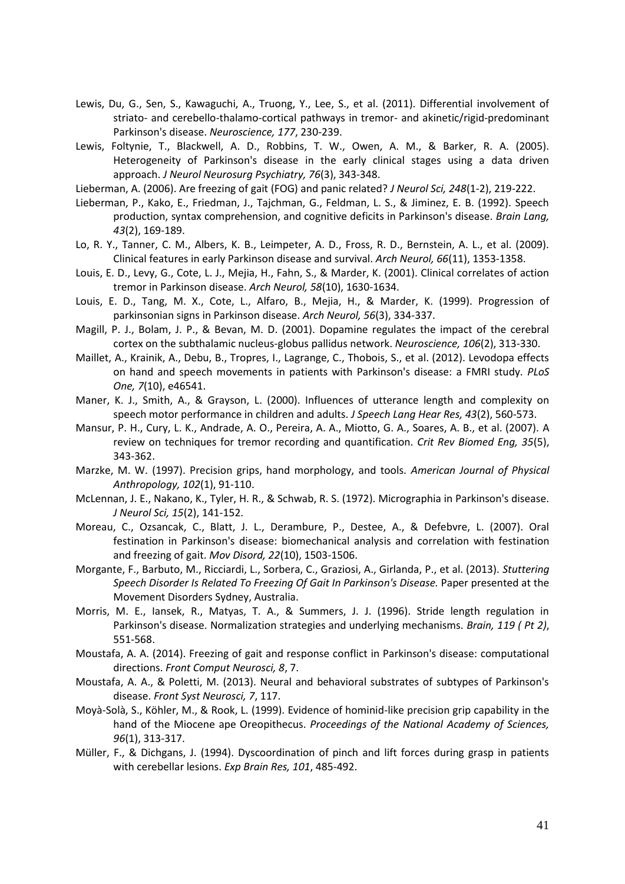Lewis, Du, G., Sen, S., Kawaguchi, A., Truong, Y., Lee, S., et al. (2011). Differential involvement of striato- and cerebello-thalamo-cortical pathways in tremor- and akinetic/rigid-predominant Parkinson's disease. *Neuroscience, 177*, 230-239.

Lewis, Foltynie, T., Blackwell, A. D., Robbins, T. W., Owen, A. M., & Barker, R. A. (2005). Heterogeneity of Parkinson's disease in the early clinical stages using a data driven approach. *J Neurol Neurosurg Psychiatry, 76*(3), 343-348.

Lieberman, A. (2006). Are freezing of gait (FOG) and panic related? *J Neurol Sci, 248*(1-2), 219-222.

Lieberman, P., Kako, E., Friedman, J., Tajchman, G., Feldman, L. S., & Jiminez, E. B. (1992). Speech production, syntax comprehension, and cognitive deficits in Parkinson's disease. *Brain Lang, 43*(2), 169-189.

Lo, R. Y., Tanner, C. M., Albers, K. B., Leimpeter, A. D., Fross, R. D., Bernstein, A. L., et al. (2009). Clinical features in early Parkinson disease and survival. *Arch Neurol, 66*(11), 1353-1358.

Louis, E. D., Levy, G., Cote, L. J., Mejia, H., Fahn, S., & Marder, K. (2001). Clinical correlates of action tremor in Parkinson disease. *Arch Neurol, 58*(10), 1630-1634.

Louis, E. D., Tang, M. X., Cote, L., Alfaro, B., Mejia, H., & Marder, K. (1999). Progression of parkinsonian signs in Parkinson disease. *Arch Neurol, 56*(3), 334-337.

Magill, P. J., Bolam, J. P., & Bevan, M. D. (2001). Dopamine regulates the impact of the cerebral cortex on the subthalamic nucleus-globus pallidus network. *Neuroscience, 106*(2), 313-330.

Maillet, A., Krainik, A., Debu, B., Tropres, I., Lagrange, C., Thobois, S., et al. (2012). Levodopa effects on hand and speech movements in patients with Parkinson's disease: a FMRI study. *PLoS One, 7*(10), e46541.

Maner, K. J., Smith, A., & Grayson, L. (2000). Influences of utterance length and complexity on speech motor performance in children and adults. *J Speech Lang Hear Res, 43*(2), 560-573.

Mansur, P. H., Cury, L. K., Andrade, A. O., Pereira, A. A., Miotto, G. A., Soares, A. B., et al. (2007). A review on techniques for tremor recording and quantification. *Crit Rev Biomed Eng, 35*(5), 343-362.

Marzke, M. W. (1997). Precision grips, hand morphology, and tools. *American Journal of Physical Anthropology, 102*(1), 91-110.

McLennan, J. E., Nakano, K., Tyler, H. R., & Schwab, R. S. (1972). Micrographia in Parkinson's disease. *J Neurol Sci, 15*(2), 141-152.

Moreau, C., Ozsancak, C., Blatt, J. L., Derambure, P., Destee, A., & Defebvre, L. (2007). Oral festination in Parkinson's disease: biomechanical analysis and correlation with festination and freezing of gait. *Mov Disord, 22*(10), 1503-1506.

Morgante, F., Barbuto, M., Ricciardi, L., Sorbera, C., Graziosi, A., Girlanda, P., et al. (2013). *Stuttering Speech Disorder Is Related To Freezing Of Gait In Parkinson's Disease.* Paper presented at the Movement Disorders Sydney, Australia.

Morris, M. E., Iansek, R., Matyas, T. A., & Summers, J. J. (1996). Stride length regulation in Parkinson's disease. Normalization strategies and underlying mechanisms. *Brain, 119 ( Pt 2)*, 551-568.

Moustafa, A. A. (2014). Freezing of gait and response conflict in Parkinson's disease: computational directions. *Front Comput Neurosci, 8*, 7.

Moustafa, A. A., & Poletti, M. (2013). Neural and behavioral substrates of subtypes of Parkinson's disease. *Front Syst Neurosci, 7*, 117.

Moyà-Solà, S., Köhler, M., & Rook, L. (1999). Evidence of hominid-like precision grip capability in the hand of the Miocene ape Oreopithecus. *Proceedings of the National Academy of Sciences, 96*(1), 313-317.

Müller, F., & Dichgans, J. (1994). Dyscoordination of pinch and lift forces during grasp in patients with cerebellar lesions. *Exp Brain Res, 101*, 485-492.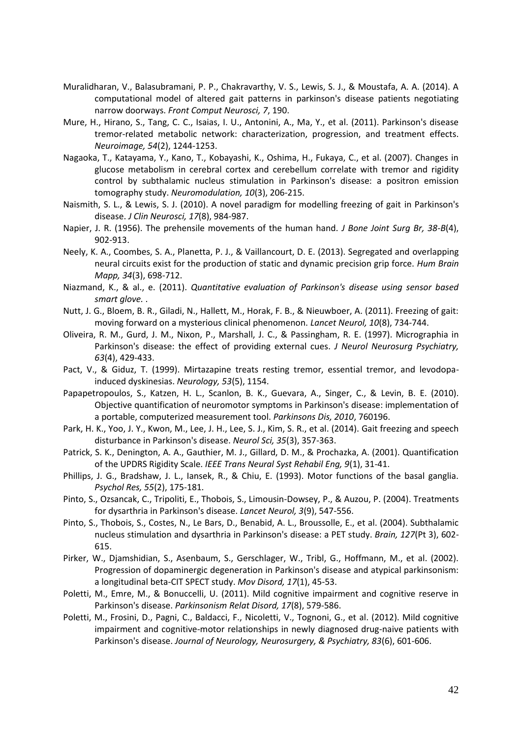Muralidharan, V., Balasubramani, P. P., Chakravarthy, V. S., Lewis, S. J., & Moustafa, A. A. (2014). A computational model of altered gait patterns in parkinson's disease patients negotiating narrow doorways. *Front Comput Neurosci, 7*, 190.

Mure, H., Hirano, S., Tang, C. C., Isaias, I. U., Antonini, A., Ma, Y., et al. (2011). Parkinson's disease tremor-related metabolic network: characterization, progression, and treatment effects. *Neuroimage, 54*(2), 1244-1253.

Nagaoka, T., Katayama, Y., Kano, T., Kobayashi, K., Oshima, H., Fukaya, C., et al. (2007). Changes in glucose metabolism in cerebral cortex and cerebellum correlate with tremor and rigidity control by subthalamic nucleus stimulation in Parkinson's disease: a positron emission tomography study. *Neuromodulation, 10*(3), 206-215.

Naismith, S. L., & Lewis, S. J. (2010). A novel paradigm for modelling freezing of gait in Parkinson's disease. *J Clin Neurosci, 17*(8), 984-987.

Napier, J. R. (1956). The prehensile movements of the human hand. *J Bone Joint Surg Br, 38-B*(4), 902-913.

Neely, K. A., Coombes, S. A., Planetta, P. J., & Vaillancourt, D. E. (2013). Segregated and overlapping neural circuits exist for the production of static and dynamic precision grip force. *Hum Brain Mapp, 34*(3), 698-712.

Niazmand, K., & al., e. (2011). *Quantitative evaluation of Parkinson's disease using sensor based smart glove.* .

Nutt, J. G., Bloem, B. R., Giladi, N., Hallett, M., Horak, F. B., & Nieuwboer, A. (2011). Freezing of gait: moving forward on a mysterious clinical phenomenon. *Lancet Neurol, 10*(8), 734-744.

Oliveira, R. M., Gurd, J. M., Nixon, P., Marshall, J. C., & Passingham, R. E. (1997). Micrographia in Parkinson's disease: the effect of providing external cues. *J Neurol Neurosurg Psychiatry, 63*(4), 429-433.

Pact, V., & Giduz, T. (1999). Mirtazapine treats resting tremor, essential tremor, and levodopa-induced dyskinesias. *Neurology, 53*(5), 1154.

Papapetropoulos, S., Katzen, H. L., Scanlon, B. K., Guevara, A., Singer, C., & Levin, B. E. (2010). Objective quantification of neuromotor symptoms in Parkinson's disease: implementation of a portable, computerized measurement tool. *Parkinsons Dis, 2010*, 760196.

Park, H. K., Yoo, J. Y., Kwon, M., Lee, J. H., Lee, S. J., Kim, S. R., et al. (2014). Gait freezing and speech disturbance in Parkinson's disease. *Neurol Sci, 35*(3), 357-363.

Patrick, S. K., Denington, A. A., Gauthier, M. J., Gillard, D. M., & Prochazka, A. (2001). Quantification of the UPDRS Rigidity Scale. *IEEE Trans Neural Syst Rehabil Eng, 9*(1), 31-41.

Phillips, J. G., Bradshaw, J. L., Iansek, R., & Chiu, E. (1993). Motor functions of the basal ganglia. *Psychol Res, 55*(2), 175-181.

Pinto, S., Ozsancak, C., Tripoliti, E., Thobois, S., Limousin-Dowsey, P., & Auzou, P. (2004). Treatments for dysarthria in Parkinson's disease. *Lancet Neurol, 3*(9), 547-556.

Pinto, S., Thobois, S., Costes, N., Le Bars, D., Benabid, A. L., Broussolle, E., et al. (2004). Subthalamic nucleus stimulation and dysarthria in Parkinson's disease: a PET study. *Brain, 127*(Pt 3), 602-615.

Pirker, W., Djamshidian, S., Asenbaum, S., Gerschlager, W., Tribl, G., Hoffmann, M., et al. (2002). Progression of dopaminergic degeneration in Parkinson's disease and atypical parkinsonism: a longitudinal beta-CIT SPECT study. *Mov Disord, 17*(1), 45-53.

Poletti, M., Emre, M., & Bonuccelli, U. (2011). Mild cognitive impairment and cognitive reserve in Parkinson's disease. *Parkinsonism Relat Disord, 17*(8), 579-586.

Poletti, M., Frosini, D., Pagni, C., Baldacci, F., Nicoletti, V., Tognoni, G., et al. (2012). Mild cognitive impairment and cognitive-motor relationships in newly diagnosed drug-naive patients with Parkinson's disease. *Journal of Neurology, Neurosurgery, & Psychiatry, 83*(6), 601-606.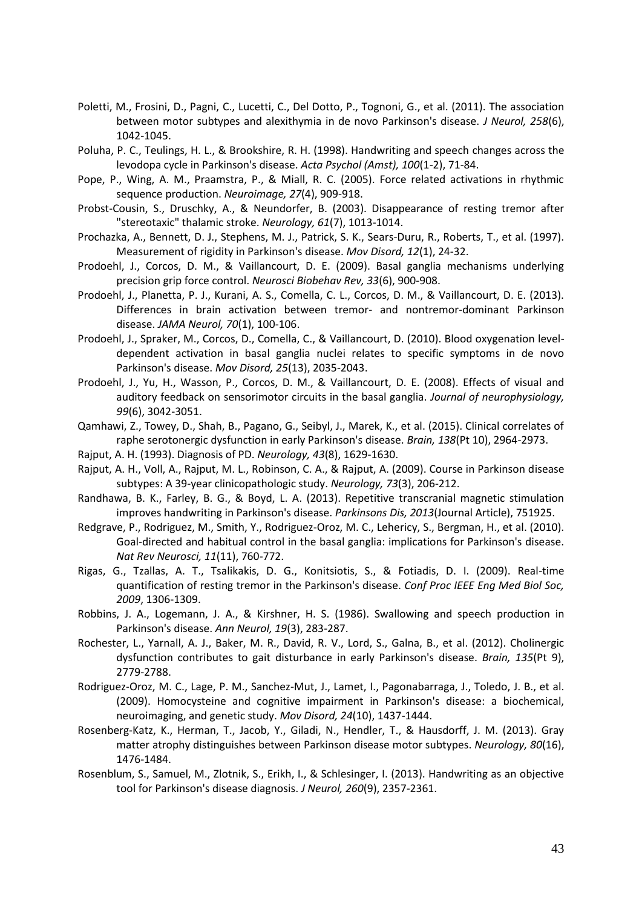Poletti, M., Frosini, D., Pagni, C., Lucetti, C., Del Dotto, P., Tognoni, G., et al. (2011). The association between motor subtypes and alexithymia in de novo Parkinson's disease. *J Neurol, 258*(6), 1042-1045.

Poluha, P. C., Teulings, H. L., & Brookshire, R. H. (1998). Handwriting and speech changes across the levodopa cycle in Parkinson's disease. *Acta Psychol (Amst), 100*(1-2), 71-84.

Pope, P., Wing, A. M., Praamstra, P., & Miall, R. C. (2005). Force related activations in rhythmic sequence production. *Neuroimage, 27*(4), 909-918.

Probst-Cousin, S., Druschky, A., & Neundorfer, B. (2003). Disappearance of resting tremor after "stereotaxic" thalamic stroke. *Neurology, 61*(7), 1013-1014.

Prochazka, A., Bennett, D. J., Stephens, M. J., Patrick, S. K., Sears-Duru, R., Roberts, T., et al. (1997). Measurement of rigidity in Parkinson's disease. *Mov Disord, 12*(1), 24-32.

Prodoehl, J., Corcos, D. M., & Vaillancourt, D. E. (2009). Basal ganglia mechanisms underlying precision grip force control. *Neurosci Biobehav Rev, 33*(6), 900-908.

Prodoehl, J., Planetta, P. J., Kurani, A. S., Comella, C. L., Corcos, D. M., & Vaillancourt, D. E. (2013). Differences in brain activation between tremor- and nontremor-dominant Parkinson disease. *JAMA Neurol, 70*(1), 100-106.

Prodoehl, J., Spraker, M., Corcos, D., Comella, C., & Vaillancourt, D. (2010). Blood oxygenation level-dependent activation in basal ganglia nuclei relates to specific symptoms in de novo Parkinson's disease. *Mov Disord, 25*(13), 2035-2043.

Prodoehl, J., Yu, H., Wasson, P., Corcos, D. M., & Vaillancourt, D. E. (2008). Effects of visual and auditory feedback on sensorimotor circuits in the basal ganglia. *Journal of neurophysiology, 99*(6), 3042-3051.

Qamhawi, Z., Towey, D., Shah, B., Pagano, G., Seibyl, J., Marek, K., et al. (2015). Clinical correlates of raphe serotonergic dysfunction in early Parkinson's disease. *Brain, 138*(Pt 10), 2964-2973.

Rajput, A. H. (1993). Diagnosis of PD. *Neurology, 43*(8), 1629-1630.

Rajput, A. H., Voll, A., Rajput, M. L., Robinson, C. A., & Rajput, A. (2009). Course in Parkinson disease subtypes: A 39-year clinicopathologic study. *Neurology, 73*(3), 206-212.

Randhawa, B. K., Farley, B. G., & Boyd, L. A. (2013). Repetitive transcranial magnetic stimulation improves handwriting in Parkinson's disease. *Parkinsons Dis, 2013*(Journal Article), 751925.

Redgrave, P., Rodriguez, M., Smith, Y., Rodriguez-Oroz, M. C., Lehericy, S., Bergman, H., et al. (2010). Goal-directed and habitual control in the basal ganglia: implications for Parkinson's disease. *Nat Rev Neurosci, 11*(11), 760-772.

Rigas, G., Tzallas, A. T., Tsalikakis, D. G., Konitsiotis, S., & Fotiadis, D. I. (2009). Real-time quantification of resting tremor in the Parkinson's disease. *Conf Proc IEEE Eng Med Biol Soc, 2009*, 1306-1309.

Robbins, J. A., Logemann, J. A., & Kirshner, H. S. (1986). Swallowing and speech production in Parkinson's disease. *Ann Neurol, 19*(3), 283-287.

Rochester, L., Yarnall, A. J., Baker, M. R., David, R. V., Lord, S., Galna, B., et al. (2012). Cholinergic dysfunction contributes to gait disturbance in early Parkinson's disease. *Brain, 135*(Pt 9), 2779-2788.

Rodriguez-Oroz, M. C., Lage, P. M., Sanchez-Mut, J., Lamet, I., Pagonabarraga, J., Toledo, J. B., et al. (2009). Homocysteine and cognitive impairment in Parkinson's disease: a biochemical, neuroimaging, and genetic study. *Mov Disord, 24*(10), 1437-1444.

Rosenberg-Katz, K., Herman, T., Jacob, Y., Giladi, N., Hendler, T., & Hausdorff, J. M. (2013). Gray matter atrophy distinguishes between Parkinson disease motor subtypes. *Neurology, 80*(16), 1476-1484.

Rosenblum, S., Samuel, M., Zlotnik, S., Erikh, I., & Schlesinger, I. (2013). Handwriting as an objective tool for Parkinson's disease diagnosis. *J Neurol, 260*(9), 2357-2361.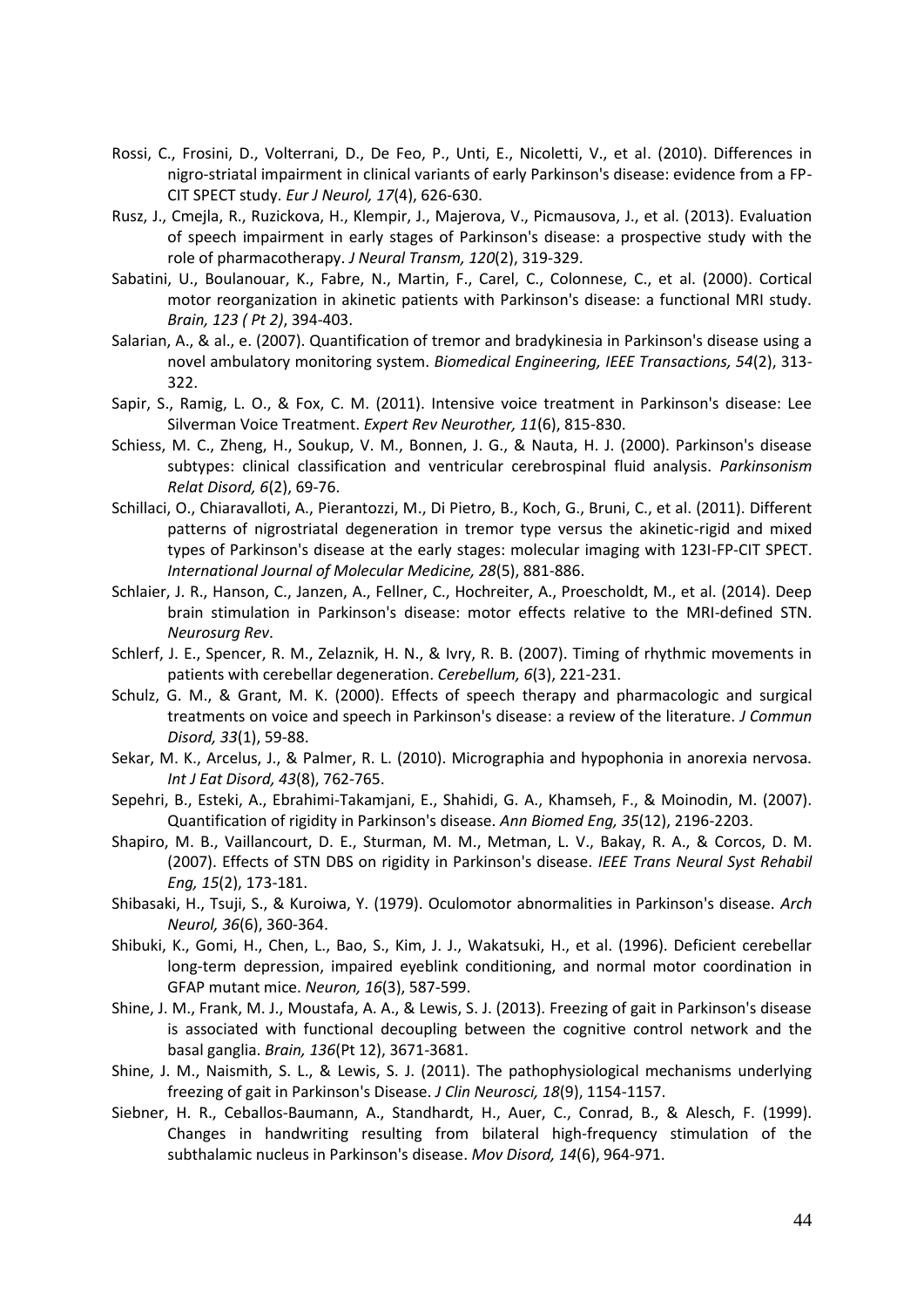Rossi, C., Frosini, D., Volterrani, D., De Feo, P., Unti, E., Nicoletti, V., et al. (2010). Differences in nigro-striatal impairment in clinical variants of early Parkinson's disease: evidence from a FP-CIT SPECT study. *Eur J Neurol, 17*(4), 626-630.

Rusz, J., Cmejla, R., Ruzickova, H., Klempir, J., Majerova, V., Picmausova, J., et al. (2013). Evaluation of speech impairment in early stages of Parkinson's disease: a prospective study with the role of pharmacotherapy. *J Neural Transm, 120*(2), 319-329.

Sabatini, U., Boulanouar, K., Fabre, N., Martin, F., Carel, C., Colonnese, C., et al. (2000). Cortical motor reorganization in akinetic patients with Parkinson's disease: a functional MRI study. *Brain, 123 ( Pt 2)*, 394-403.

Salarian, A., & al., e. (2007). Quantification of tremor and bradykinesia in Parkinson's disease using a novel ambulatory monitoring system. *Biomedical Engineering, IEEE Transactions, 54*(2), 313-322.

Sapir, S., Ramig, L. O., & Fox, C. M. (2011). Intensive voice treatment in Parkinson's disease: Lee Silverman Voice Treatment. *Expert Rev Neurother, 11*(6), 815-830.

Schiess, M. C., Zheng, H., Soukup, V. M., Bonnen, J. G., & Nauta, H. J. (2000). Parkinson's disease subtypes: clinical classification and ventricular cerebrospinal fluid analysis. *Parkinsonism Relat Disord, 6*(2), 69-76.

Schillaci, O., Chiaravalloti, A., Pierantozzi, M., Di Pietro, B., Koch, G., Bruni, C., et al. (2011). Different patterns of nigrostriatal degeneration in tremor type versus the akinetic-rigid and mixed types of Parkinson's disease at the early stages: molecular imaging with 123I-FP-CIT SPECT. *International Journal of Molecular Medicine, 28*(5), 881-886.

Schlaier, J. R., Hanson, C., Janzen, A., Fellner, C., Hochreiter, A., Proescholdt, M., et al. (2014). Deep brain stimulation in Parkinson's disease: motor effects relative to the MRI-defined STN. *Neurosurg Rev*.

Schlerf, J. E., Spencer, R. M., Zelaznik, H. N., & Ivry, R. B. (2007). Timing of rhythmic movements in patients with cerebellar degeneration. *Cerebellum, 6*(3), 221-231.

Schulz, G. M., & Grant, M. K. (2000). Effects of speech therapy and pharmacologic and surgical treatments on voice and speech in Parkinson's disease: a review of the literature. *J Commun Disord, 33*(1), 59-88.

Sekar, M. K., Arcelus, J., & Palmer, R. L. (2010). Micrographia and hypophonia in anorexia nervosa. *Int J Eat Disord, 43*(8), 762-765.

Sepehri, B., Esteki, A., Ebrahimi-Takamjani, E., Shahidi, G. A., Khamseh, F., & Moinodin, M. (2007). Quantification of rigidity in Parkinson's disease. *Ann Biomed Eng, 35*(12), 2196-2203.

Shapiro, M. B., Vaillancourt, D. E., Sturman, M. M., Metman, L. V., Bakay, R. A., & Corcos, D. M. (2007). Effects of STN DBS on rigidity in Parkinson's disease. *IEEE Trans Neural Syst Rehabil Eng, 15*(2), 173-181.

Shibasaki, H., Tsuji, S., & Kuroiwa, Y. (1979). Oculomotor abnormalities in Parkinson's disease. *Arch Neurol, 36*(6), 360-364.

Shibuki, K., Gomi, H., Chen, L., Bao, S., Kim, J. J., Wakatsuki, H., et al. (1996). Deficient cerebellar long-term depression, impaired eyeblink conditioning, and normal motor coordination in GFAP mutant mice. *Neuron, 16*(3), 587-599.

Shine, J. M., Frank, M. J., Moustafa, A. A., & Lewis, S. J. (2013). Freezing of gait in Parkinson's disease is associated with functional decoupling between the cognitive control network and the basal ganglia. *Brain, 136*(Pt 12), 3671-3681.

Shine, J. M., Naismith, S. L., & Lewis, S. J. (2011). The pathophysiological mechanisms underlying freezing of gait in Parkinson's Disease. *J Clin Neurosci, 18*(9), 1154-1157.

Siebner, H. R., Ceballos-Baumann, A., Standhardt, H., Auer, C., Conrad, B., & Alesch, F. (1999). Changes in handwriting resulting from bilateral high-frequency stimulation of the subthalamic nucleus in Parkinson's disease. *Mov Disord, 14*(6), 964-971.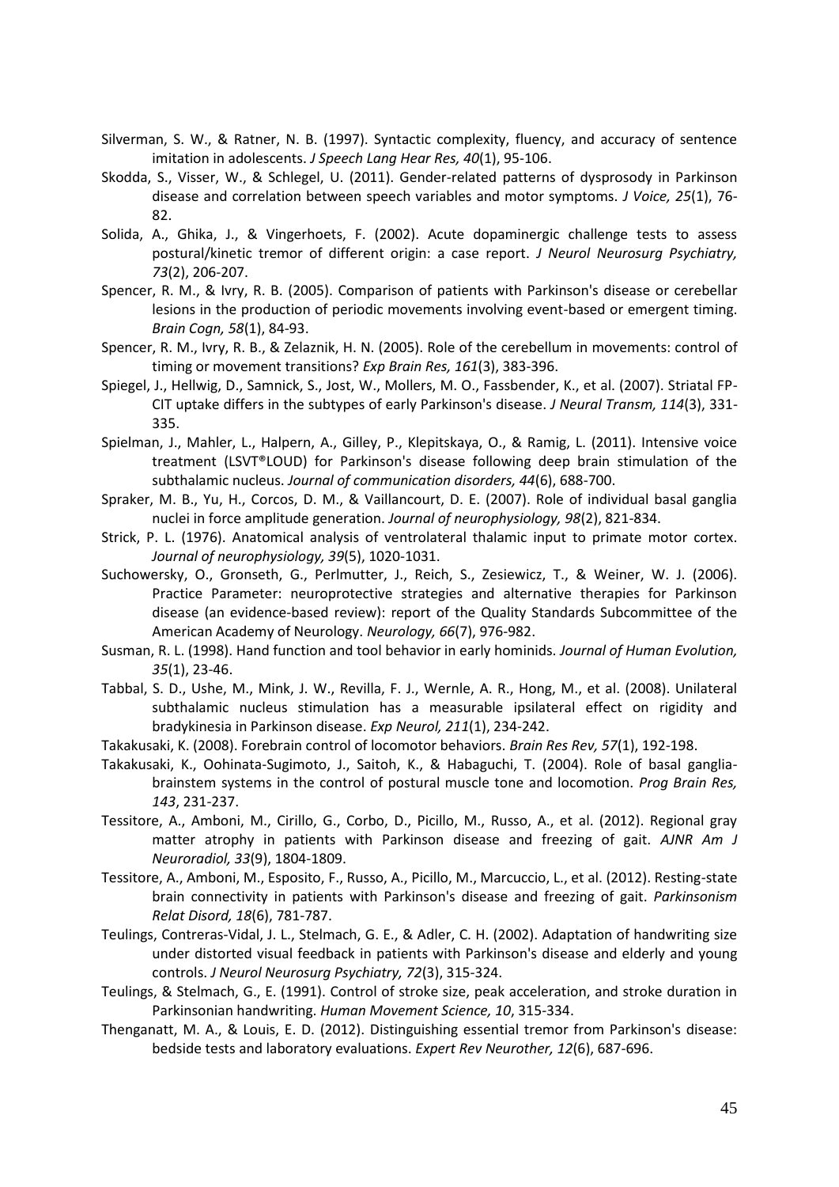Silverman, S. W., & Ratner, N. B. (1997). Syntactic complexity, fluency, and accuracy of sentence imitation in adolescents. *J Speech Lang Hear Res, 40*(1), 95-106.

Skodda, S., Visser, W., & Schlegel, U. (2011). Gender-related patterns of dysprosody in Parkinson disease and correlation between speech variables and motor symptoms. *J Voice, 25*(1), 76-82.

Solida, A., Ghika, J., & Vingerhoets, F. (2002). Acute dopaminergic challenge tests to assess postural/kinetic tremor of different origin: a case report. *J Neurol Neurosurg Psychiatry, 73*(2), 206-207.

Spencer, R. M., & Ivry, R. B. (2005). Comparison of patients with Parkinson's disease or cerebellar lesions in the production of periodic movements involving event-based or emergent timing. *Brain Cogn, 58*(1), 84-93.

Spencer, R. M., Ivry, R. B., & Zelaznik, H. N. (2005). Role of the cerebellum in movements: control of timing or movement transitions? *Exp Brain Res, 161*(3), 383-396.

Spiegel, J., Hellwig, D., Samnick, S., Jost, W., Mollers, M. O., Fassbender, K., et al. (2007). Striatal FP-CIT uptake differs in the subtypes of early Parkinson's disease. *J Neural Transm, 114*(3), 331-335.

Spielman, J., Mahler, L., Halpern, A., Gilley, P., Klepitskaya, O., & Ramig, L. (2011). Intensive voice treatment (LSVT®LOUD) for Parkinson's disease following deep brain stimulation of the subthalamic nucleus. *Journal of communication disorders, 44*(6), 688-700.

Spraker, M. B., Yu, H., Corcos, D. M., & Vaillancourt, D. E. (2007). Role of individual basal ganglia nuclei in force amplitude generation. *Journal of neurophysiology, 98*(2), 821-834.

Strick, P. L. (1976). Anatomical analysis of ventrolateral thalamic input to primate motor cortex. *Journal of neurophysiology, 39*(5), 1020-1031.

Suchowersky, O., Gronseth, G., Perlmutter, J., Reich, S., Zesiewicz, T., & Weiner, W. J. (2006). Practice Parameter: neuroprotective strategies and alternative therapies for Parkinson disease (an evidence-based review): report of the Quality Standards Subcommittee of the American Academy of Neurology. *Neurology, 66*(7), 976-982.

Susman, R. L. (1998). Hand function and tool behavior in early hominids. *Journal of Human Evolution, 35*(1), 23-46.

Tabbal, S. D., Ushe, M., Mink, J. W., Revilla, F. J., Wernle, A. R., Hong, M., et al. (2008). Unilateral subthalamic nucleus stimulation has a measurable ipsilateral effect on rigidity and bradykinesia in Parkinson disease. *Exp Neurol, 211*(1), 234-242.

Takakusaki, K. (2008). Forebrain control of locomotor behaviors. *Brain Res Rev, 57*(1), 192-198.

Takakusaki, K., Oohinata-Sugimoto, J., Saitoh, K., & Habaguchi, T. (2004). Role of basal ganglia-brainstem systems in the control of postural muscle tone and locomotion. *Prog Brain Res, 143*, 231-237.

Tessitore, A., Amboni, M., Cirillo, G., Corbo, D., Picillo, M., Russo, A., et al. (2012). Regional gray matter atrophy in patients with Parkinson disease and freezing of gait. *AJNR Am J Neuroradiol, 33*(9), 1804-1809.

Tessitore, A., Amboni, M., Esposito, F., Russo, A., Picillo, M., Marcuccio, L., et al. (2012). Resting-state brain connectivity in patients with Parkinson's disease and freezing of gait. *Parkinsonism Relat Disord, 18*(6), 781-787.

Teulings, Contreras-Vidal, J. L., Stelmach, G. E., & Adler, C. H. (2002). Adaptation of handwriting size under distorted visual feedback in patients with Parkinson's disease and elderly and young controls. *J Neurol Neurosurg Psychiatry, 72*(3), 315-324.

Teulings, & Stelmach, G., E. (1991). Control of stroke size, peak acceleration, and stroke duration in Parkinsonian handwriting. *Human Movement Science, 10*, 315-334.

Thenganatt, M. A., & Louis, E. D. (2012). Distinguishing essential tremor from Parkinson's disease: bedside tests and laboratory evaluations. *Expert Rev Neurother, 12*(6), 687-696.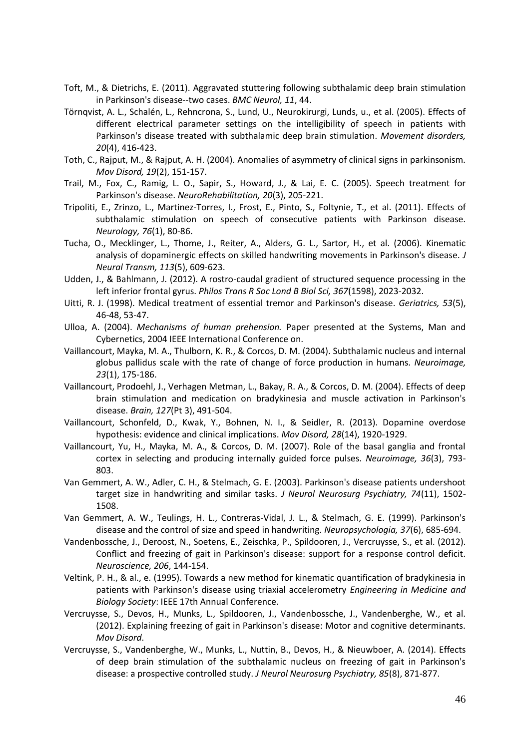Toft, M., & Dietrichs, E. (2011). Aggravated stuttering following subthalamic deep brain stimulation in Parkinson's disease--two cases. *BMC Neurol, 11*, 44.

Törnqvist, A. L., Schalén, L., Rehncrona, S., Lund, U., Neurokirurgi, Lunds, u., et al. (2005). Effects of different electrical parameter settings on the intelligibility of speech in patients with Parkinson's disease treated with subthalamic deep brain stimulation. *Movement disorders, 20*(4), 416-423.

Toth, C., Rajput, M., & Rajput, A. H. (2004). Anomalies of asymmetry of clinical signs in parkinsonism. *Mov Disord, 19*(2), 151-157.

Trail, M., Fox, C., Ramig, L. O., Sapir, S., Howard, J., & Lai, E. C. (2005). Speech treatment for Parkinson's disease. *NeuroRehabilitation, 20*(3), 205-221.

Tripoliti, E., Zrinzo, L., Martinez-Torres, I., Frost, E., Pinto, S., Foltynie, T., et al. (2011). Effects of subthalamic stimulation on speech of consecutive patients with Parkinson disease. *Neurology, 76*(1), 80-86.

Tucha, O., Mecklinger, L., Thome, J., Reiter, A., Alders, G. L., Sartor, H., et al. (2006). Kinematic analysis of dopaminergic effects on skilled handwriting movements in Parkinson's disease. *J Neural Transm, 113*(5), 609-623.

Udden, J., & Bahlmann, J. (2012). A rostro-caudal gradient of structured sequence processing in the left inferior frontal gyrus. *Philos Trans R Soc Lond B Biol Sci, 367*(1598), 2023-2032.

Uitti, R. J. (1998). Medical treatment of essential tremor and Parkinson's disease. *Geriatrics, 53*(5), 46-48, 53-47.

Ulloa, A. (2004). *Mechanisms of human prehension.* Paper presented at the Systems, Man and Cybernetics, 2004 IEEE International Conference on.

Vaillancourt, Mayka, M. A., Thulborn, K. R., & Corcos, D. M. (2004). Subthalamic nucleus and internal globus pallidus scale with the rate of change of force production in humans. *Neuroimage, 23*(1), 175-186.

Vaillancourt, Prodoehl, J., Verhagen Metman, L., Bakay, R. A., & Corcos, D. M. (2004). Effects of deep brain stimulation and medication on bradykinesia and muscle activation in Parkinson's disease. *Brain, 127*(Pt 3), 491-504.

Vaillancourt, Schonfeld, D., Kwak, Y., Bohnen, N. I., & Seidler, R. (2013). Dopamine overdose hypothesis: evidence and clinical implications. *Mov Disord, 28*(14), 1920-1929.

Vaillancourt, Yu, H., Mayka, M. A., & Corcos, D. M. (2007). Role of the basal ganglia and frontal cortex in selecting and producing internally guided force pulses. *Neuroimage, 36*(3), 793-803.

Van Gemmert, A. W., Adler, C. H., & Stelmach, G. E. (2003). Parkinson's disease patients undershoot target size in handwriting and similar tasks. *J Neurol Neurosurg Psychiatry, 74*(11), 1502-1508.

Van Gemmert, A. W., Teulings, H. L., Contreras-Vidal, J. L., & Stelmach, G. E. (1999). Parkinson's disease and the control of size and speed in handwriting. *Neuropsychologia, 37*(6), 685-694.

Vandenbossche, J., Deroost, N., Soetens, E., Zeischka, P., Spildooren, J., Vercruysse, S., et al. (2012). Conflict and freezing of gait in Parkinson's disease: support for a response control deficit. *Neuroscience, 206*, 144-154.

Veltink, P. H., & al., e. (1995). Towards a new method for kinematic quantification of bradykinesia in patients with Parkinson's disease using triaxial accelerometry *Engineering in Medicine and Biology Society*: IEEE 17th Annual Conference.

Vercruysse, S., Devos, H., Munks, L., Spildooren, J., Vandenbossche, J., Vandenberghe, W., et al. (2012). Explaining freezing of gait in Parkinson's disease: Motor and cognitive determinants. *Mov Disord*.

Vercruysse, S., Vandenberghe, W., Munks, L., Nuttin, B., Devos, H., & Nieuwboer, A. (2014). Effects of deep brain stimulation of the subthalamic nucleus on freezing of gait in Parkinson's disease: a prospective controlled study. *J Neurol Neurosurg Psychiatry, 85*(8), 871-877.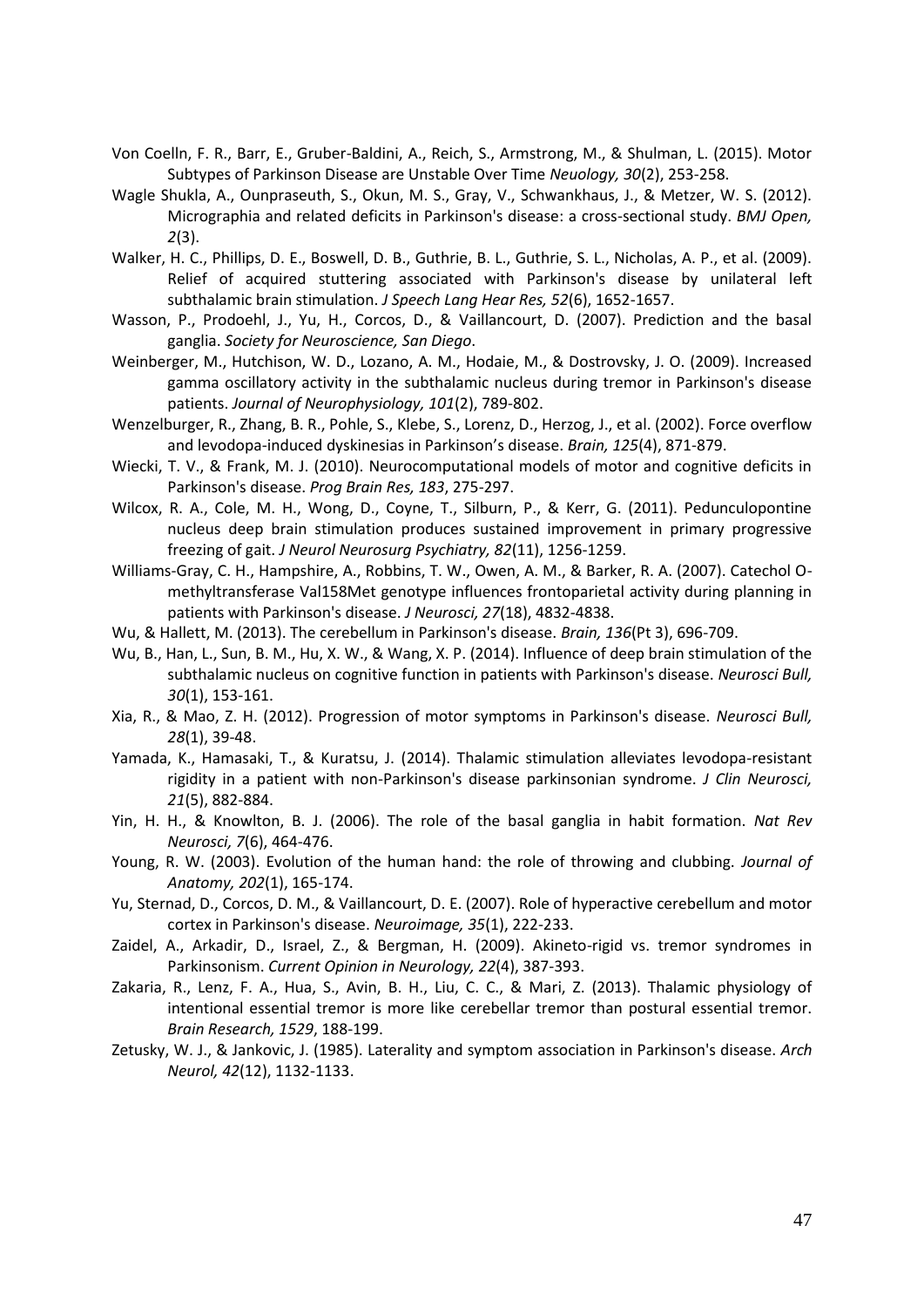Von Coelln, F. R., Barr, E., Gruber-Baldini, A., Reich, S., Armstrong, M., & Shulman, L. (2015). Motor Subtypes of Parkinson Disease are Unstable Over Time *Neuology, 30*(2), 253-258.

Wagle Shukla, A., Ounpraseuth, S., Okun, M. S., Gray, V., Schwankhaus, J., & Metzer, W. S. (2012). Micrographia and related deficits in Parkinson's disease: a cross-sectional study. *BMJ Open, 2*(3).

Walker, H. C., Phillips, D. E., Boswell, D. B., Guthrie, B. L., Guthrie, S. L., Nicholas, A. P., et al. (2009). Relief of acquired stuttering associated with Parkinson's disease by unilateral left subthalamic brain stimulation. *J Speech Lang Hear Res, 52*(6), 1652-1657.

Wasson, P., Prodoehl, J., Yu, H., Corcos, D., & Vaillancourt, D. (2007). Prediction and the basal ganglia. *Society for Neuroscience, San Diego*.

Weinberger, M., Hutchison, W. D., Lozano, A. M., Hodaie, M., & Dostrovsky, J. O. (2009). Increased gamma oscillatory activity in the subthalamic nucleus during tremor in Parkinson's disease patients. *Journal of Neurophysiology, 101*(2), 789-802.

Wenzelburger, R., Zhang, B. R., Pohle, S., Klebe, S., Lorenz, D., Herzog, J., et al. (2002). Force overflow and levodopa-induced dyskinesias in Parkinson's disease. *Brain, 125*(4), 871-879.

Wiecki, T. V., & Frank, M. J. (2010). Neurocomputational models of motor and cognitive deficits in Parkinson's disease. *Prog Brain Res, 183*, 275-297.

Wilcox, R. A., Cole, M. H., Wong, D., Coyne, T., Silburn, P., & Kerr, G. (2011). Pedunculopontine nucleus deep brain stimulation produces sustained improvement in primary progressive freezing of gait. *J Neurol Neurosurg Psychiatry, 82*(11), 1256-1259.

Williams-Gray, C. H., Hampshire, A., Robbins, T. W., Owen, A. M., & Barker, R. A. (2007). Catechol O-methyltransferase Val158Met genotype influences frontoparietal activity during planning in patients with Parkinson's disease. *J Neurosci, 27*(18), 4832-4838.

Wu, & Hallett, M. (2013). The cerebellum in Parkinson's disease. *Brain, 136*(Pt 3), 696-709.

Wu, B., Han, L., Sun, B. M., Hu, X. W., & Wang, X. P. (2014). Influence of deep brain stimulation of the subthalamic nucleus on cognitive function in patients with Parkinson's disease. *Neurosci Bull, 30*(1), 153-161.

Xia, R., & Mao, Z. H. (2012). Progression of motor symptoms in Parkinson's disease. *Neurosci Bull, 28*(1), 39-48.

Yamada, K., Hamasaki, T., & Kuratsu, J. (2014). Thalamic stimulation alleviates levodopa-resistant rigidity in a patient with non-Parkinson's disease parkinsonian syndrome. *J Clin Neurosci, 21*(5), 882-884.

Yin, H. H., & Knowlton, B. J. (2006). The role of the basal ganglia in habit formation. *Nat Rev Neurosci, 7*(6), 464-476.

Young, R. W. (2003). Evolution of the human hand: the role of throwing and clubbing. *Journal of Anatomy, 202*(1), 165-174.

Yu, Sternad, D., Corcos, D. M., & Vaillancourt, D. E. (2007). Role of hyperactive cerebellum and motor cortex in Parkinson's disease. *Neuroimage, 35*(1), 222-233.

Zaidel, A., Arkadir, D., Israel, Z., & Bergman, H. (2009). Akineto-rigid vs. tremor syndromes in Parkinsonism. *Current Opinion in Neurology, 22*(4), 387-393.

Zakaria, R., Lenz, F. A., Hua, S., Avin, B. H., Liu, C. C., & Mari, Z. (2013). Thalamic physiology of intentional essential tremor is more like cerebellar tremor than postural essential tremor. *Brain Research, 1529*, 188-199.

Zetusky, W. J., & Jankovic, J. (1985). Laterality and symptom association in Parkinson's disease. *Arch Neurol, 42*(12), 1132-1133.